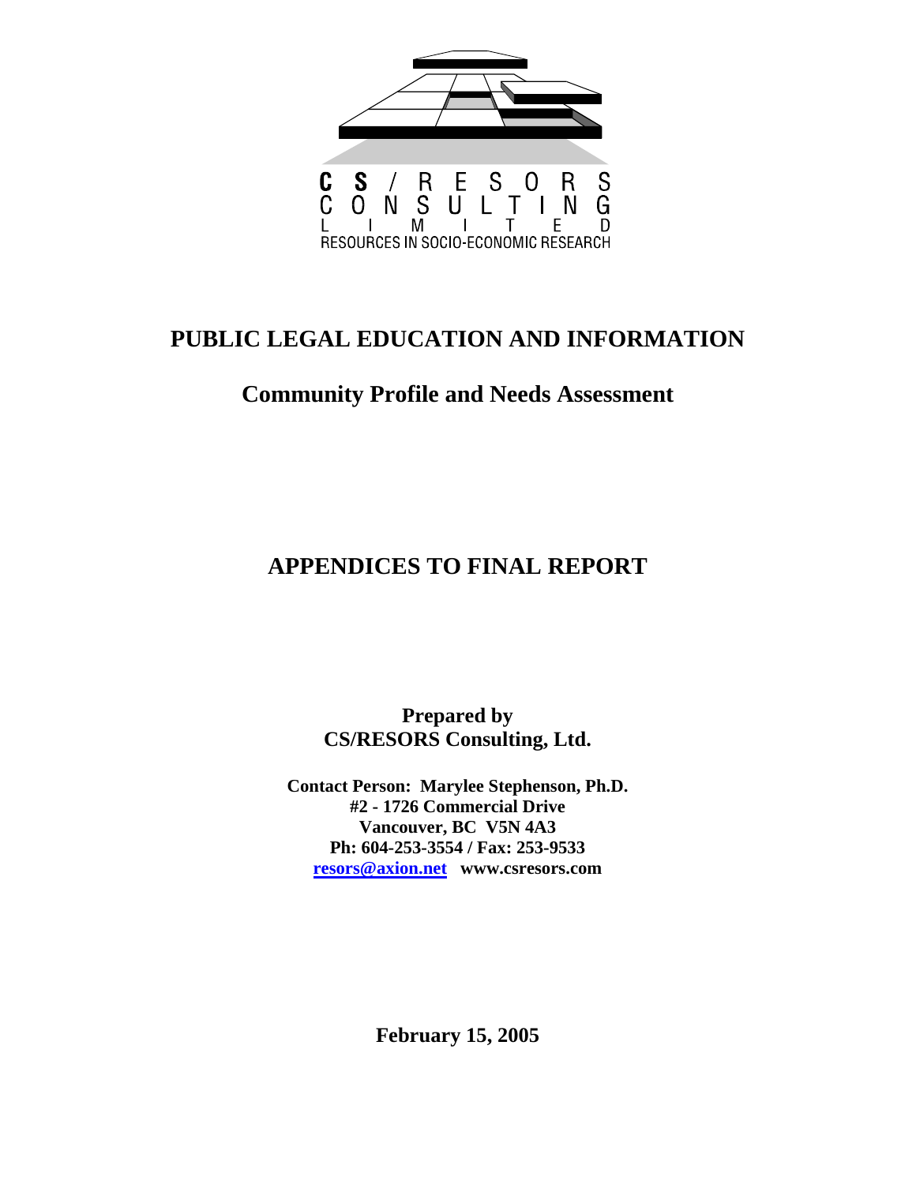CS / RESORS
CONSULTING
LIMITED
RESOURCES IN SOCIO-ECONOMIC RESEARCH

# PUBLIC LEGAL EDUCATION AND INFORMATION

## Community Profile and Needs Assessment

# APPENDICES TO FINAL REPORT

**Prepared by**
**CS/RESORS Consulting, Ltd.**

**Contact Person: Marylee Stephenson, Ph.D.**
**#2 - 1726 Commercial Drive**
**Vancouver, BC V5N 4A3**
**Ph: 604-253-3554 / Fax: 253-9533**
**resors@axion.net www.csresors.com**

**February 15, 2005**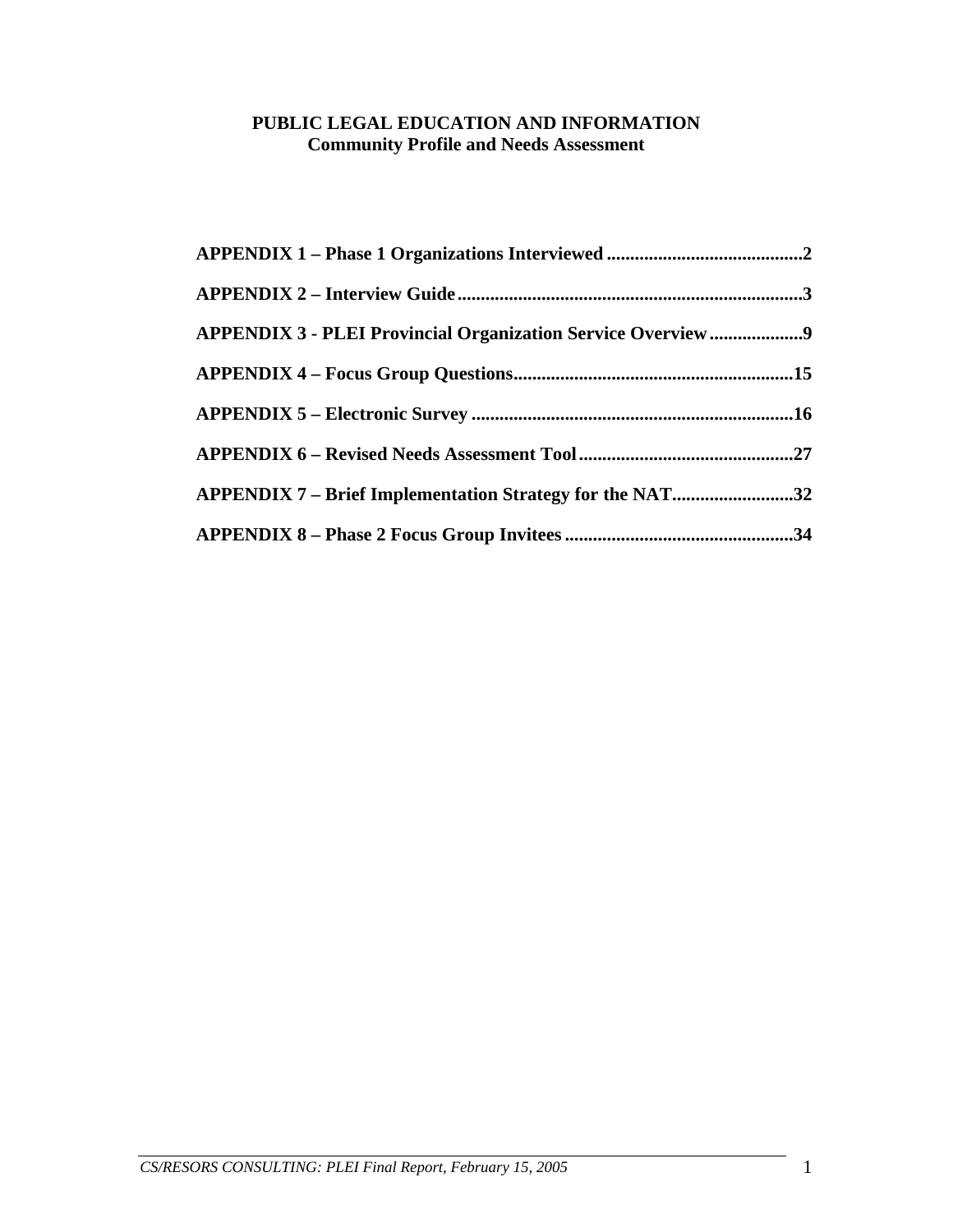**PUBLIC LEGAL EDUCATION AND INFORMATION**
**Community Profile and Needs Assessment**

**APPENDIX 1 – Phase 1 Organizations Interviewed .........................................2**

**APPENDIX 2 – Interview Guide ........................................................................3**

**APPENDIX 3 - PLEI Provincial Organization Service Overview ...................9**

**APPENDIX 4 – Focus Group Questions...........................................................15**

**APPENDIX 5 – Electronic Survey ....................................................................16**

**APPENDIX 6 – Revised Needs Assessment Tool.............................................27**

**APPENDIX 7 – Brief Implementation Strategy for the NAT.........................32**

**APPENDIX 8 – Phase 2 Focus Group Invitees ................................................34**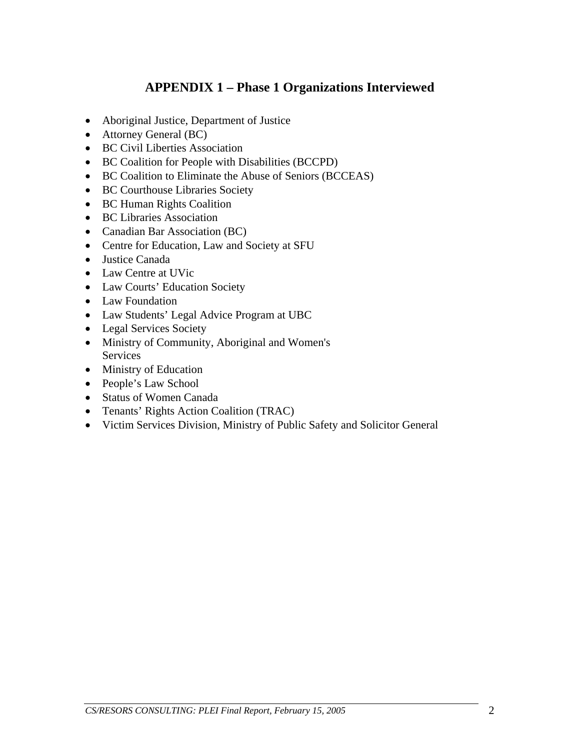## APPENDIX 1 – Phase 1 Organizations Interviewed

- Aboriginal Justice, Department of Justice
- Attorney General (BC)
- BC Civil Liberties Association
- BC Coalition for People with Disabilities (BCCPD)
- BC Coalition to Eliminate the Abuse of Seniors (BCCEAS)
- BC Courthouse Libraries Society
- BC Human Rights Coalition
- BC Libraries Association
- Canadian Bar Association (BC)
- Centre for Education, Law and Society at SFU
- Justice Canada
- Law Centre at UVic
- Law Courts' Education Society
- Law Foundation
- Law Students' Legal Advice Program at UBC
- Legal Services Society
- Ministry of Community, Aboriginal and Women's Services
- Ministry of Education
- People's Law School
- Status of Women Canada
- Tenants' Rights Action Coalition (TRAC)
- Victim Services Division, Ministry of Public Safety and Solicitor General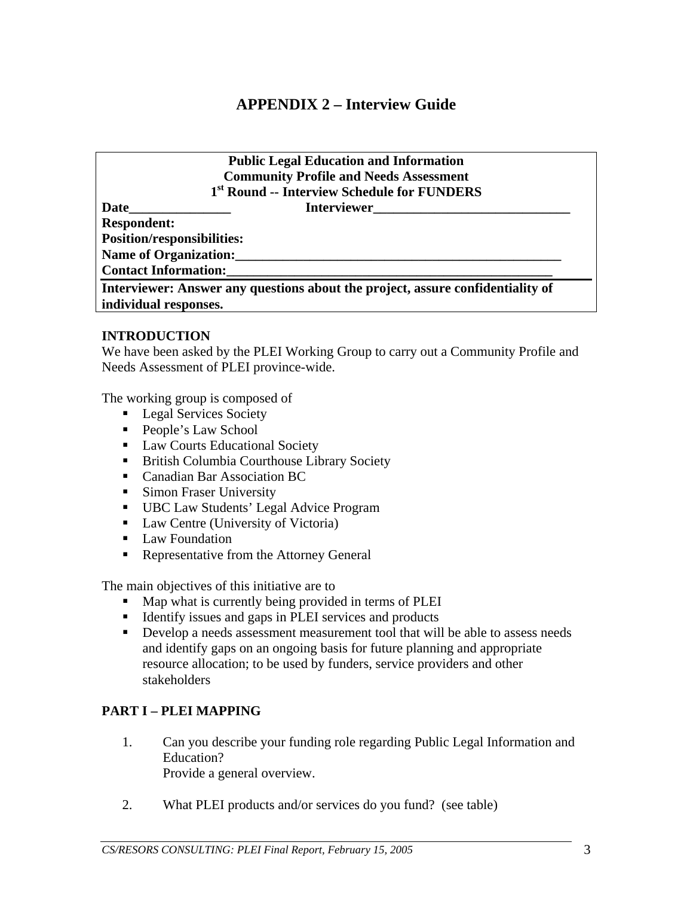# APPENDIX 2 – Interview Guide

**Public Legal Education and Information**
**Community Profile and Needs Assessment**
**1st Round -- Interview Schedule for FUNDERS**

**Date_______________ Interviewer_____________________________**
**Respondent:**
**Position/responsibilities:**
**Name of Organization:_________________________________________________**
**Contact Information:_________________________________________________**
**Interviewer: Answer any questions about the project, assure confidentiality of individual responses.**

**INTRODUCTION**

We have been asked by the PLEI Working Group to carry out a Community Profile and Needs Assessment of PLEI province-wide.

The working group is composed of

- Legal Services Society
- People's Law School
- Law Courts Educational Society
- British Columbia Courthouse Library Society
- Canadian Bar Association BC
- Simon Fraser University
- UBC Law Students' Legal Advice Program
- Law Centre (University of Victoria)
- Law Foundation
- Representative from the Attorney General

The main objectives of this initiative are to

- Map what is currently being provided in terms of PLEI
- Identify issues and gaps in PLEI services and products
- Develop a needs assessment measurement tool that will be able to assess needs and identify gaps on an ongoing basis for future planning and appropriate resource allocation; to be used by funders, service providers and other stakeholders

**PART I – PLEI MAPPING**

1. Can you describe your funding role regarding Public Legal Information and Education?
   Provide a general overview.

2. What PLEI products and/or services do you fund? (see table)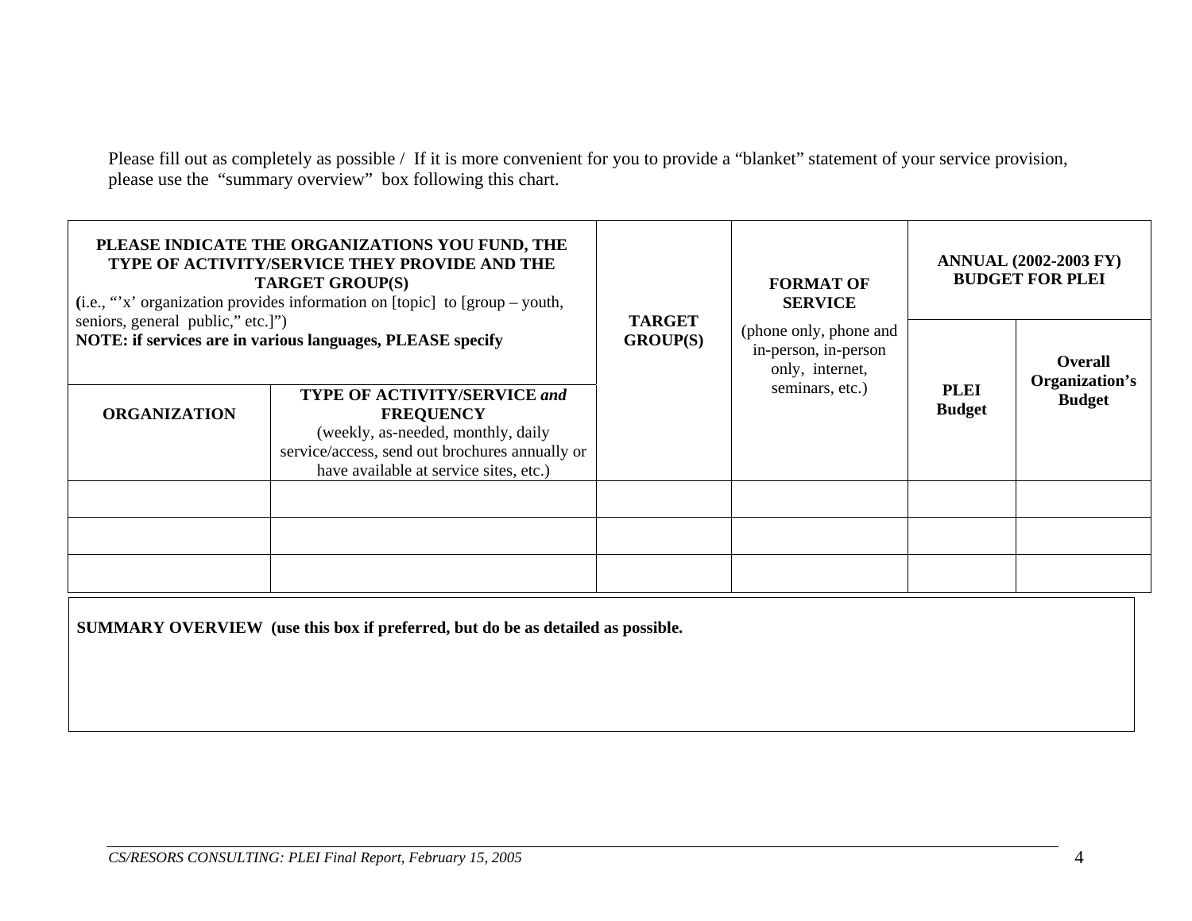Please fill out as completely as possible / If it is more convenient for you to provide a "blanket" statement of your service provision, please use the "summary overview" box following this chart.

| **PLEASE INDICATE THE ORGANIZATIONS YOU FUND, THE TYPE OF ACTIVITY/SERVICE THEY PROVIDE AND THE TARGET GROUP(S)** (i.e., "'x' organization provides information on [topic] to [group – youth, seniors, general public," etc.]") **NOTE: if services are in various languages, PLEASE specify** | | **TARGET GROUP(S)** | **FORMAT OF SERVICE** (phone only, phone and in-person, in-person only, internet, seminars, etc.) | **ANNUAL (2002-2003 FY) BUDGET FOR PLEI** | |
|---|---|---|---|---|---|
| **ORGANIZATION** | **TYPE OF ACTIVITY/SERVICE *and* FREQUENCY** (weekly, as-needed, monthly, daily service/access, send out brochures annually or have available at service sites, etc.) | | | **PLEI Budget** | **Overall Organization's Budget** |
| | | | | | |
| | | | | | |
| | | | | | |

**SUMMARY OVERVIEW (use this box if preferred, but do be as detailed as possible.**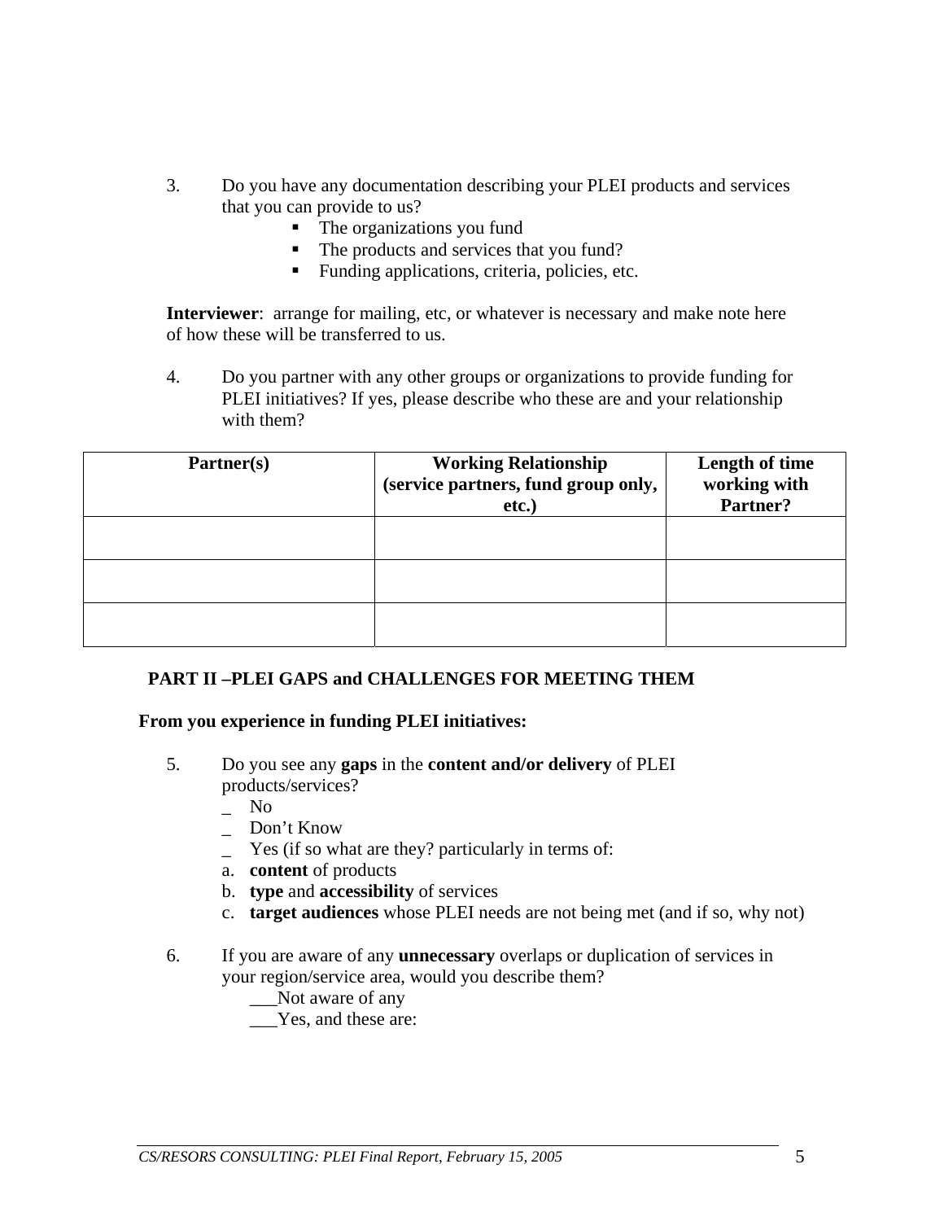3. Do you have any documentation describing your PLEI products and services that you can provide to us?
   - The organizations you fund
   - The products and services that you fund?
   - Funding applications, criteria, policies, etc.

**Interviewer**: arrange for mailing, etc, or whatever is necessary and make note here of how these will be transferred to us.

4. Do you partner with any other groups or organizations to provide funding for PLEI initiatives? If yes, please describe who these are and your relationship with them?

| Partner(s) | Working Relationship (service partners, fund group only, etc.) | Length of time working with Partner? |
|---|---|---|
| | | |
| | | |
| | | |

## PART II –PLEI GAPS and CHALLENGES FOR MEETING THEM

**From you experience in funding PLEI initiatives:**

5. Do you see any **gaps** in the **content and/or delivery** of PLEI products/services?
   _ No
   _ Don't Know
   _ Yes (if so what are they? particularly in terms of:
   a. **content** of products
   b. **type** and **accessibility** of services
   c. **target audiences** whose PLEI needs are not being met (and if so, why not)

6. If you are aware of any **unnecessary** overlaps or duplication of services in your region/service area, would you describe them?
   ___Not aware of any
   ___Yes, and these are: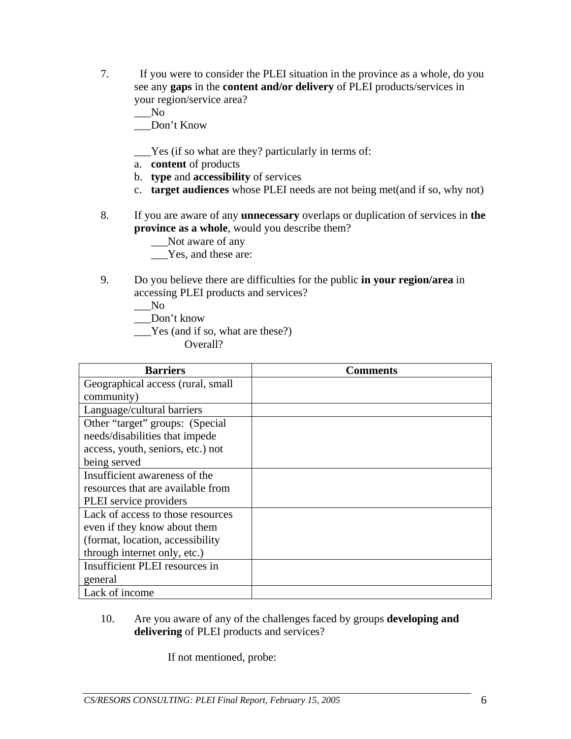7. If you were to consider the PLEI situation in the province as a whole, do you see any **gaps** in the **content and/or delivery** of PLEI products/services in your region/service area?

   ___No

   ___Don't Know

   ___Yes (if so what are they? particularly in terms of:

   a. **content** of products
   b. **type** and **accessibility** of services
   c. **target audiences** whose PLEI needs are not being met(and if so, why not)

8. If you are aware of any **unnecessary** overlaps or duplication of services in **the province as a whole**, would you describe them?

   ___Not aware of any

   ___Yes, and these are:

9. Do you believe there are difficulties for the public **in your region/area** in accessing PLEI products and services?

   ___No

   ___Don't know

   ___Yes (and if so, what are these?)

   Overall?

| Barriers | Comments |
|---|---|
| Geographical access (rural, small community) | |
| Language/cultural barriers | |
| Other "target" groups: (Special needs/disabilities that impede access, youth, seniors, etc.) not being served | |
| Insufficient awareness of the resources that are available from PLEI service providers | |
| Lack of access to those resources even if they know about them (format, location, accessibility through internet only, etc.) | |
| Insufficient PLEI resources in general | |
| Lack of income | |

10. Are you aware of any of the challenges faced by groups **developing and delivering** of PLEI products and services?

    If not mentioned, probe: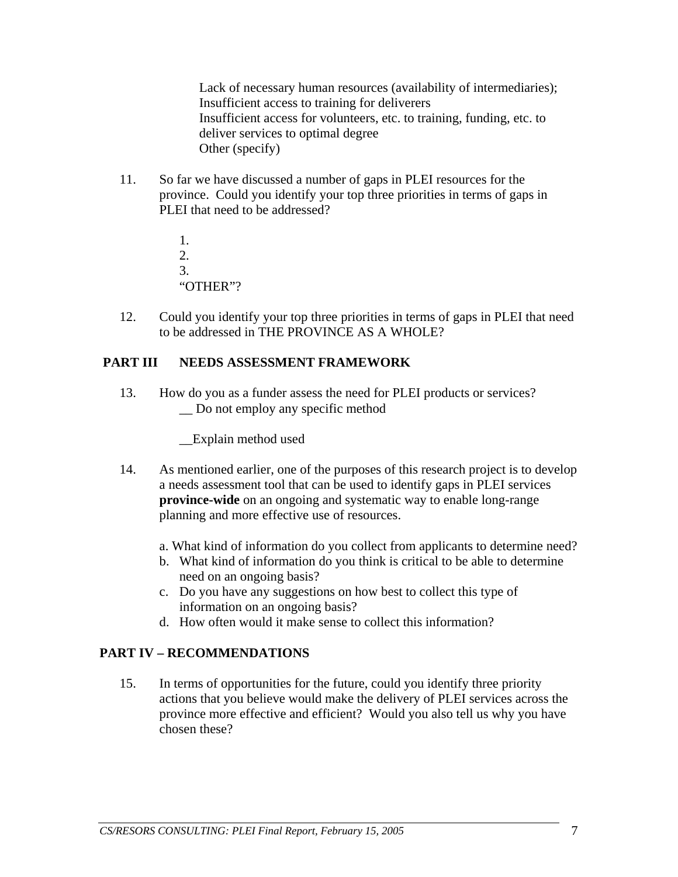Lack of necessary human resources (availability of intermediaries);
Insufficient access to training for deliverers
Insufficient access for volunteers, etc. to training, funding, etc. to deliver services to optimal degree
Other (specify)

11. So far we have discussed a number of gaps in PLEI resources for the province. Could you identify your top three priorities in terms of gaps in PLEI that need to be addressed?

    1.
    2.
    3.
    "OTHER"?

12. Could you identify your top three priorities in terms of gaps in PLEI that need to be addressed in THE PROVINCE AS A WHOLE?

## PART III NEEDS ASSESSMENT FRAMEWORK

13. How do you as a funder assess the need for PLEI products or services?
    __ Do not employ any specific method

    __Explain method used

14. As mentioned earlier, one of the purposes of this research project is to develop a needs assessment tool that can be used to identify gaps in PLEI services **province-wide** on an ongoing and systematic way to enable long-range planning and more effective use of resources.

    a. What kind of information do you collect from applicants to determine need?
    b. What kind of information do you think is critical to be able to determine need on an ongoing basis?
    c. Do you have any suggestions on how best to collect this type of information on an ongoing basis?
    d. How often would it make sense to collect this information?

## PART IV – RECOMMENDATIONS

15. In terms of opportunities for the future, could you identify three priority actions that you believe would make the delivery of PLEI services across the province more effective and efficient? Would you also tell us why you have chosen these?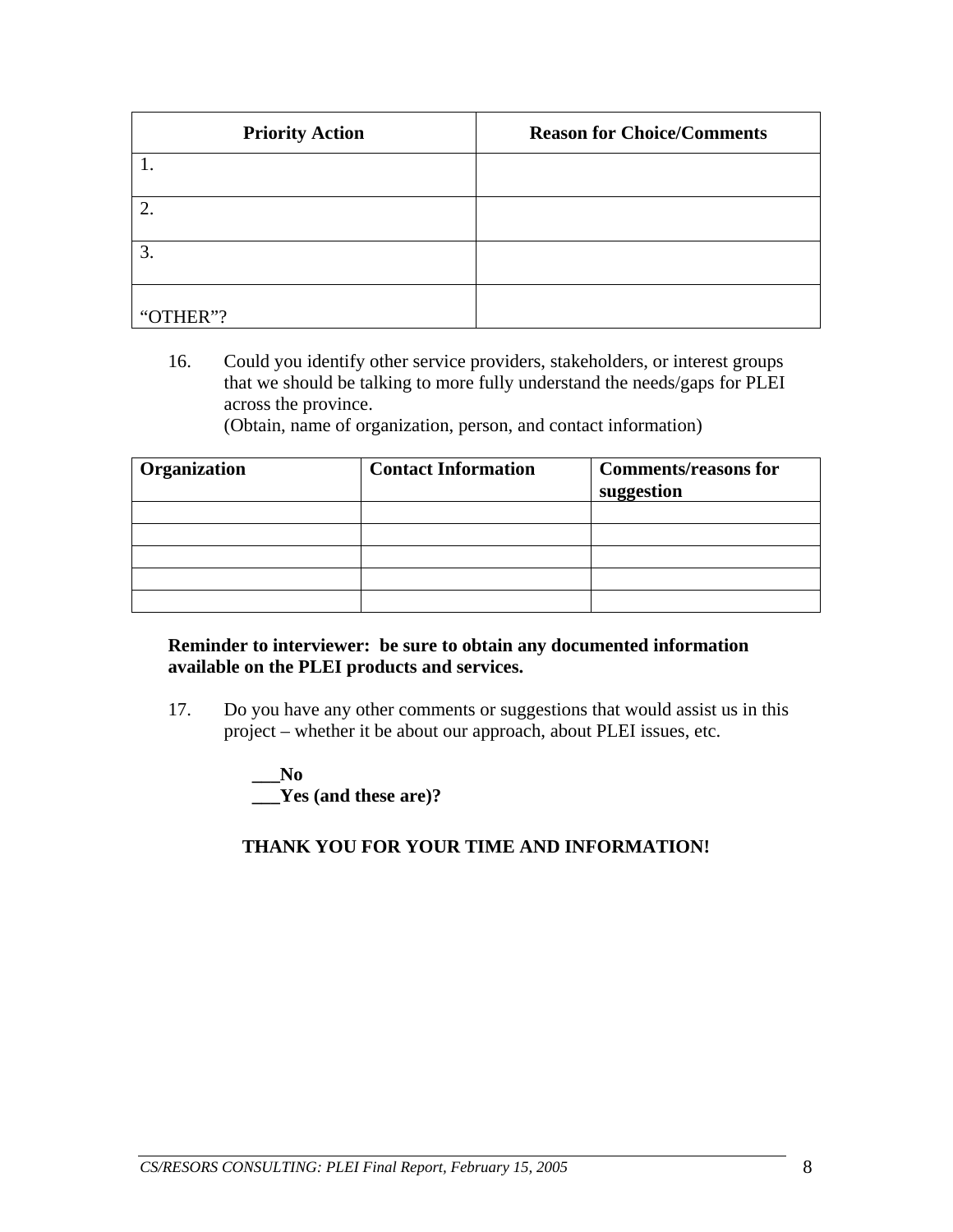| Priority Action | Reason for Choice/Comments |
|---|---|
| 1. | |
| 2. | |
| 3. | |
| "OTHER"? | |

16. Could you identify other service providers, stakeholders, or interest groups that we should be talking to more fully understand the needs/gaps for PLEI across the province.
    (Obtain, name of organization, person, and contact information)

| Organization | Contact Information | Comments/reasons for suggestion |
|---|---|---|
| | | |
| | | |
| | | |
| | | |
| | | |

**Reminder to interviewer: be sure to obtain any documented information available on the PLEI products and services.**

17. Do you have any other comments or suggestions that would assist us in this project – whether it be about our approach, about PLEI issues, etc.

    **___No**
    **___Yes (and these are)?**

**THANK YOU FOR YOUR TIME AND INFORMATION!**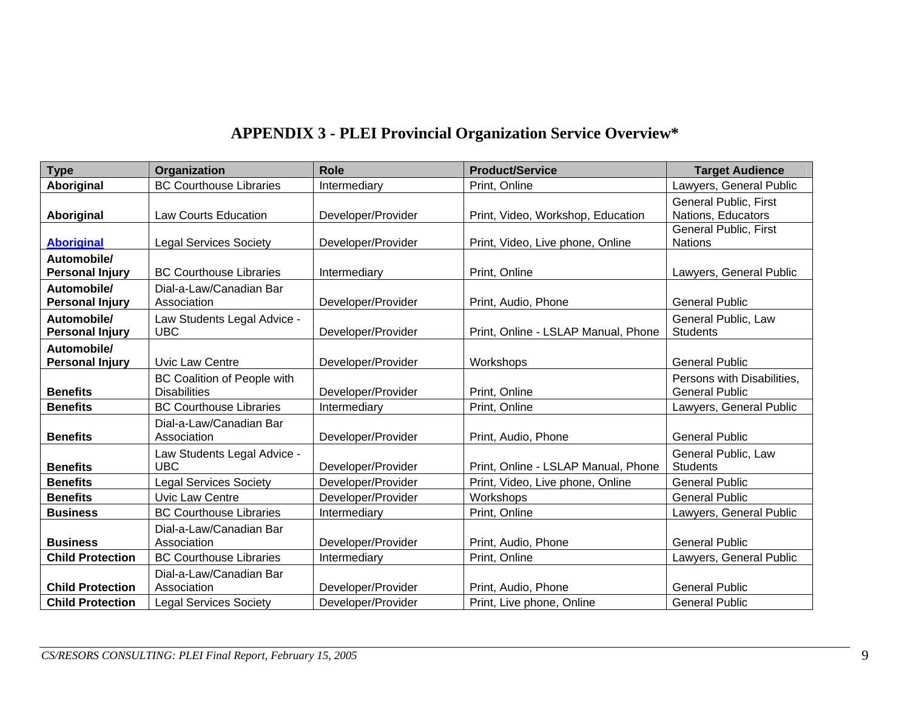## APPENDIX 3 - PLEI Provincial Organization Service Overview*

| Type | Organization | Role | Product/Service | Target Audience |
|---|---|---|---|---|
| **Aboriginal** | BC Courthouse Libraries | Intermediary | Print, Online | Lawyers, General Public |
| **Aboriginal** | Law Courts Education | Developer/Provider | Print, Video, Workshop, Education | General Public, First Nations, Educators |
| **Aboriginal** | Legal Services Society | Developer/Provider | Print, Video, Live phone, Online | General Public, First Nations |
| **Automobile/ Personal Injury** | BC Courthouse Libraries | Intermediary | Print, Online | Lawyers, General Public |
| **Automobile/ Personal Injury** | Dial-a-Law/Canadian Bar Association | Developer/Provider | Print, Audio, Phone | General Public |
| **Automobile/ Personal Injury** | Law Students Legal Advice - UBC | Developer/Provider | Print, Online - LSLAP Manual, Phone | General Public, Law Students |
| **Automobile/ Personal Injury** | Uvic Law Centre | Developer/Provider | Workshops | General Public |
| **Benefits** | BC Coalition of People with Disabilities | Developer/Provider | Print, Online | Persons with Disabilities, General Public |
| **Benefits** | BC Courthouse Libraries | Intermediary | Print, Online | Lawyers, General Public |
| **Benefits** | Dial-a-Law/Canadian Bar Association | Developer/Provider | Print, Audio, Phone | General Public |
| **Benefits** | Law Students Legal Advice - UBC | Developer/Provider | Print, Online - LSLAP Manual, Phone | General Public, Law Students |
| **Benefits** | Legal Services Society | Developer/Provider | Print, Video, Live phone, Online | General Public |
| **Benefits** | Uvic Law Centre | Developer/Provider | Workshops | General Public |
| **Business** | BC Courthouse Libraries | Intermediary | Print, Online | Lawyers, General Public |
| **Business** | Dial-a-Law/Canadian Bar Association | Developer/Provider | Print, Audio, Phone | General Public |
| **Child Protection** | BC Courthouse Libraries | Intermediary | Print, Online | Lawyers, General Public |
| **Child Protection** | Dial-a-Law/Canadian Bar Association | Developer/Provider | Print, Audio, Phone | General Public |
| **Child Protection** | Legal Services Society | Developer/Provider | Print, Live phone, Online | General Public |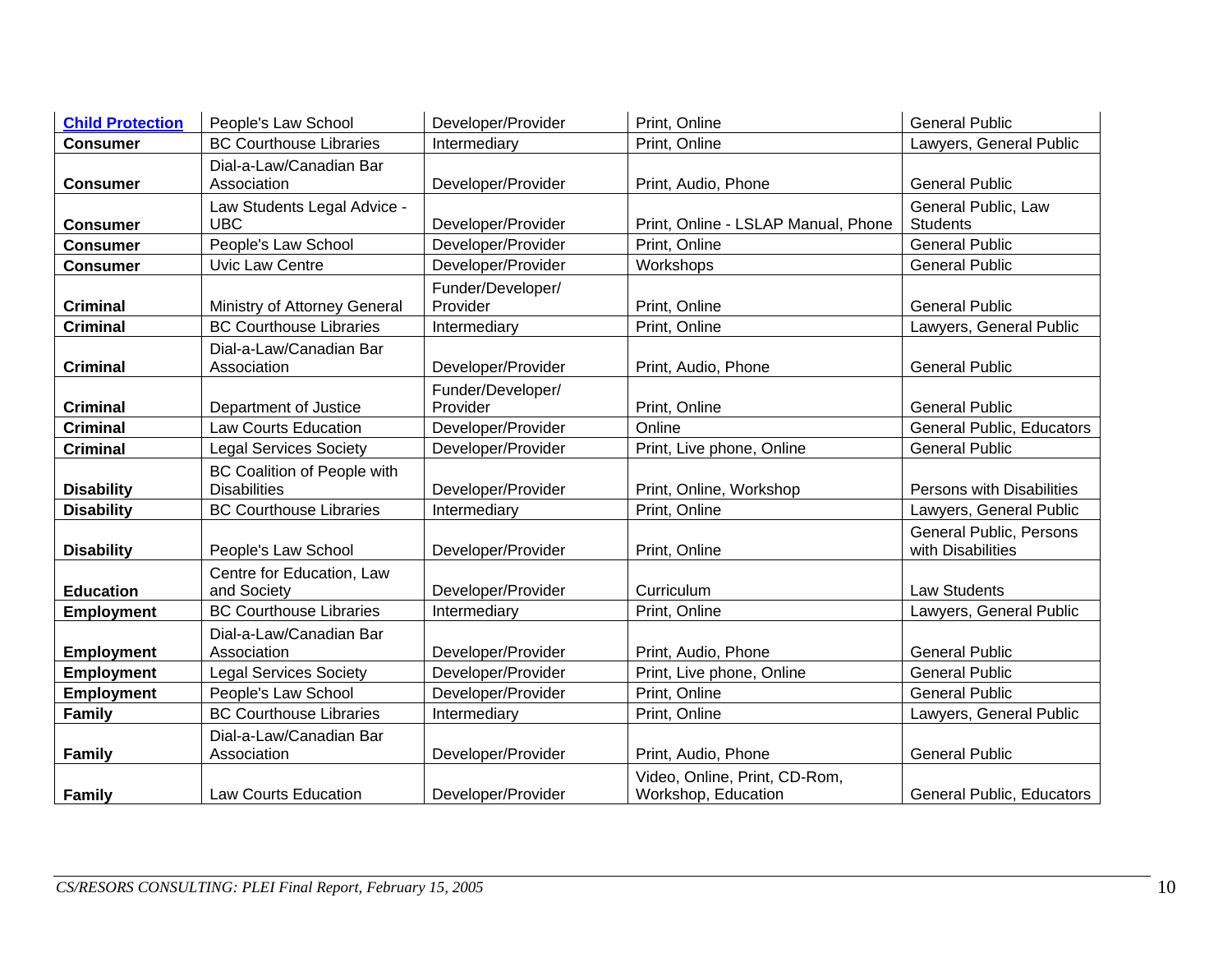| **[Child Protection]()** | People's Law School | Developer/Provider | Print, Online | General Public |
|---|---|---|---|---|
| **Consumer** | BC Courthouse Libraries | Intermediary | Print, Online | Lawyers, General Public |
| **Consumer** | Dial-a-Law/Canadian Bar Association | Developer/Provider | Print, Audio, Phone | General Public |
| **Consumer** | Law Students Legal Advice - UBC | Developer/Provider | Print, Online - LSLAP Manual, Phone | General Public, Law Students |
| **Consumer** | People's Law School | Developer/Provider | Print, Online | General Public |
| **Consumer** | Uvic Law Centre | Developer/Provider | Workshops | General Public |
| **Criminal** | Ministry of Attorney General | Funder/Developer/ Provider | Print, Online | General Public |
| **Criminal** | BC Courthouse Libraries | Intermediary | Print, Online | Lawyers, General Public |
| **Criminal** | Dial-a-Law/Canadian Bar Association | Developer/Provider | Print, Audio, Phone | General Public |
| **Criminal** | Department of Justice | Funder/Developer/ Provider | Print, Online | General Public |
| **Criminal** | Law Courts Education | Developer/Provider | Online | General Public, Educators |
| **Criminal** | Legal Services Society | Developer/Provider | Print, Live phone, Online | General Public |
| **Disability** | BC Coalition of People with Disabilities | Developer/Provider | Print, Online, Workshop | Persons with Disabilities |
| **Disability** | BC Courthouse Libraries | Intermediary | Print, Online | Lawyers, General Public |
| **Disability** | People's Law School | Developer/Provider | Print, Online | General Public, Persons with Disabilities |
| **Education** | Centre for Education, Law and Society | Developer/Provider | Curriculum | Law Students |
| **Employment** | BC Courthouse Libraries | Intermediary | Print, Online | Lawyers, General Public |
| **Employment** | Dial-a-Law/Canadian Bar Association | Developer/Provider | Print, Audio, Phone | General Public |
| **Employment** | Legal Services Society | Developer/Provider | Print, Live phone, Online | General Public |
| **Employment** | People's Law School | Developer/Provider | Print, Online | General Public |
| **Family** | BC Courthouse Libraries | Intermediary | Print, Online | Lawyers, General Public |
| **Family** | Dial-a-Law/Canadian Bar Association | Developer/Provider | Print, Audio, Phone | General Public |
| **Family** | Law Courts Education | Developer/Provider | Video, Online, Print, CD-Rom, Workshop, Education | General Public, Educators |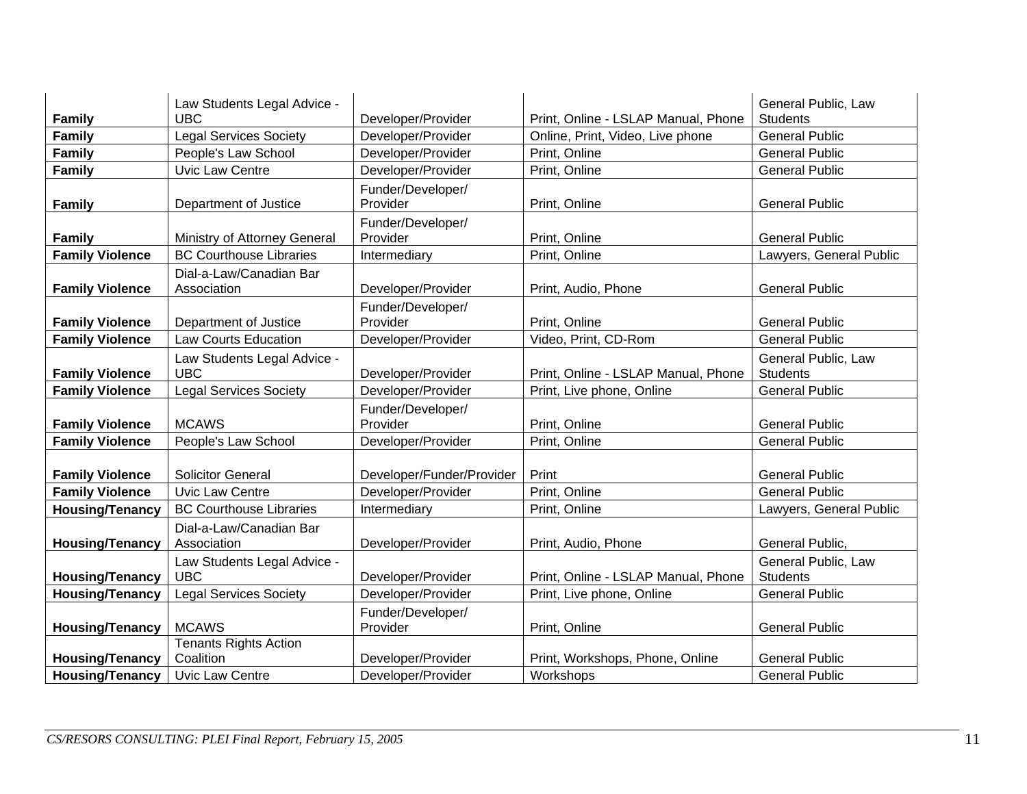| | | | | |
|---|---|---|---|---|
| **Family** | Law Students Legal Advice - UBC | Developer/Provider | Print, Online - LSLAP Manual, Phone | General Public, Law Students |
| **Family** | Legal Services Society | Developer/Provider | Online, Print, Video, Live phone | General Public |
| **Family** | People's Law School | Developer/Provider | Print, Online | General Public |
| **Family** | Uvic Law Centre | Developer/Provider | Print, Online | General Public |
| **Family** | Department of Justice | Funder/Developer/ Provider | Print, Online | General Public |
| **Family** | Ministry of Attorney General | Funder/Developer/ Provider | Print, Online | General Public |
| **Family Violence** | BC Courthouse Libraries | Intermediary | Print, Online | Lawyers, General Public |
| **Family Violence** | Dial-a-Law/Canadian Bar Association | Developer/Provider | Print, Audio, Phone | General Public |
| **Family Violence** | Department of Justice | Funder/Developer/ Provider | Print, Online | General Public |
| **Family Violence** | Law Courts Education | Developer/Provider | Video, Print, CD-Rom | General Public |
| **Family Violence** | Law Students Legal Advice - UBC | Developer/Provider | Print, Online - LSLAP Manual, Phone | General Public, Law Students |
| **Family Violence** | Legal Services Society | Developer/Provider | Print, Live phone, Online | General Public |
| **Family Violence** | MCAWS | Funder/Developer/ Provider | Print, Online | General Public |
| **Family Violence** | People's Law School | Developer/Provider | Print, Online | General Public |
| **Family Violence** | Solicitor General | Developer/Funder/Provider | Print | General Public |
| **Family Violence** | Uvic Law Centre | Developer/Provider | Print, Online | General Public |
| **Housing/Tenancy** | BC Courthouse Libraries | Intermediary | Print, Online | Lawyers, General Public |
| **Housing/Tenancy** | Dial-a-Law/Canadian Bar Association | Developer/Provider | Print, Audio, Phone | General Public, |
| **Housing/Tenancy** | Law Students Legal Advice - UBC | Developer/Provider | Print, Online - LSLAP Manual, Phone | General Public, Law Students |
| **Housing/Tenancy** | Legal Services Society | Developer/Provider | Print, Live phone, Online | General Public |
| **Housing/Tenancy** | MCAWS | Funder/Developer/ Provider | Print, Online | General Public |
| **Housing/Tenancy** | Tenants Rights Action Coalition | Developer/Provider | Print, Workshops, Phone, Online | General Public |
| **Housing/Tenancy** | Uvic Law Centre | Developer/Provider | Workshops | General Public |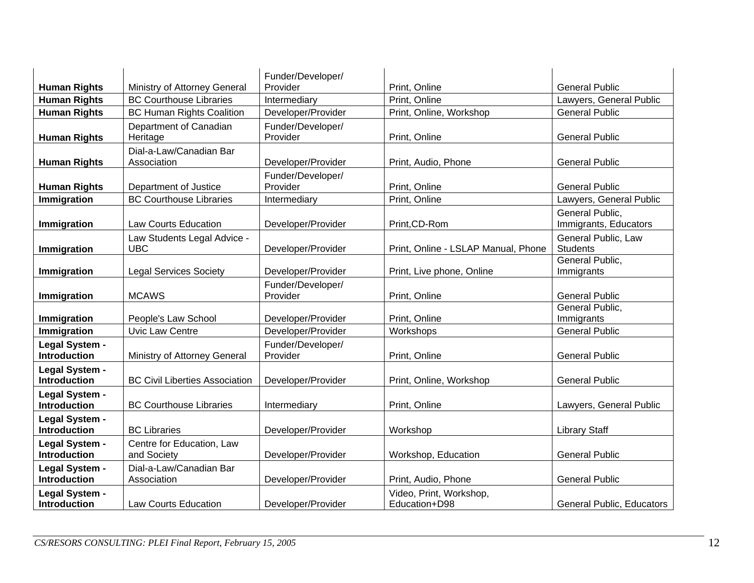| | | | | |
|---|---|---|---|---|
| **Human Rights** | Ministry of Attorney General | Funder/Developer/ Provider | Print, Online | General Public |
| **Human Rights** | BC Courthouse Libraries | Intermediary | Print, Online | Lawyers, General Public |
| **Human Rights** | BC Human Rights Coalition | Developer/Provider | Print, Online, Workshop | General Public |
| **Human Rights** | Department of Canadian Heritage | Funder/Developer/ Provider | Print, Online | General Public |
| **Human Rights** | Dial-a-Law/Canadian Bar Association | Developer/Provider | Print, Audio, Phone | General Public |
| **Human Rights** | Department of Justice | Funder/Developer/ Provider | Print, Online | General Public |
| **Immigration** | BC Courthouse Libraries | Intermediary | Print, Online | Lawyers, General Public |
| **Immigration** | Law Courts Education | Developer/Provider | Print,CD-Rom | General Public, Immigrants, Educators |
| **Immigration** | Law Students Legal Advice - UBC | Developer/Provider | Print, Online - LSLAP Manual, Phone | General Public, Law Students |
| **Immigration** | Legal Services Society | Developer/Provider | Print, Live phone, Online | General Public, Immigrants |
| **Immigration** | MCAWS | Funder/Developer/ Provider | Print, Online | General Public |
| **Immigration** | People's Law School | Developer/Provider | Print, Online | General Public, Immigrants |
| **Immigration** | Uvic Law Centre | Developer/Provider | Workshops | General Public |
| **Legal System - Introduction** | Ministry of Attorney General | Funder/Developer/ Provider | Print, Online | General Public |
| **Legal System - Introduction** | BC Civil Liberties Association | Developer/Provider | Print, Online, Workshop | General Public |
| **Legal System - Introduction** | BC Courthouse Libraries | Intermediary | Print, Online | Lawyers, General Public |
| **Legal System - Introduction** | BC Libraries | Developer/Provider | Workshop | Library Staff |
| **Legal System - Introduction** | Centre for Education, Law and Society | Developer/Provider | Workshop, Education | General Public |
| **Legal System - Introduction** | Dial-a-Law/Canadian Bar Association | Developer/Provider | Print, Audio, Phone | General Public |
| **Legal System - Introduction** | Law Courts Education | Developer/Provider | Video, Print, Workshop, Education+D98 | General Public, Educators |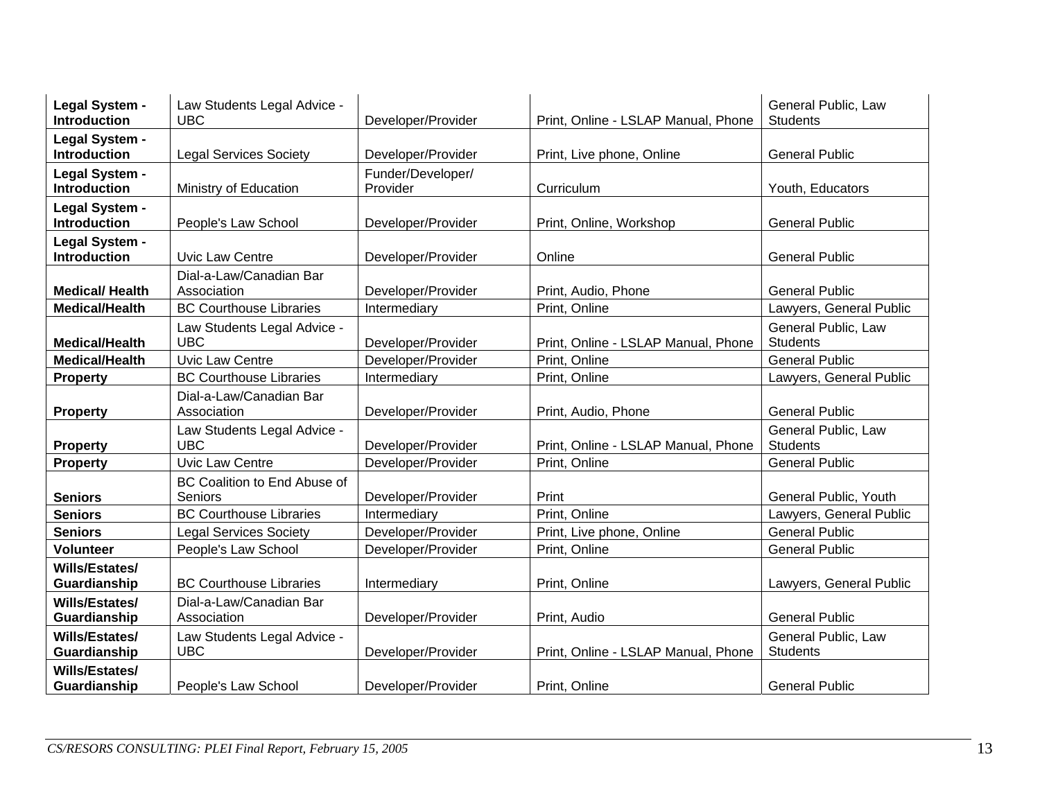| **Legal System - Introduction** | Law Students Legal Advice - UBC | Developer/Provider | Print, Online - LSLAP Manual, Phone | General Public, Law Students |
|---|---|---|---|---|
| **Legal System - Introduction** | Legal Services Society | Developer/Provider | Print, Live phone, Online | General Public |
| **Legal System - Introduction** | Ministry of Education | Funder/Developer/ Provider | Curriculum | Youth, Educators |
| **Legal System - Introduction** | People's Law School | Developer/Provider | Print, Online, Workshop | General Public |
| **Legal System - Introduction** | Uvic Law Centre | Developer/Provider | Online | General Public |
| **Medical/ Health** | Dial-a-Law/Canadian Bar Association | Developer/Provider | Print, Audio, Phone | General Public |
| **Medical/Health** | BC Courthouse Libraries | Intermediary | Print, Online | Lawyers, General Public |
| **Medical/Health** | Law Students Legal Advice - UBC | Developer/Provider | Print, Online - LSLAP Manual, Phone | General Public, Law Students |
| **Medical/Health** | Uvic Law Centre | Developer/Provider | Print, Online | General Public |
| **Property** | BC Courthouse Libraries | Intermediary | Print, Online | Lawyers, General Public |
| **Property** | Dial-a-Law/Canadian Bar Association | Developer/Provider | Print, Audio, Phone | General Public |
| **Property** | Law Students Legal Advice - UBC | Developer/Provider | Print, Online - LSLAP Manual, Phone | General Public, Law Students |
| **Property** | Uvic Law Centre | Developer/Provider | Print, Online | General Public |
| **Seniors** | BC Coalition to End Abuse of Seniors | Developer/Provider | Print | General Public, Youth |
| **Seniors** | BC Courthouse Libraries | Intermediary | Print, Online | Lawyers, General Public |
| **Seniors** | Legal Services Society | Developer/Provider | Print, Live phone, Online | General Public |
| **Volunteer** | People's Law School | Developer/Provider | Print, Online | General Public |
| **Wills/Estates/ Guardianship** | BC Courthouse Libraries | Intermediary | Print, Online | Lawyers, General Public |
| **Wills/Estates/ Guardianship** | Dial-a-Law/Canadian Bar Association | Developer/Provider | Print, Audio | General Public |
| **Wills/Estates/ Guardianship** | Law Students Legal Advice - UBC | Developer/Provider | Print, Online - LSLAP Manual, Phone | General Public, Law Students |
| **Wills/Estates/ Guardianship** | People's Law School | Developer/Provider | Print, Online | General Public |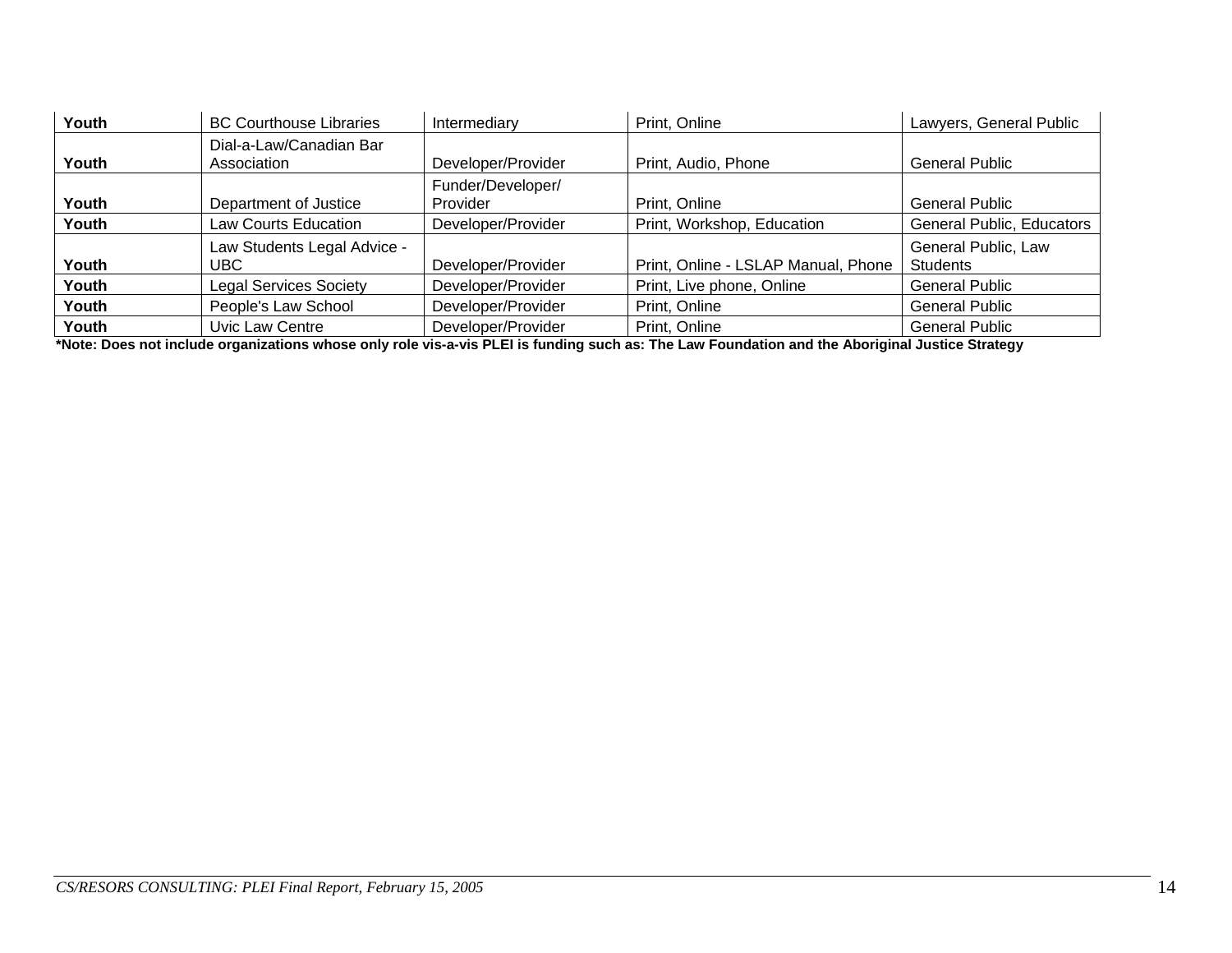| | | | | |
|---|---|---|---|---|
| **Youth** | BC Courthouse Libraries | Intermediary | Print, Online | Lawyers, General Public |
| **Youth** | Dial-a-Law/Canadian Bar Association | Developer/Provider | Print, Audio, Phone | General Public |
| **Youth** | Department of Justice | Funder/Developer/ Provider | Print, Online | General Public |
| **Youth** | Law Courts Education | Developer/Provider | Print, Workshop, Education | General Public, Educators |
| **Youth** | Law Students Legal Advice - UBC | Developer/Provider | Print, Online - LSLAP Manual, Phone | General Public, Law Students |
| **Youth** | Legal Services Society | Developer/Provider | Print, Live phone, Online | General Public |
| **Youth** | People's Law School | Developer/Provider | Print, Online | General Public |
| **Youth** | Uvic Law Centre | Developer/Provider | Print, Online | General Public |

**\*Note: Does not include organizations whose only role vis-a-vis PLEI is funding such as: The Law Foundation and the Aboriginal Justice Strategy**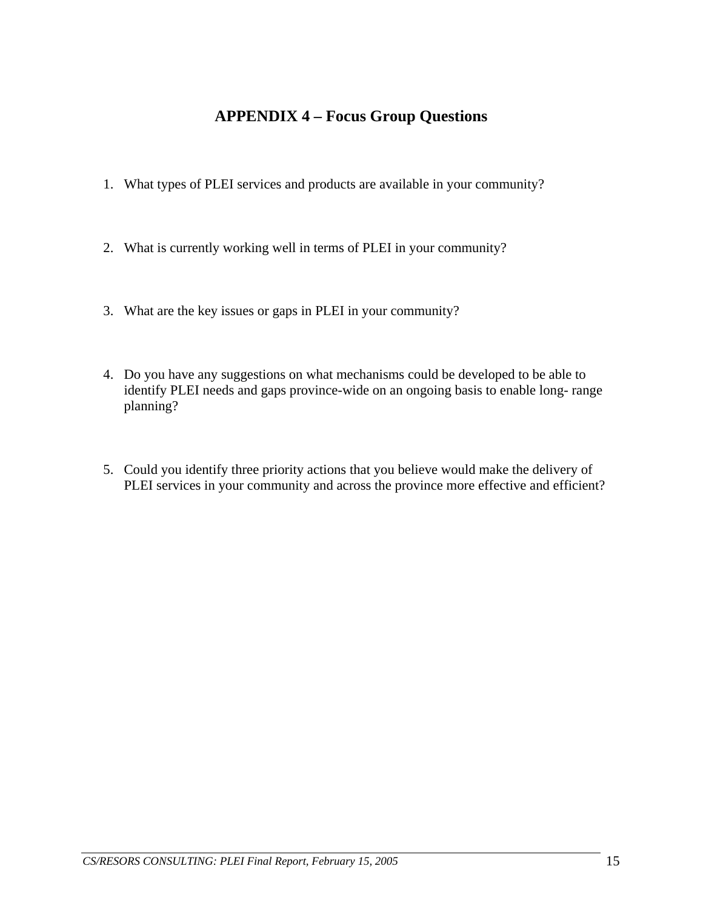# APPENDIX 4 – Focus Group Questions

1. What types of PLEI services and products are available in your community?

2. What is currently working well in terms of PLEI in your community?

3. What are the key issues or gaps in PLEI in your community?

4. Do you have any suggestions on what mechanisms could be developed to be able to identify PLEI needs and gaps province-wide on an ongoing basis to enable long- range planning?

5. Could you identify three priority actions that you believe would make the delivery of PLEI services in your community and across the province more effective and efficient?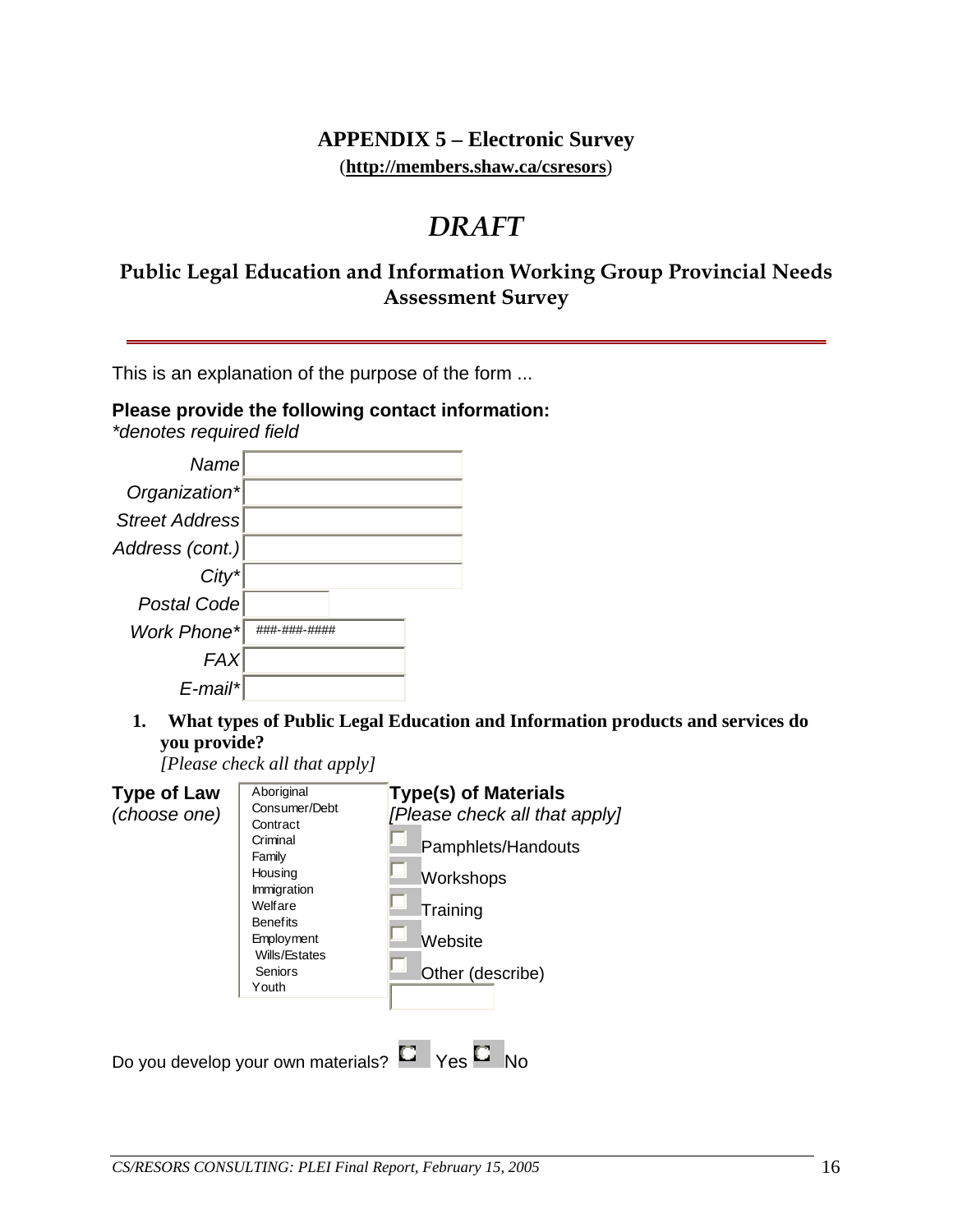# APPENDIX 5 – Electronic Survey

(**http://members.shaw.ca/csresors**)

## *DRAFT*

## Public Legal Education and Information Working Group Provincial Needs Assessment Survey

---

This is an explanation of the purpose of the form ...

**Please provide the following contact information:**
*\*denotes required field*

| | |
|---|---|
| *Name* | |
| *Organization\** | |
| *Street Address* | |
| *Address (cont.)* | |
| *City\** | |
| *Postal Code* | |
| *Work Phone\** | ###-###-#### |
| *FAX* | |
| *E-mail\** | |

1. **What types of Public Legal Education and Information products and services do you provide?**
   *[Please check all that apply]*

**Type of Law**
*(choose one)*

- Aboriginal
- Consumer/Debt
- Contract
- Criminal
- Family
- Housing
- Immigration
- Welfare
- Benefits
- Employment
- Wills/Estates
- Seniors
- Youth

**Type(s) of Materials**
*[Please check all that apply]*

- ☐ Pamphlets/Handouts
- ☐ Workshops
- ☐ Training
- ☐ Website
- ☐ Other (describe)

Do you develop your own materials? ○ Yes ○ No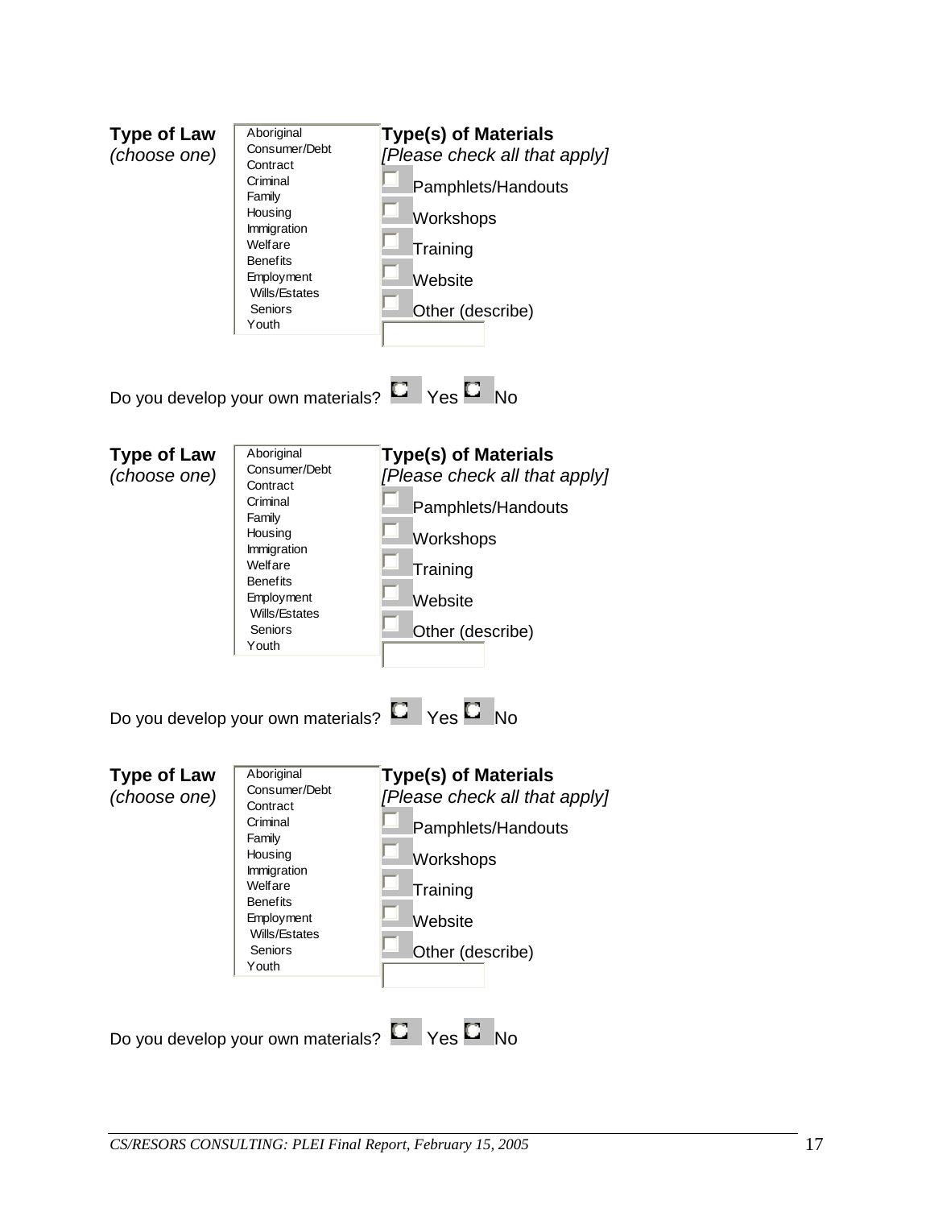**Type of Law**
*(choose one)*

- Aboriginal
- Consumer/Debt
- Contract
- Criminal
- Family
- Housing
- Immigration
- Welfare
- Benefits
- Employment
- Wills/Estates
- Seniors
- Youth

**Type(s) of Materials**
*[Please check all that apply]*

- ☐ Pamphlets/Handouts
- ☐ Workshops
- ☐ Training
- ☐ Website
- ☐ Other (describe)

Do you develop your own materials? ○ Yes ○ No

**Type of Law**
*(choose one)*

- Aboriginal
- Consumer/Debt
- Contract
- Criminal
- Family
- Housing
- Immigration
- Welfare
- Benefits
- Employment
- Wills/Estates
- Seniors
- Youth

**Type(s) of Materials**
*[Please check all that apply]*

- ☐ Pamphlets/Handouts
- ☐ Workshops
- ☐ Training
- ☐ Website
- ☐ Other (describe)

Do you develop your own materials? ○ Yes ○ No

**Type of Law**
*(choose one)*

- Aboriginal
- Consumer/Debt
- Contract
- Criminal
- Family
- Housing
- Immigration
- Welfare
- Benefits
- Employment
- Wills/Estates
- Seniors
- Youth

**Type(s) of Materials**
*[Please check all that apply]*

- ☐ Pamphlets/Handouts
- ☐ Workshops
- ☐ Training
- ☐ Website
- ☐ Other (describe)

Do you develop your own materials? ○ Yes ○ No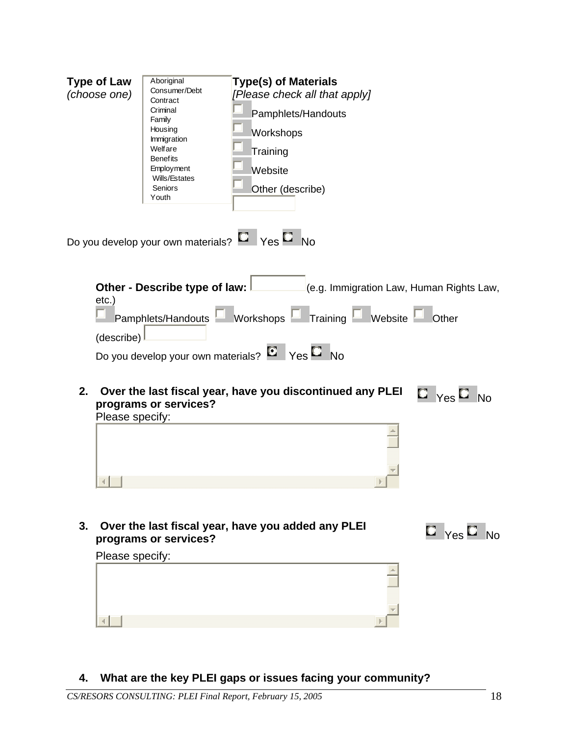**Type of Law** *(choose one)*

- Aboriginal
- Consumer/Debt
- Contract
- Criminal
- Family
- Housing
- Immigration
- Welfare
- Benefits
- Employment
- Wills/Estates
- Seniors
- Youth

**Type(s) of Materials** *[Please check all that apply]*

- ☐ Pamphlets/Handouts
- ☐ Workshops
- ☐ Training
- ☐ Website
- ☐ Other (describe) ________

Do you develop your own materials? ○ Yes ○ No

**Other - Describe type of law:** ________ (e.g. Immigration Law, Human Rights Law, etc.)

☐ Pamphlets/Handouts ☐ Workshops ☐ Training ☐ Website ☐ Other (describe) ________

Do you develop your own materials? ◉ Yes ○ No

2. **Over the last fiscal year, have you discontinued any PLEI programs or services?** ○ Yes ○ No

   Please specify:

   ________

3. **Over the last fiscal year, have you added any PLEI programs or services?** ○ Yes ○ No

   Please specify:

   ________

4. **What are the key PLEI gaps or issues facing your community?**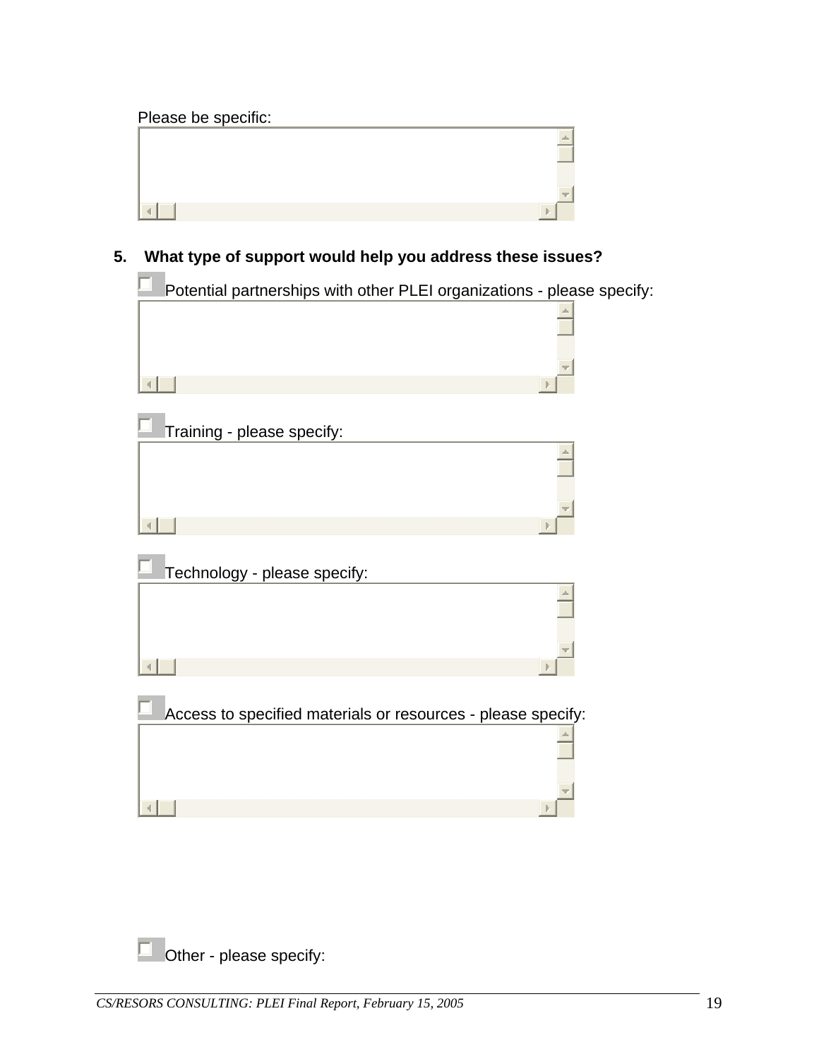Please be specific:

5. **What type of support would help you address these issues?**

☐ Potential partnerships with other PLEI organizations - please specify:

☐ Training - please specify:

☐ Technology - please specify:

☐ Access to specified materials or resources - please specify:

☐ Other - please specify: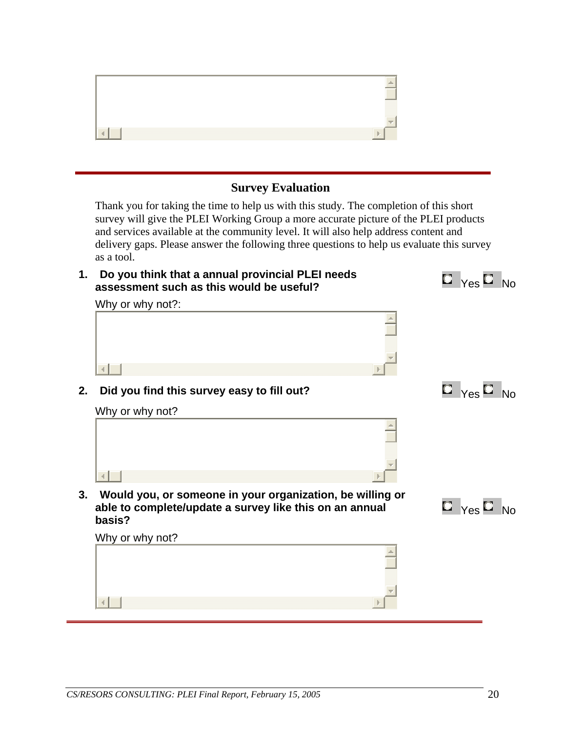## Survey Evaluation

Thank you for taking the time to help us with this study. The completion of this short survey will give the PLEI Working Group a more accurate picture of the PLEI products and services available at the community level. It will also help address content and delivery gaps. Please answer the following three questions to help us evaluate this survey as a tool.

1. **Do you think that a annual provincial PLEI needs assessment such as this would be useful?** ☐ Yes ☐ No

   Why or why not?:

2. **Did you find this survey easy to fill out?** ☐ Yes ☐ No

   Why or why not?

3. **Would you, or someone in your organization, be willing or able to complete/update a survey like this on an annual basis?** ☐ Yes ☐ No

   Why or why not?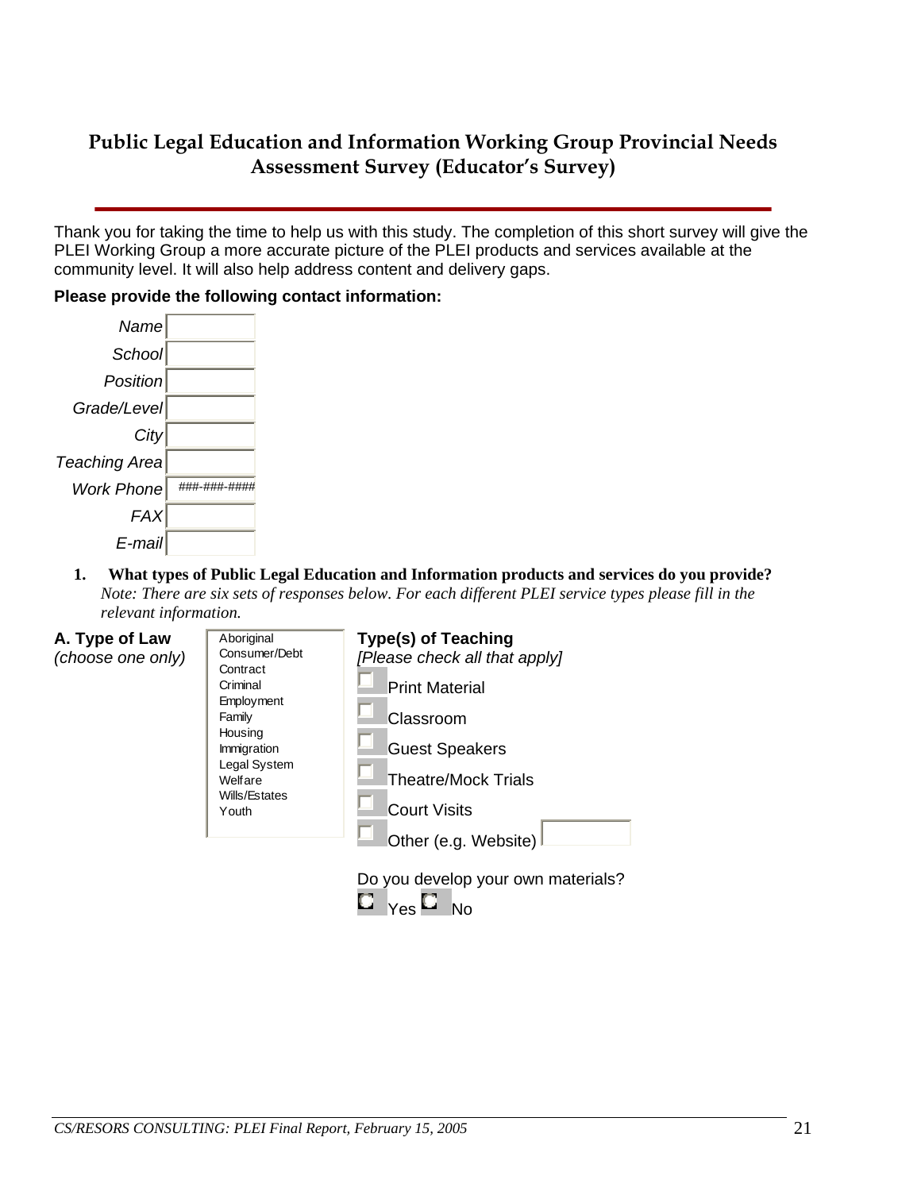# Public Legal Education and Information Working Group Provincial Needs Assessment Survey (Educator's Survey)

Thank you for taking the time to help us with this study. The completion of this short survey will give the PLEI Working Group a more accurate picture of the PLEI products and services available at the community level. It will also help address content and delivery gaps.

**Please provide the following contact information:**

*Name*

*School*

*Position*

*Grade/Level*

*City*

*Teaching Area*

*Work Phone* ###-###-####

*FAX*

*E-mail*

1. **What types of Public Legal Education and Information products and services do you provide?**
   *Note: There are six sets of responses below. For each different PLEI service types please fill in the relevant information.*

**A. Type of Law**
*(choose one only)*

- Aboriginal
- Consumer/Debt
- Contract
- Criminal
- Employment
- Family
- Housing
- Immigration
- Legal System
- Welfare
- Wills/Estates
- Youth

**Type(s) of Teaching**
*[Please check all that apply]*

- ☐ Print Material
- ☐ Classroom
- ☐ Guest Speakers
- ☐ Theatre/Mock Trials
- ☐ Court Visits
- ☐ Other (e.g. Website)

Do you develop your own materials?

○ Yes ○ No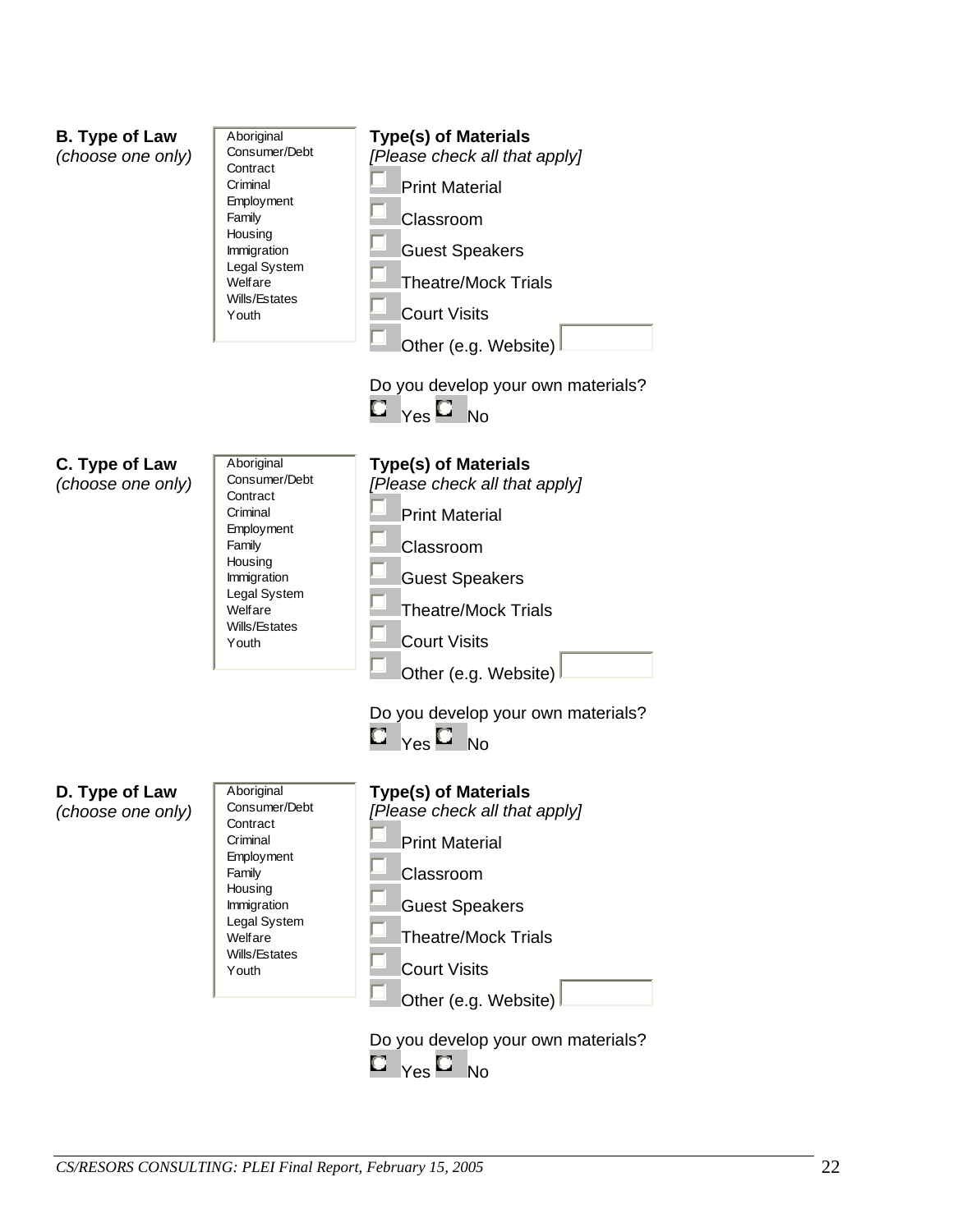**B. Type of Law**
*(choose one only)*

- Aboriginal
- Consumer/Debt
- Contract
- Criminal
- Employment
- Family
- Housing
- Immigration
- Legal System
- Welfare
- Wills/Estates
- Youth

**Type(s) of Materials**
*[Please check all that apply]*

- ☐ Print Material
- ☐ Classroom
- ☐ Guest Speakers
- ☐ Theatre/Mock Trials
- ☐ Court Visits
- ☐ Other (e.g. Website) ________

Do you develop your own materials?

○ Yes ○ No

**C. Type of Law**
*(choose one only)*

- Aboriginal
- Consumer/Debt
- Contract
- Criminal
- Employment
- Family
- Housing
- Immigration
- Legal System
- Welfare
- Wills/Estates
- Youth

**Type(s) of Materials**
*[Please check all that apply]*

- ☐ Print Material
- ☐ Classroom
- ☐ Guest Speakers
- ☐ Theatre/Mock Trials
- ☐ Court Visits
- ☐ Other (e.g. Website) ________

Do you develop your own materials?

○ Yes ○ No

**D. Type of Law**
*(choose one only)*

- Aboriginal
- Consumer/Debt
- Contract
- Criminal
- Employment
- Family
- Housing
- Immigration
- Legal System
- Welfare
- Wills/Estates
- Youth

**Type(s) of Materials**
*[Please check all that apply]*

- ☐ Print Material
- ☐ Classroom
- ☐ Guest Speakers
- ☐ Theatre/Mock Trials
- ☐ Court Visits
- ☐ Other (e.g. Website) ________

Do you develop your own materials?

○ Yes ○ No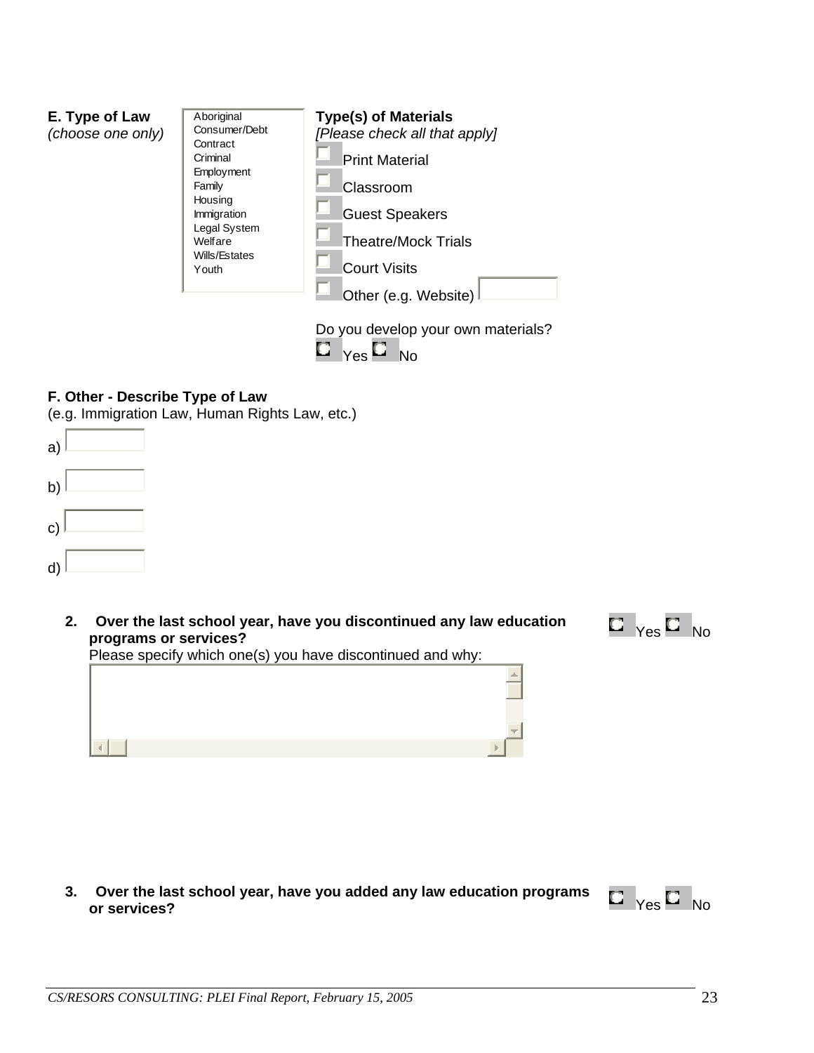**E. Type of Law**
*(choose one only)*

- Aboriginal
- Consumer/Debt
- Contract
- Criminal
- Employment
- Family
- Housing
- Immigration
- Legal System
- Welfare
- Wills/Estates
- Youth

**Type(s) of Materials**
*[Please check all that apply]*

- ☐ Print Material
- ☐ Classroom
- ☐ Guest Speakers
- ☐ Theatre/Mock Trials
- ☐ Court Visits
- ☐ Other (e.g. Website) ______

Do you develop your own materials?
○ Yes ○ No

**F. Other - Describe Type of Law**
(e.g. Immigration Law, Human Rights Law, etc.)

a) ______

b) ______

c) ______

d) ______

2. **Over the last school year, have you discontinued any law education programs or services?** ○ Yes ○ No

   Please specify which one(s) you have discontinued and why:

   ______

3. **Over the last school year, have you added any law education programs or services?** ○ Yes ○ No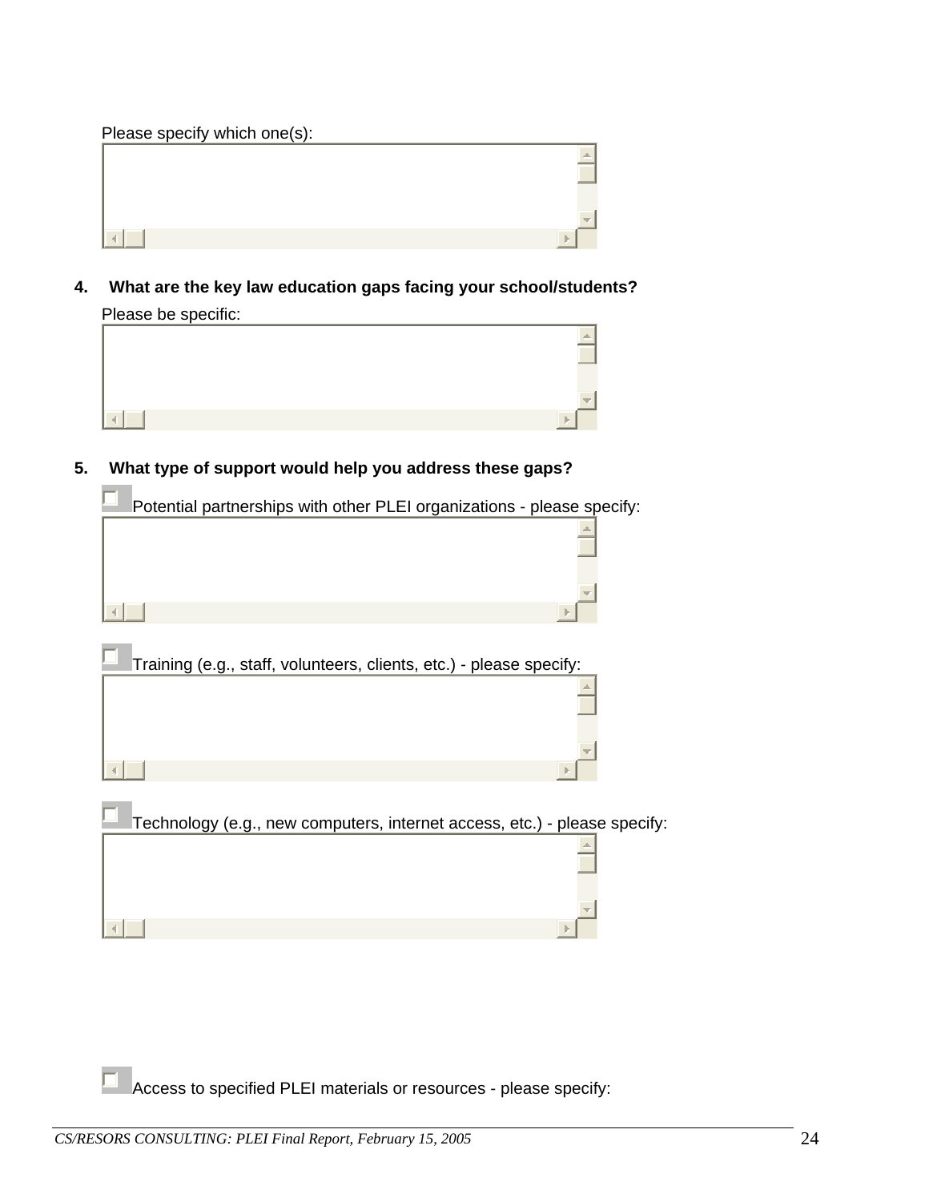Please specify which one(s):

4. **What are the key law education gaps facing your school/students?**

Please be specific:

5. **What type of support would help you address these gaps?**

☐ Potential partnerships with other PLEI organizations - please specify:

☐ Training (e.g., staff, volunteers, clients, etc.) - please specify:

☐ Technology (e.g., new computers, internet access, etc.) - please specify:

☐ Access to specified PLEI materials or resources - please specify: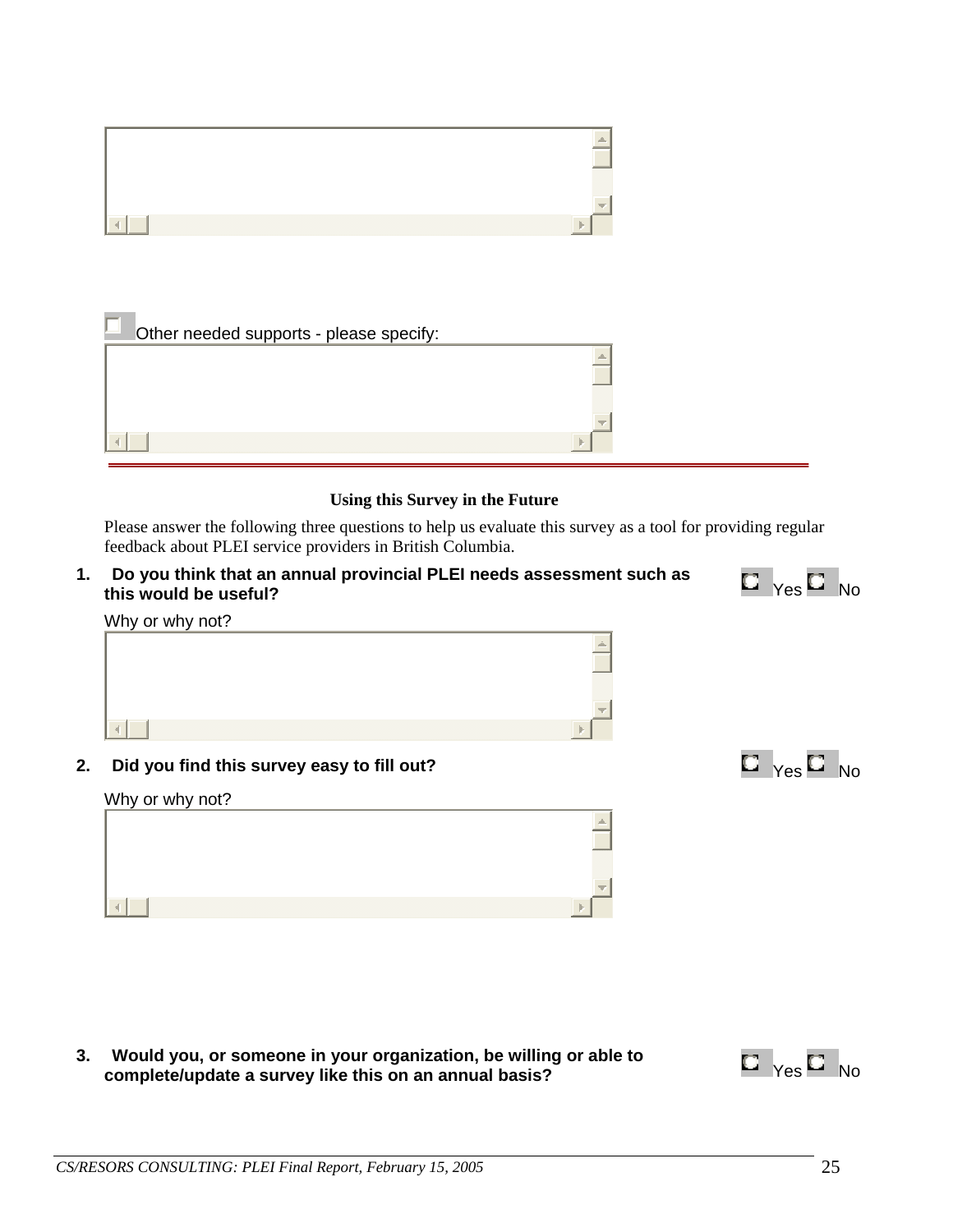☐ Other needed supports - please specify:

---

**Using this Survey in the Future**

Please answer the following three questions to help us evaluate this survey as a tool for providing regular feedback about PLEI service providers in British Columbia.

1. **Do you think that an annual provincial PLEI needs assessment such as this would be useful?** ○ Yes ○ No

   Why or why not?

2. **Did you find this survey easy to fill out?** ○ Yes ○ No

   Why or why not?

3. **Would you, or someone in your organization, be willing or able to complete/update a survey like this on an annual basis?** ○ Yes ○ No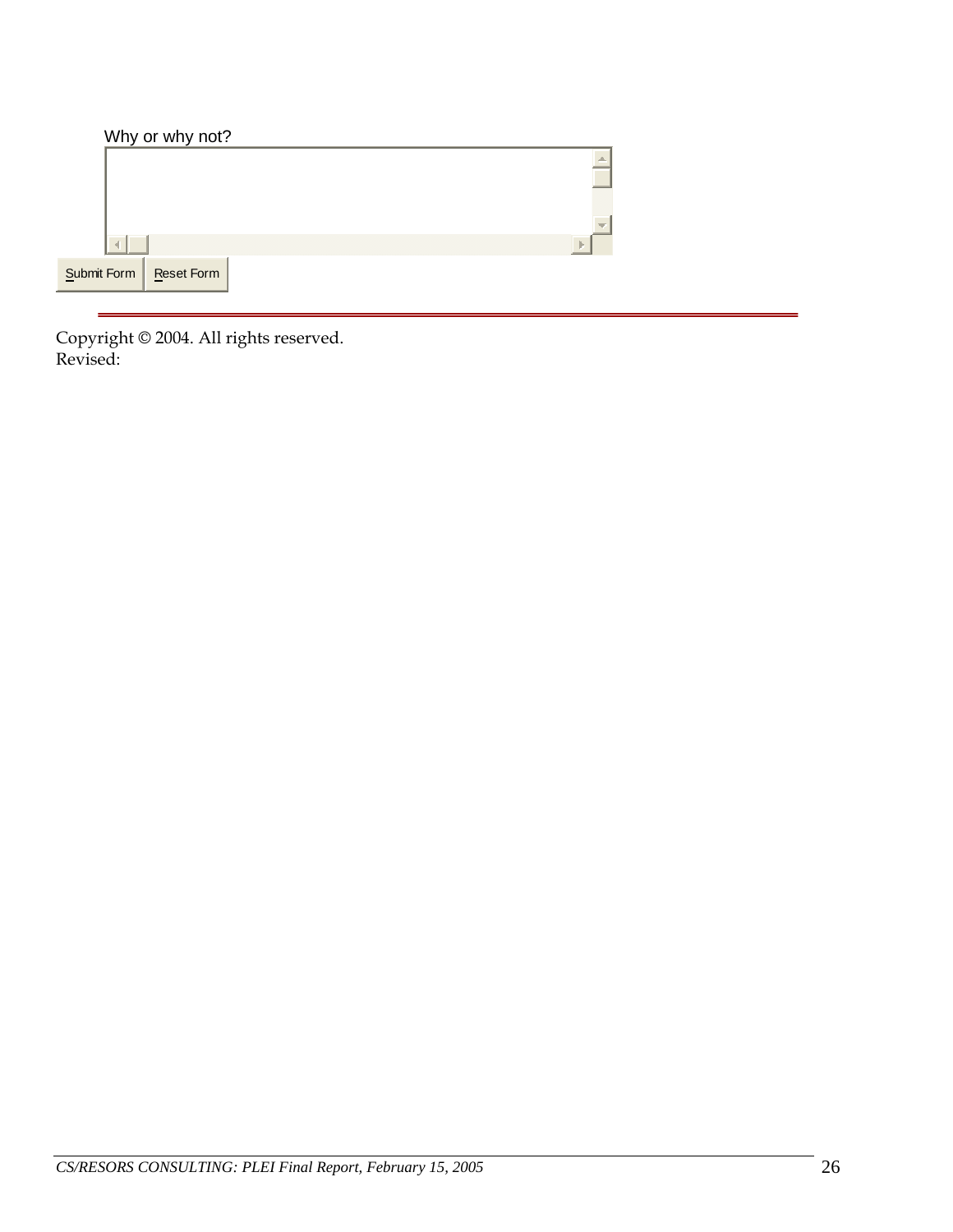Why or why not?

Submit Form | Reset Form

---

Copyright © 2004. All rights reserved.
Revised: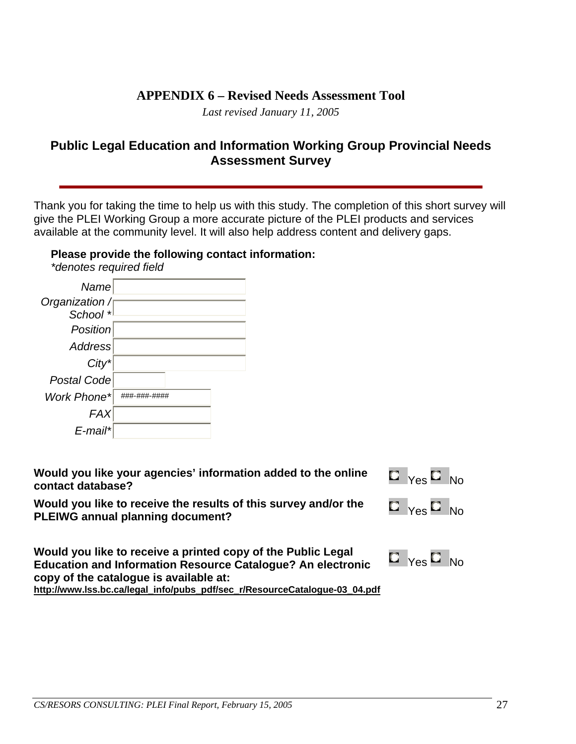# APPENDIX 6 – Revised Needs Assessment Tool

*Last revised January 11, 2005*

## Public Legal Education and Information Working Group Provincial Needs Assessment Survey

Thank you for taking the time to help us with this study. The completion of this short survey will give the PLEI Working Group a more accurate picture of the PLEI products and services available at the community level. It will also help address content and delivery gaps.

**Please provide the following contact information:**
*\*denotes required field*

| | |
|---|---|
| *Name* | |
| *Organization / School \** | |
| *Position* | |
| *Address* | |
| *City\** | |
| *Postal Code* | |
| *Work Phone\** | ###-###-#### |
| *FAX* | |
| *E-mail\** | |

**Would you like your agencies' information added to the online contact database?** ☐ Yes ☐ No

**Would you like to receive the results of this survey and/or the PLEIWG annual planning document?** ☐ Yes ☐ No

**Would you like to receive a printed copy of the Public Legal Education and Information Resource Catalogue? An electronic copy of the catalogue is available at:**
**http://www.lss.bc.ca/legal_info/pubs_pdf/sec_r/ResourceCatalogue-03_04.pdf** ☐ Yes ☐ No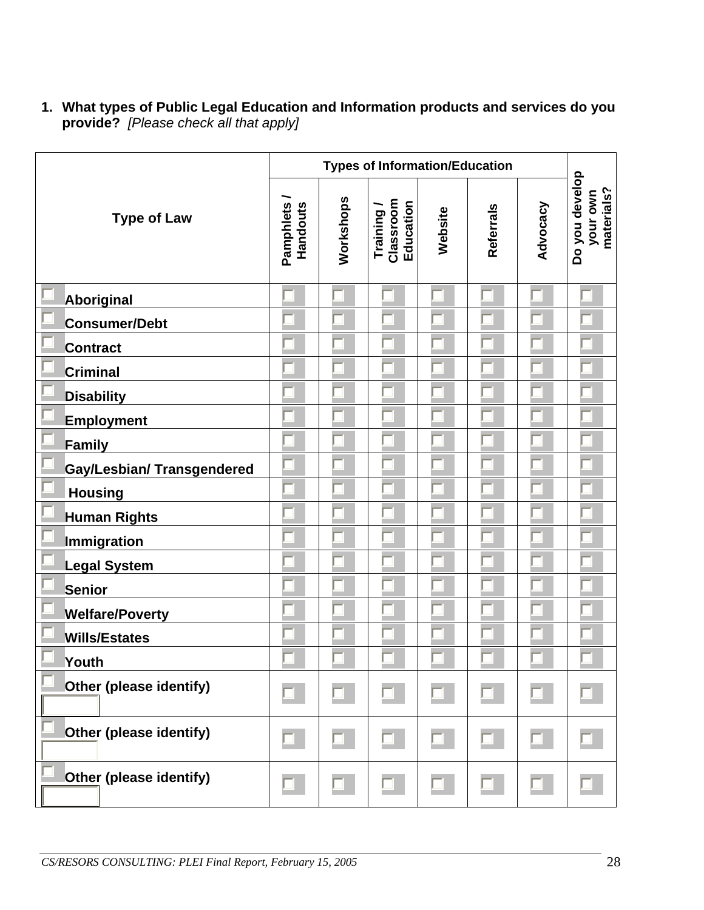1. **What types of Public Legal Education and Information products and services do you provide?** *[Please check all that apply]*

| Type of Law | Types of Information/Education | | | | | | Do you develop your own materials? |
|---|---|---|---|---|---|---|---|
| | Pamphlets / Handouts | Workshops | Training / Classroom Education | Website | Referrals | Advocacy | |
| ☐ Aboriginal | ☐ | ☐ | ☐ | ☐ | ☐ | ☐ | ☐ |
| ☐ Consumer/Debt | ☐ | ☐ | ☐ | ☐ | ☐ | ☐ | ☐ |
| ☐ Contract | ☐ | ☐ | ☐ | ☐ | ☐ | ☐ | ☐ |
| ☐ Criminal | ☐ | ☐ | ☐ | ☐ | ☐ | ☐ | ☐ |
| ☐ Disability | ☐ | ☐ | ☐ | ☐ | ☐ | ☐ | ☐ |
| ☐ Employment | ☐ | ☐ | ☐ | ☐ | ☐ | ☐ | ☐ |
| ☐ Family | ☐ | ☐ | ☐ | ☐ | ☐ | ☐ | ☐ |
| ☐ Gay/Lesbian/ Transgendered | ☐ | ☐ | ☐ | ☐ | ☐ | ☐ | ☐ |
| ☐ Housing | ☐ | ☐ | ☐ | ☐ | ☐ | ☐ | ☐ |
| ☐ Human Rights | ☐ | ☐ | ☐ | ☐ | ☐ | ☐ | ☐ |
| ☐ Immigration | ☐ | ☐ | ☐ | ☐ | ☐ | ☐ | ☐ |
| ☐ Legal System | ☐ | ☐ | ☐ | ☐ | ☐ | ☐ | ☐ |
| ☐ Senior | ☐ | ☐ | ☐ | ☐ | ☐ | ☐ | ☐ |
| ☐ Welfare/Poverty | ☐ | ☐ | ☐ | ☐ | ☐ | ☐ | ☐ |
| ☐ Wills/Estates | ☐ | ☐ | ☐ | ☐ | ☐ | ☐ | ☐ |
| ☐ Youth | ☐ | ☐ | ☐ | ☐ | ☐ | ☐ | ☐ |
| ☐ Other (please identify) ____ | ☐ | ☐ | ☐ | ☐ | ☐ | ☐ | ☐ |
| ☐ Other (please identify) ____ | ☐ | ☐ | ☐ | ☐ | ☐ | ☐ | ☐ |
| ☐ Other (please identify) ____ | ☐ | ☐ | ☐ | ☐ | ☐ | ☐ | ☐ |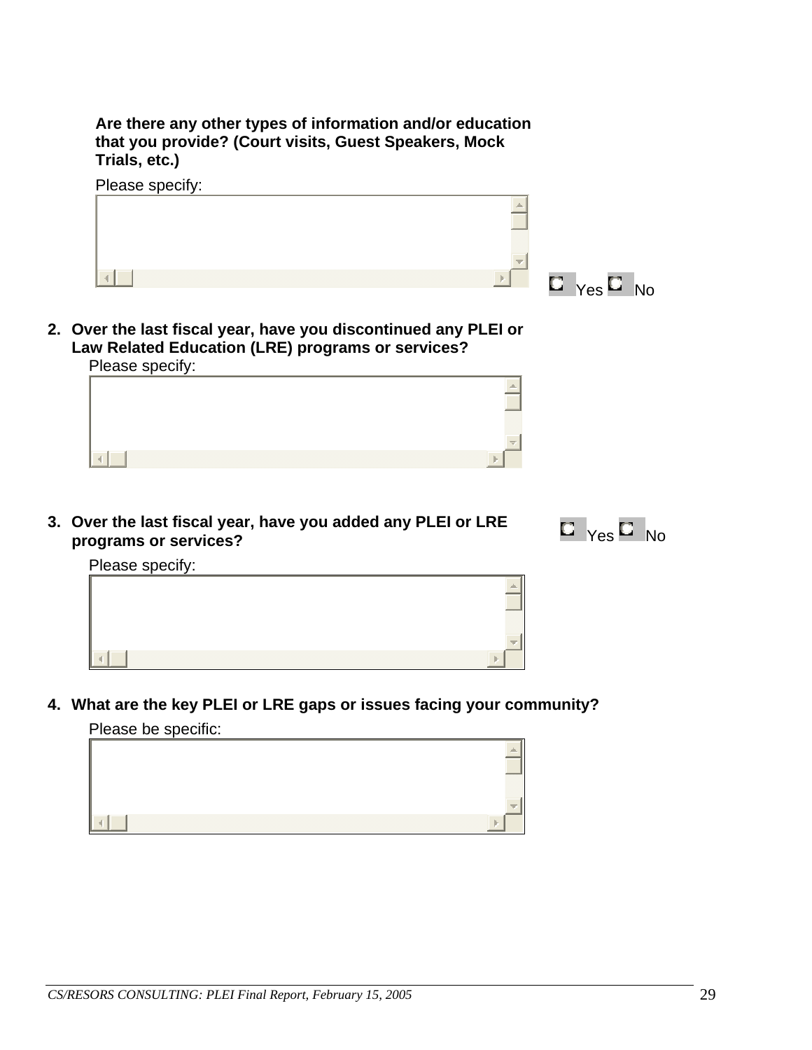**Are there any other types of information and/or education that you provide? (Court visits, Guest Speakers, Mock Trials, etc.)**

Please specify:

Yes No

2. **Over the last fiscal year, have you discontinued any PLEI or Law Related Education (LRE) programs or services?**

   Please specify:

3. **Over the last fiscal year, have you added any PLEI or LRE programs or services?** Yes No

   Please specify:

4. **What are the key PLEI or LRE gaps or issues facing your community?**

   Please be specific: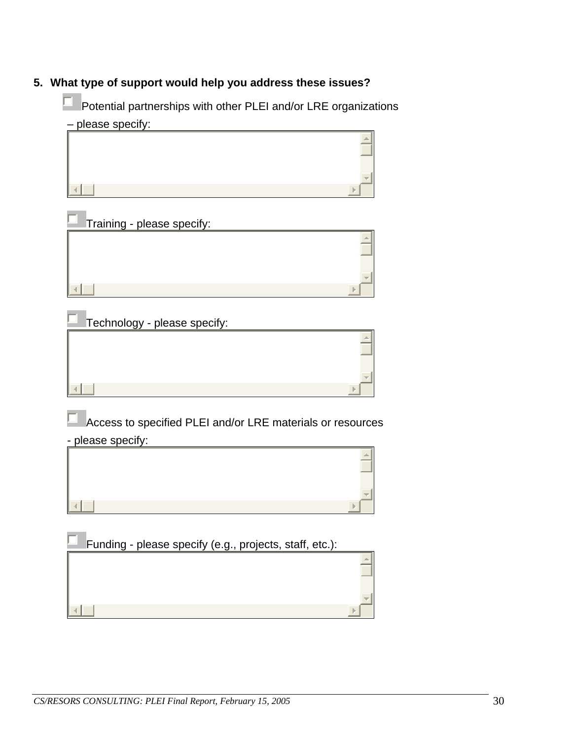5. **What type of support would help you address these issues?**

☐ Potential partnerships with other PLEI and/or LRE organizations – please specify:

☐ Training - please specify:

☐ Technology - please specify:

☐ Access to specified PLEI and/or LRE materials or resources - please specify:

☐ Funding - please specify (e.g., projects, staff, etc.):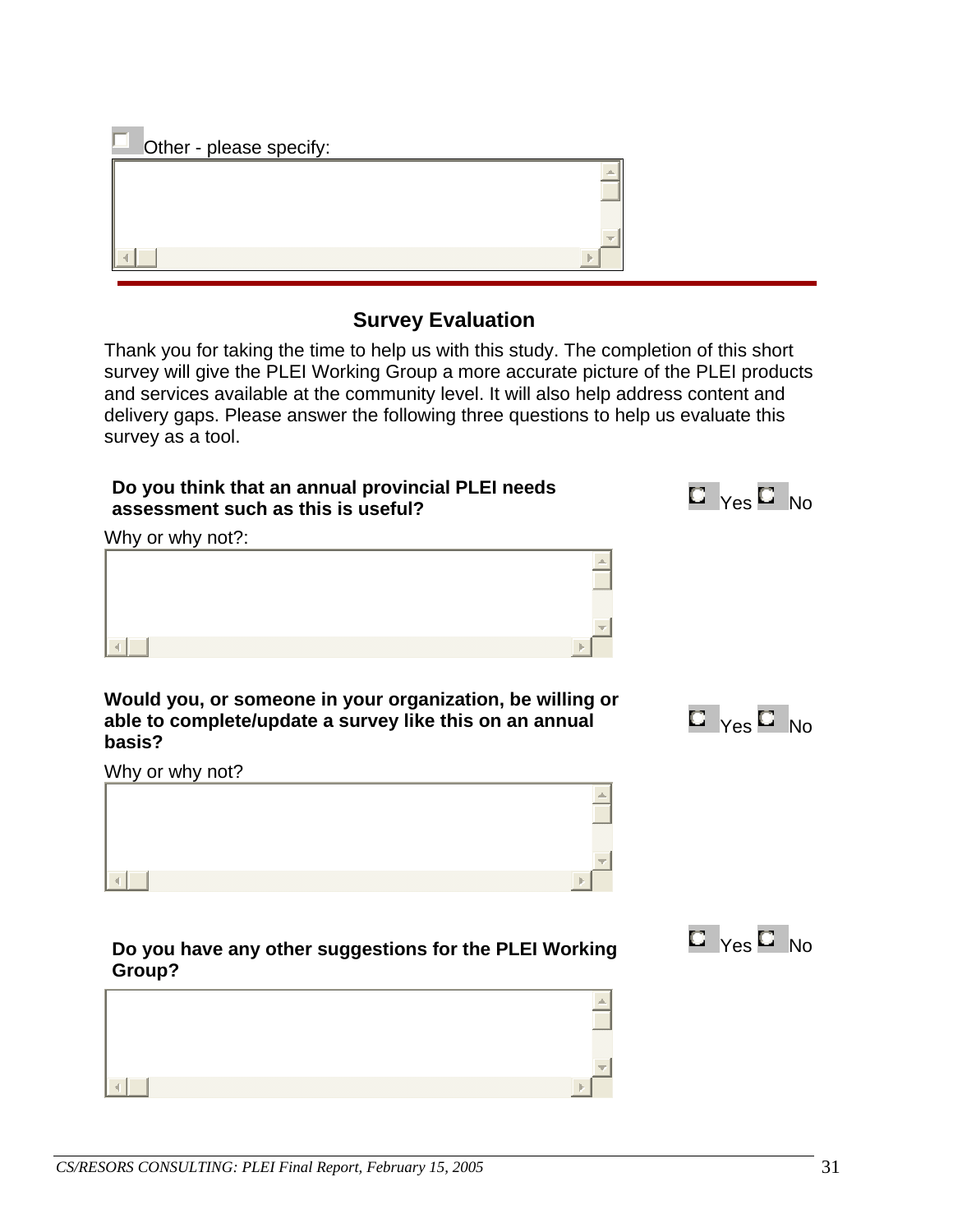☐ Other - please specify:

---

## Survey Evaluation

Thank you for taking the time to help us with this study. The completion of this short survey will give the PLEI Working Group a more accurate picture of the PLEI products and services available at the community level. It will also help address content and delivery gaps. Please answer the following three questions to help us evaluate this survey as a tool.

**Do you think that an annual provincial PLEI needs assessment such as this is useful?** ○ Yes ○ No

Why or why not?:

**Would you, or someone in your organization, be willing or able to complete/update a survey like this on an annual basis?** ○ Yes ○ No

Why or why not?

**Do you have any other suggestions for the PLEI Working Group?** ○ Yes ○ No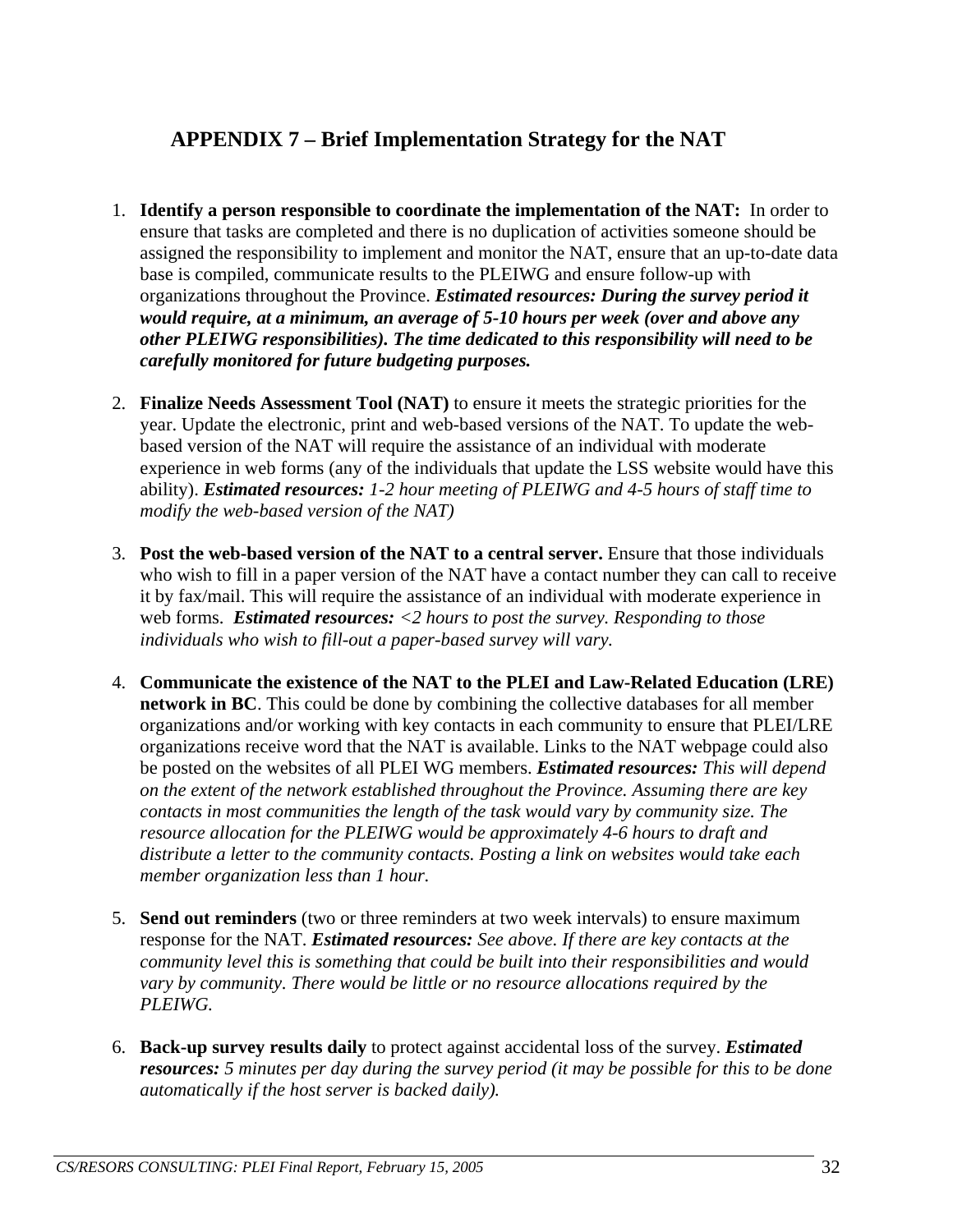## APPENDIX 7 – Brief Implementation Strategy for the NAT

1. **Identify a person responsible to coordinate the implementation of the NAT:** In order to ensure that tasks are completed and there is no duplication of activities someone should be assigned the responsibility to implement and monitor the NAT, ensure that an up-to-date data base is compiled, communicate results to the PLEIWG and ensure follow-up with organizations throughout the Province. ***Estimated resources: During the survey period it would require, at a minimum, an average of 5-10 hours per week (over and above any other PLEIWG responsibilities). The time dedicated to this responsibility will need to be carefully monitored for future budgeting purposes.***

2. **Finalize Needs Assessment Tool (NAT)** to ensure it meets the strategic priorities for the year. Update the electronic, print and web-based versions of the NAT. To update the web-based version of the NAT will require the assistance of an individual with moderate experience in web forms (any of the individuals that update the LSS website would have this ability). ***Estimated resources:*** *1-2 hour meeting of PLEIWG and 4-5 hours of staff time to modify the web-based version of the NAT)*

3. **Post the web-based version of the NAT to a central server.** Ensure that those individuals who wish to fill in a paper version of the NAT have a contact number they can call to receive it by fax/mail. This will require the assistance of an individual with moderate experience in web forms. ***Estimated resources:*** *<2 hours to post the survey. Responding to those individuals who wish to fill-out a paper-based survey will vary.*

4. **Communicate the existence of the NAT to the PLEI and Law-Related Education (LRE) network in BC**. This could be done by combining the collective databases for all member organizations and/or working with key contacts in each community to ensure that PLEI/LRE organizations receive word that the NAT is available. Links to the NAT webpage could also be posted on the websites of all PLEI WG members. ***Estimated resources:*** *This will depend on the extent of the network established throughout the Province. Assuming there are key contacts in most communities the length of the task would vary by community size. The resource allocation for the PLEIWG would be approximately 4-6 hours to draft and distribute a letter to the community contacts. Posting a link on websites would take each member organization less than 1 hour.*

5. **Send out reminders** (two or three reminders at two week intervals) to ensure maximum response for the NAT. ***Estimated resources:*** *See above. If there are key contacts at the community level this is something that could be built into their responsibilities and would vary by community. There would be little or no resource allocations required by the PLEIWG.*

6. **Back-up survey results daily** to protect against accidental loss of the survey. ***Estimated resources:*** *5 minutes per day during the survey period (it may be possible for this to be done automatically if the host server is backed daily).*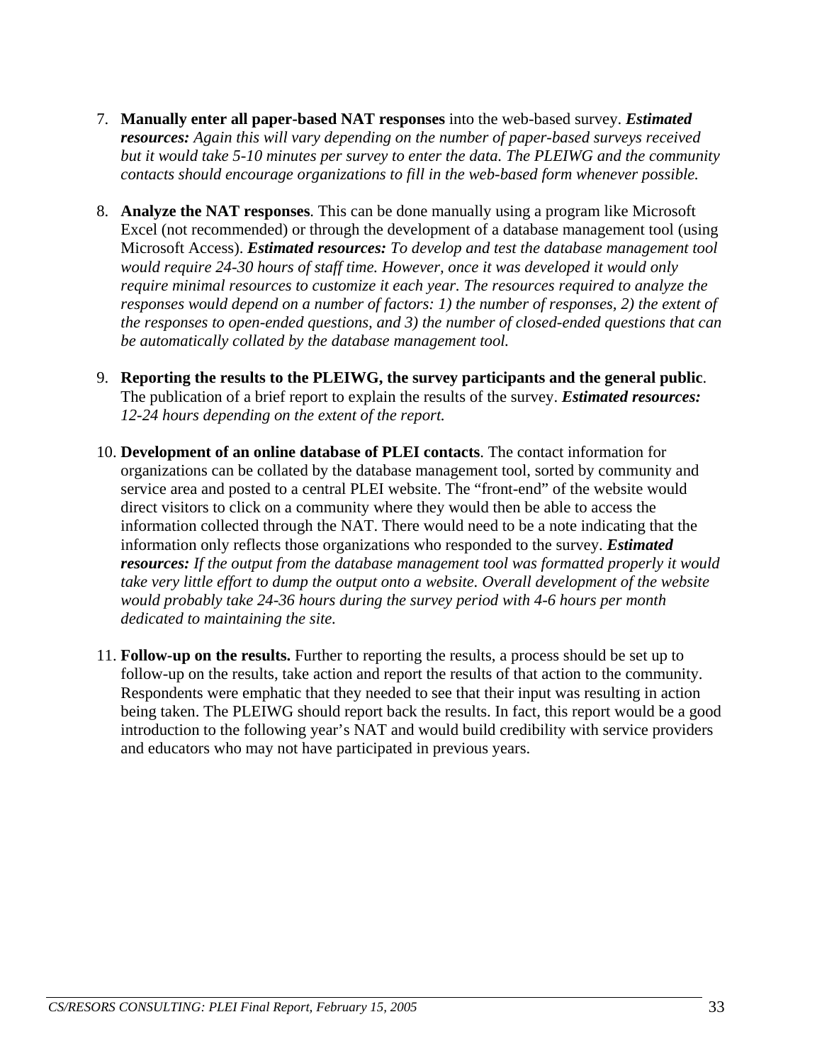7. **Manually enter all paper-based NAT responses** into the web-based survey. ***Estimated resources:*** *Again this will vary depending on the number of paper-based surveys received but it would take 5-10 minutes per survey to enter the data. The PLEIWG and the community contacts should encourage organizations to fill in the web-based form whenever possible.*

8. **Analyze the NAT responses**. This can be done manually using a program like Microsoft Excel (not recommended) or through the development of a database management tool (using Microsoft Access). ***Estimated resources:*** *To develop and test the database management tool would require 24-30 hours of staff time. However, once it was developed it would only require minimal resources to customize it each year. The resources required to analyze the responses would depend on a number of factors: 1) the number of responses, 2) the extent of the responses to open-ended questions, and 3) the number of closed-ended questions that can be automatically collated by the database management tool.*

9. **Reporting the results to the PLEIWG, the survey participants and the general public**. The publication of a brief report to explain the results of the survey. ***Estimated resources:*** *12-24 hours depending on the extent of the report.*

10. **Development of an online database of PLEI contacts**. The contact information for organizations can be collated by the database management tool, sorted by community and service area and posted to a central PLEI website. The "front-end" of the website would direct visitors to click on a community where they would then be able to access the information collected through the NAT. There would need to be a note indicating that the information only reflects those organizations who responded to the survey. ***Estimated resources:*** *If the output from the database management tool was formatted properly it would take very little effort to dump the output onto a website. Overall development of the website would probably take 24-36 hours during the survey period with 4-6 hours per month dedicated to maintaining the site.*

11. **Follow-up on the results.** Further to reporting the results, a process should be set up to follow-up on the results, take action and report the results of that action to the community. Respondents were emphatic that they needed to see that their input was resulting in action being taken. The PLEIWG should report back the results. In fact, this report would be a good introduction to the following year's NAT and would build credibility with service providers and educators who may not have participated in previous years.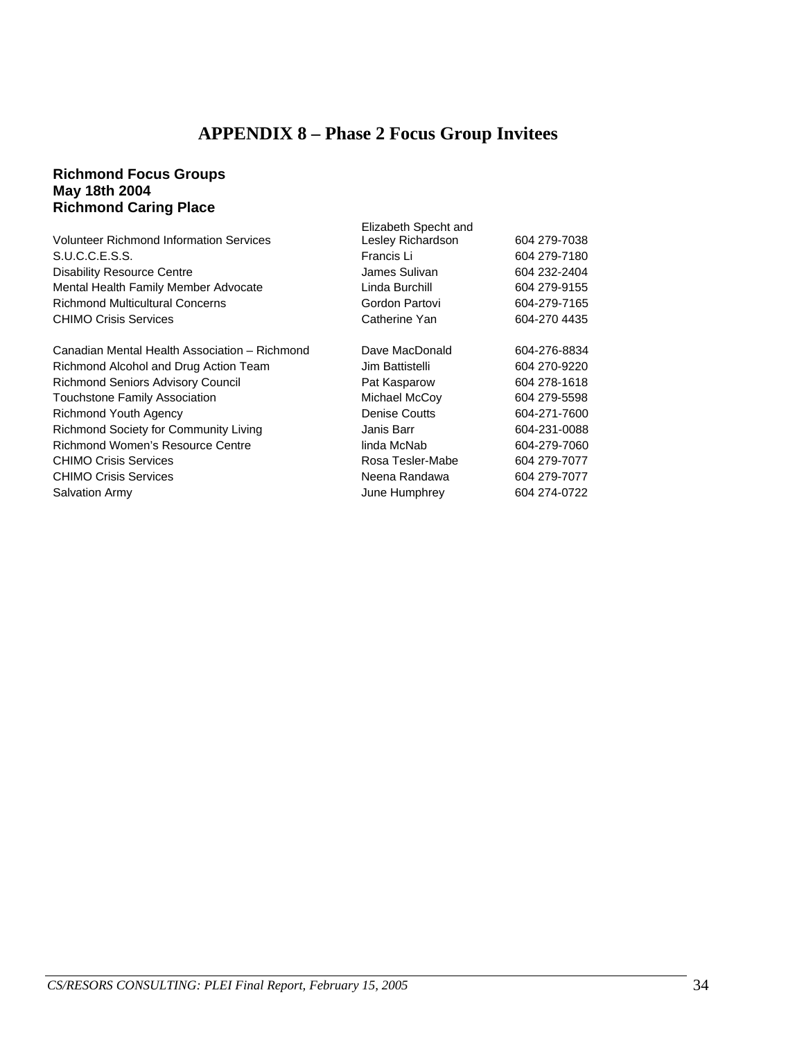# APPENDIX 8 – Phase 2 Focus Group Invitees

**Richmond Focus Groups**
**May 18th 2004**
**Richmond Caring Place**

| | | |
|---|---|---|
| Volunteer Richmond Information Services | Elizabeth Specht and Lesley Richardson | 604 279-7038 |
| S.U.C.C.E.S.S. | Francis Li | 604 279-7180 |
| Disability Resource Centre | James Sulivan | 604 232-2404 |
| Mental Health Family Member Advocate | Linda Burchill | 604 279-9155 |
| Richmond Multicultural Concerns | Gordon Partovi | 604-279-7165 |
| CHIMO Crisis Services | Catherine Yan | 604-270 4435 |
| | | |
| Canadian Mental Health Association – Richmond | Dave MacDonald | 604-276-8834 |
| Richmond Alcohol and Drug Action Team | Jim Battistelli | 604 270-9220 |
| Richmond Seniors Advisory Council | Pat Kasparow | 604 278-1618 |
| Touchstone Family Association | Michael McCoy | 604 279-5598 |
| Richmond Youth Agency | Denise Coutts | 604-271-7600 |
| Richmond Society for Community Living | Janis Barr | 604-231-0088 |
| Richmond Women's Resource Centre | linda McNab | 604-279-7060 |
| CHIMO Crisis Services | Rosa Tesler-Mabe | 604 279-7077 |
| CHIMO Crisis Services | Neena Randawa | 604 279-7077 |
| Salvation Army | June Humphrey | 604 274-0722 |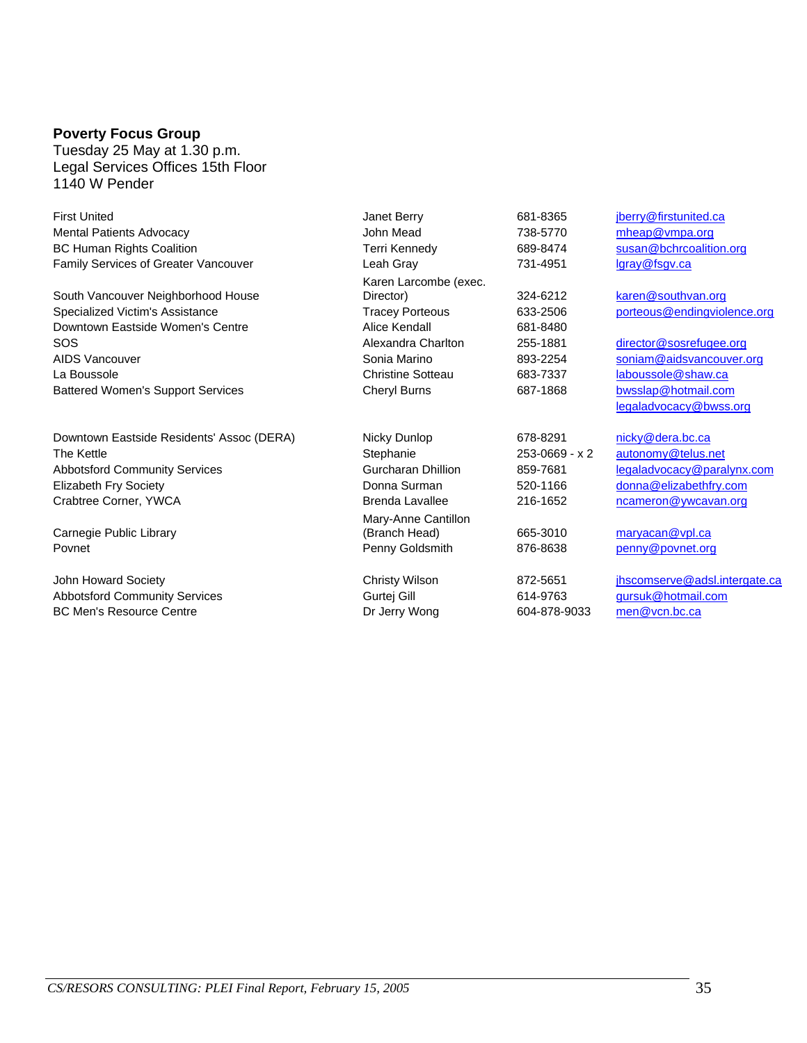**Poverty Focus Group**
Tuesday 25 May at 1.30 p.m.
Legal Services Offices 15th Floor
1140 W Pender

| Organization | Contact | Phone | Email |
|---|---|---|---|
| First United | Janet Berry | 681-8365 | jberry@firstunited.ca |
| Mental Patients Advocacy | John Mead | 738-5770 | mheap@vmpa.org |
| BC Human Rights Coalition | Terri Kennedy | 689-8474 | susan@bchrcoalition.org |
| Family Services of Greater Vancouver | Leah Gray | 731-4951 | lgray@fsgv.ca |
| South Vancouver Neighborhood House | Karen Larcombe (exec. Director) | 324-6212 | karen@southvan.org |
| Specialized Victim's Assistance | Tracey Porteous | 633-2506 | porteous@endingviolence.org |
| Downtown Eastside Women's Centre | Alice Kendall | 681-8480 | |
| SOS | Alexandra Charlton | 255-1881 | director@sosrefugee.org |
| AIDS Vancouver | Sonia Marino | 893-2254 | soniam@aidsvancouver.org |
| La Boussole | Christine Sotteau | 683-7337 | laboussole@shaw.ca |
| Battered Women's Support Services | Cheryl Burns | 687-1868 | bwsslap@hotmail.com legaladvocacy@bwss.org |
| Downtown Eastside Residents' Assoc (DERA) | Nicky Dunlop | 678-8291 | nicky@dera.bc.ca |
| The Kettle | Stephanie | 253-0669 - x 2 | autonomy@telus.net |
| Abbotsford Community Services | Gurcharan Dhillion | 859-7681 | legaladvocacy@paralynx.com |
| Elizabeth Fry Society | Donna Surman | 520-1166 | donna@elizabethfry.com |
| Crabtree Corner, YWCA | Brenda Lavallee | 216-1652 | ncameron@ywcavan.org |
| Carnegie Public Library | Mary-Anne Cantillon (Branch Head) | 665-3010 | maryacan@vpl.ca |
| Povnet | Penny Goldsmith | 876-8638 | penny@povnet.org |
| John Howard Society | Christy Wilson | 872-5651 | jhscomserve@adsl.intergate.ca |
| Abbotsford Community Services | Gurtej Gill | 614-9763 | gursuk@hotmail.com |
| BC Men's Resource Centre | Dr Jerry Wong | 604-878-9033 | men@vcn.bc.ca |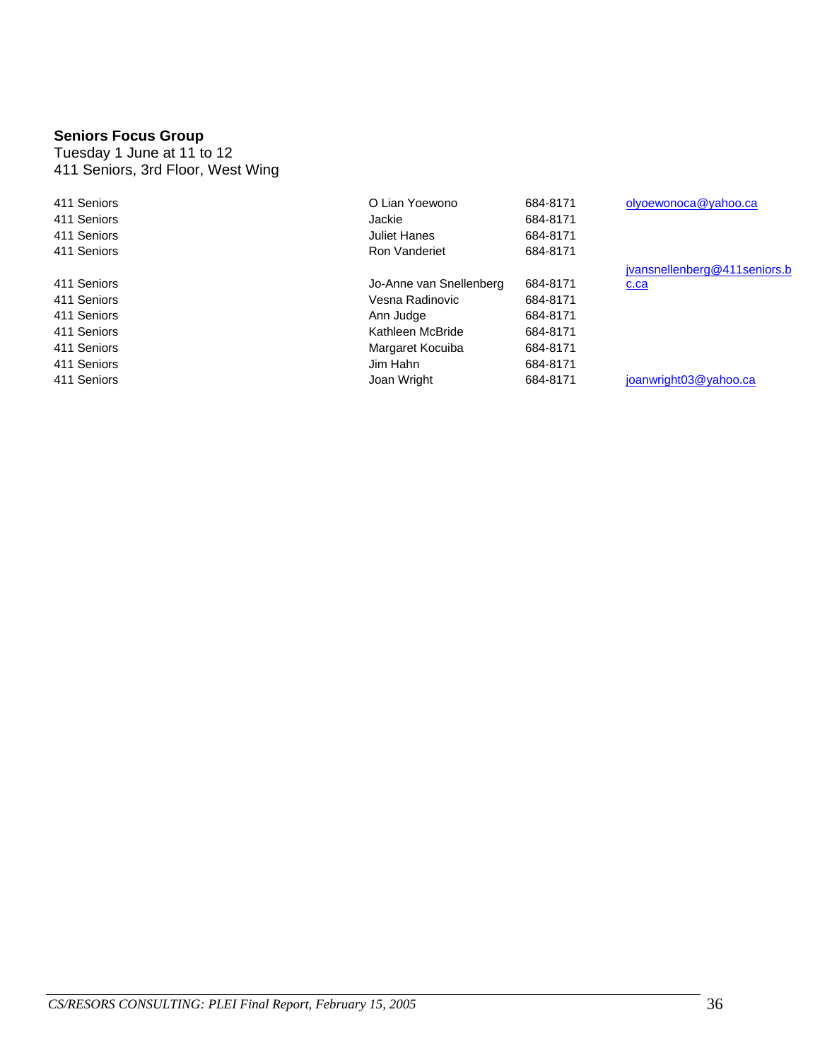**Seniors Focus Group**
Tuesday 1 June at 11 to 12
411 Seniors, 3rd Floor, West Wing

| | | | |
|---|---|---|---|
| 411 Seniors | O Lian Yoewono | 684-8171 | olyoewonoca@yahoo.ca |
| 411 Seniors | Jackie | 684-8171 | |
| 411 Seniors | Juliet Hanes | 684-8171 | |
| 411 Seniors | Ron Vanderiet | 684-8171 | |
| 411 Seniors | Jo-Anne van Snellenberg | 684-8171 | jvansnellenberg@411seniors.bc.ca |
| 411 Seniors | Vesna Radinovic | 684-8171 | |
| 411 Seniors | Ann Judge | 684-8171 | |
| 411 Seniors | Kathleen McBride | 684-8171 | |
| 411 Seniors | Margaret Kocuiba | 684-8171 | |
| 411 Seniors | Jim Hahn | 684-8171 | |
| 411 Seniors | Joan Wright | 684-8171 | joanwright03@yahoo.ca |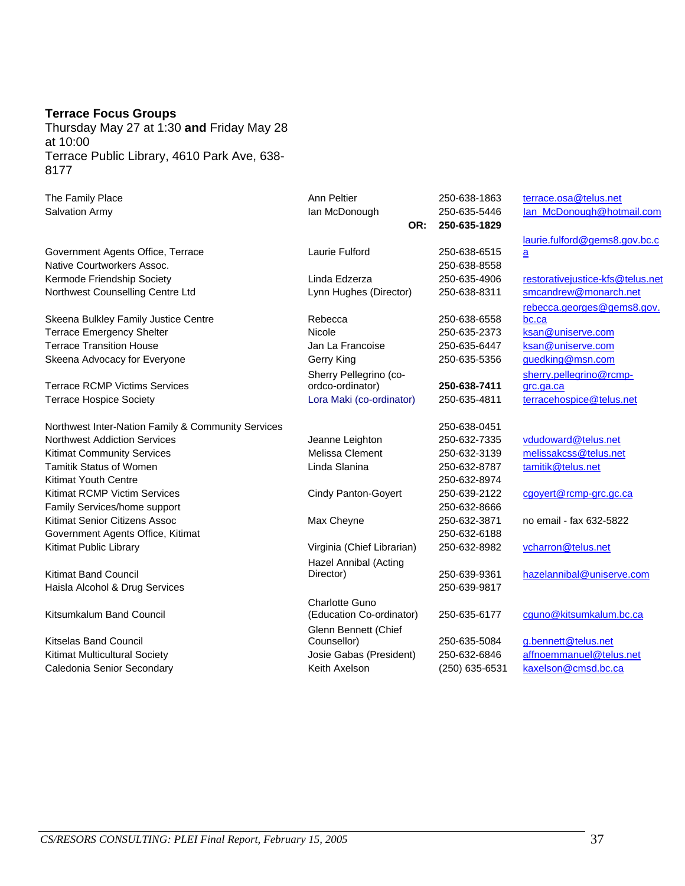**Terrace Focus Groups**
Thursday May 27 at 1:30 **and** Friday May 28 at 10:00
Terrace Public Library, 4610 Park Ave, 638-8177

| Organization | Contact | Phone | Email |
|---|---|---|---|
| The Family Place | Ann Peltier | 250-638-1863 | terrace.osa@telus.net |
| Salvation Army | Ian McDonough | 250-635-5446 **OR: 250-635-1829** | Ian_McDonough@hotmail.com |
| Government Agents Office, Terrace | Laurie Fulford | 250-638-6515 | laurie.fulford@gems8.gov.bc.ca |
| Native Courtworkers Assoc. | | 250-638-8558 | |
| Kermode Friendship Society | Linda Edzerza | 250-635-4906 | restorativejustice-kfs@telus.net |
| Northwest Counselling Centre Ltd | Lynn Hughes (Director) | 250-638-8311 | smcandrew@monarch.net |
| Skeena Bulkley Family Justice Centre | Rebecca | 250-638-6558 | rebecca.georges@gems8.gov.bc.ca |
| Terrace Emergency Shelter | Nicole | 250-635-2373 | ksan@uniserve.com |
| Terrace Transition House | Jan La Francoise | 250-635-6447 | ksan@uniserve.com |
| Skeena Advocacy for Everyone | Gerry King | 250-635-5356 | guedking@msn.com |
| Terrace RCMP Victims Services | Sherry Pellegrino (co-ordco-ordinator) | **250-638-7411** | sherry.pellegrino@rcmp-grc.ga.ca |
| Terrace Hospice Society | Lora Maki (co-ordinator) | 250-635-4811 | terracehospice@telus.net |
| Northwest Inter-Nation Family & Community Services | | 250-638-0451 | |
| Northwest Addiction Services | Jeanne Leighton | 250-632-7335 | vdudoward@telus.net |
| Kitimat Community Services | Melissa Clement | 250-632-3139 | melissakcss@telus.net |
| Tamitik Status of Women | Linda Slanina | 250-632-8787 | tamitik@telus.net |
| Kitimat Youth Centre | | 250-632-8974 | |
| Kitimat RCMP Victim Services | Cindy Panton-Goyert | 250-639-2122 | cgoyert@rcmp-grc.gc.ca |
| Family Services/home support | | 250-632-8666 | |
| Kitimat Senior Citizens Assoc | Max Cheyne | 250-632-3871 | no email - fax 632-5822 |
| Government Agents Office, Kitimat | | 250-632-6188 | |
| Kitimat Public Library | Virginia (Chief Librarian) | 250-632-8982 | vcharron@telus.net |
| Kitimat Band Council | Hazel Annibal (Acting Director) | 250-639-9361 | hazelannibal@uniserve.com |
| Haisla Alcohol & Drug Services | | 250-639-9817 | |
| Kitsumkalum Band Council | Charlotte Guno (Education Co-ordinator) | 250-635-6177 | cguno@kitsumkalum.bc.ca |
| Kitselas Band Council | Glenn Bennett (Chief Counsellor) | 250-635-5084 | g.bennett@telus.net |
| Kitimat Multicultural Society | Josie Gabas (President) | 250-632-6846 | affnoemmanuel@telus.net |
| Caledonia Senior Secondary | Keith Axelson | (250) 635-6531 | kaxelson@cmsd.bc.ca |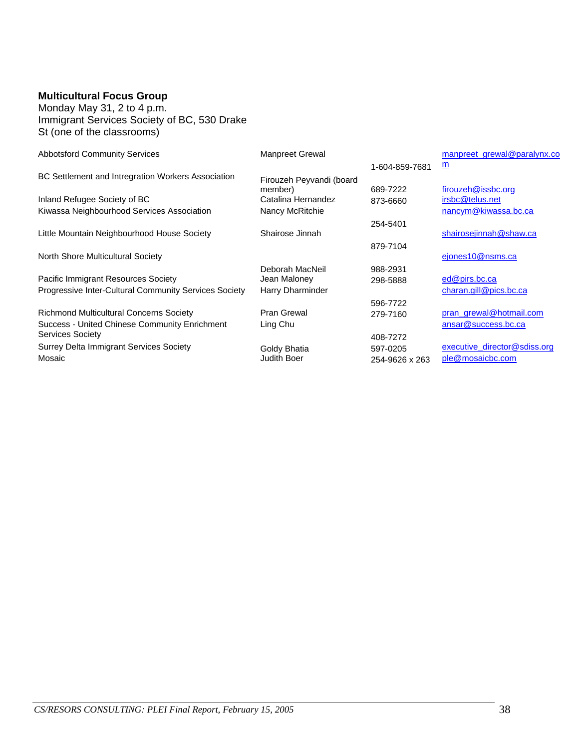**Multicultural Focus Group**
Monday May 31, 2 to 4 p.m.
Immigrant Services Society of BC, 530 Drake St (one of the classrooms)

| Organization | Contact | Phone | Email |
|---|---|---|---|
| Abbotsford Community Services | Manpreet Grewal | 1-604-859-7681 | manpreet_grewal@paralynx.com |
| BC Settlement and Intregration Workers Association | Firouzeh Peyvandi (board member) | 689-7222 | firouzeh@issbc.org |
| Inland Refugee Society of BC | Catalina Hernandez | 873-6660 | irsbc@telus.net |
| Kiwassa Neighbourhood Services Association | Nancy McRitchie | 254-5401 | nancym@kiwassa.bc.ca |
| Little Mountain Neighbourhood House Society | Shairose Jinnah | 879-7104 | shairosejinnah@shaw.ca |
| North Shore Multicultural Society | Deborah MacNeil | 988-2931 | ejones10@nsms.ca |
| Pacific Immigrant Resources Society | Jean Maloney | 298-5888 | ed@pirs.bc.ca |
| Progressive Inter-Cultural Community Services Society | Harry Dharminder | 596-7722 | charan.gill@pics.bc.ca |
| Richmond Multicultural Concerns Society | Pran Grewal | 279-7160 | pran_grewal@hotmail.com |
| Success - United Chinese Community Enrichment Services Society | Ling Chu | 408-7272 | ansar@success.bc.ca |
| Surrey Delta Immigrant Services Society | Goldy Bhatia | 597-0205 | executive_director@sdiss.org |
| Mosaic | Judith Boer | 254-9626 x 263 | ple@mosaicbc.com |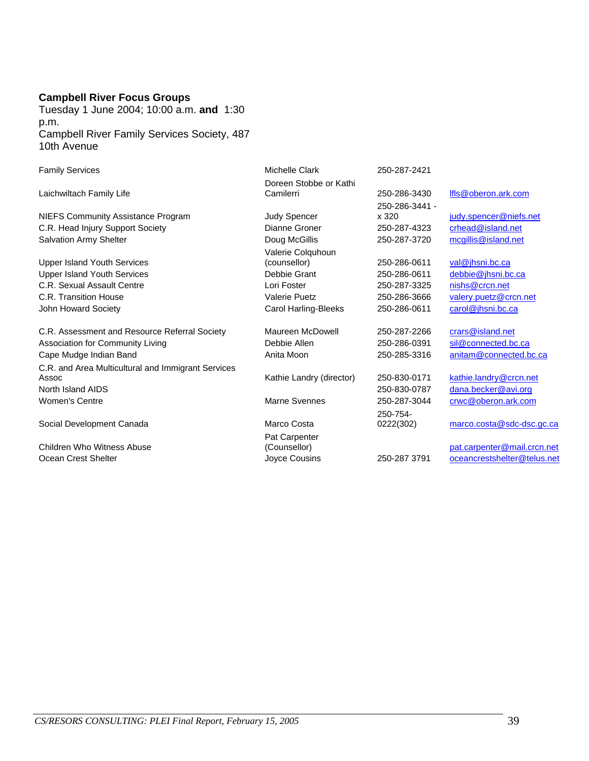**Campbell River Focus Groups**
Tuesday 1 June 2004; 10:00 a.m. **and** 1:30 p.m.
Campbell River Family Services Society, 487 10th Avenue

| | | | |
|---|---|---|---|
| Family Services | Michelle Clark | 250-287-2421 | |
| Laichwiltach Family Life | Doreen Stobbe or Kathi Camilerri | 250-286-3430 | lfls@oberon.ark.com |
| NIEFS Community Assistance Program | Judy Spencer | 250-286-3441 - x 320 | judy.spencer@niefs.net |
| C.R. Head Injury Support Society | Dianne Groner | 250-287-4323 | crhead@island.net |
| Salvation Army Shelter | Doug McGillis | 250-287-3720 | mcgillis@island.net |
| Upper Island Youth Services | Valerie Colquhoun (counsellor) | 250-286-0611 | val@jhsni.bc.ca |
| Upper Island Youth Services | Debbie Grant | 250-286-0611 | debbie@jhsni.bc.ca |
| C.R. Sexual Assault Centre | Lori Foster | 250-287-3325 | nishs@crcn.net |
| C.R. Transition House | Valerie Puetz | 250-286-3666 | valery.puetz@crcn.net |
| John Howard Society | Carol Harling-Bleeks | 250-286-0611 | carol@jhsni.bc.ca |
| C.R. Assessment and Resource Referral Society | Maureen McDowell | 250-287-2266 | crars@island.net |
| Association for Community Living | Debbie Allen | 250-286-0391 | sil@connected.bc.ca |
| Cape Mudge Indian Band | Anita Moon | 250-285-3316 | anitam@connected.bc.ca |
| C.R. and Area Multicultural and Immigrant Services Assoc | Kathie Landry (director) | 250-830-0171 | kathie.landry@crcn.net |
| North Island AIDS | | 250-830-0787 | dana.becker@avi.org |
| Women's Centre | Marne Svennes | 250-287-3044 | crwc@oberon.ark.com |
| Social Development Canada | Marco Costa | 250-754-0222(302) | marco.costa@sdc-dsc.gc.ca |
| Children Who Witness Abuse | Pat Carpenter (Counsellor) | | pat.carpenter@mail.crcn.net |
| Ocean Crest Shelter | Joyce Cousins | 250-287 3791 | oceancrestshelter@telus.net |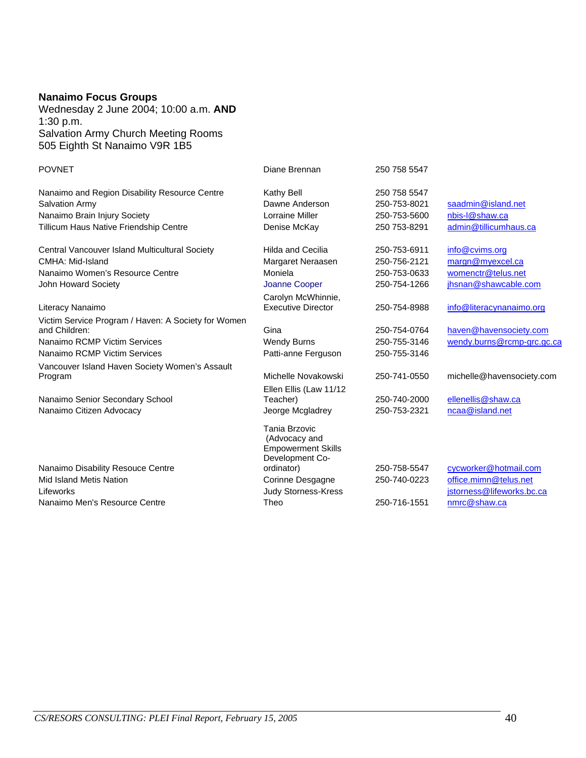**Nanaimo Focus Groups**
Wednesday 2 June 2004; 10:00 a.m. **AND** 1:30 p.m.
Salvation Army Church Meeting Rooms
505 Eighth St Nanaimo V9R 1B5

| | | | |
|---|---|---|---|
| POVNET | Diane Brennan | 250 758 5547 | |
| Nanaimo and Region Disability Resource Centre | Kathy Bell | 250 758 5547 | |
| Salvation Army | Dawne Anderson | 250-753-8021 | saadmin@island.net |
| Nanaimo Brain Injury Society | Lorraine Miller | 250-753-5600 | nbis-l@shaw.ca |
| Tillicum Haus Native Friendship Centre | Denise McKay | 250 753-8291 | admin@tillicumhaus.ca |
| Central Vancouver Island Multicultural Society | Hilda and Cecilia | 250-753-6911 | info@cvims.org |
| CMHA: Mid-Island | Margaret Neraasen | 250-756-2121 | margn@myexcel.ca |
| Nanaimo Women's Resource Centre | Moniela | 250-753-0633 | womenctr@telus.net |
| John Howard Society | Joanne Cooper | 250-754-1266 | jhsnan@shawcable.com |
| Literacy Nanaimo | Carolyn McWhinnie, Executive Director | 250-754-8988 | info@literacynanaimo.org |
| Victim Service Program / Haven: A Society for Women and Children: | Gina | 250-754-0764 | haven@havensociety.com |
| Nanaimo RCMP Victim Services | Wendy Burns | 250-755-3146 | wendy.burns@rcmp-grc.gc.ca |
| Nanaimo RCMP Victim Services | Patti-anne Ferguson | 250-755-3146 | |
| Vancouver Island Haven Society Women's Assault Program | Michelle Novakowski | 250-741-0550 | michelle@havensociety.com |
| Nanaimo Senior Secondary School | Ellen Ellis (Law 11/12 Teacher) | 250-740-2000 | ellenellis@shaw.ca |
| Nanaimo Citizen Advocacy | Jeorge Mcgladrey | 250-753-2321 | ncaa@island.net |
| Nanaimo Disability Resouce Centre | Tania Brzovic (Advocacy and Empowerment Skills Development Co-ordinator) | 250-758-5547 | cycworker@hotmail.com |
| Mid Island Metis Nation | Corinne Desgagne | 250-740-0223 | office.mimn@telus.net |
| Lifeworks | Judy Storness-Kress | | jstorness@lifeworks.bc.ca |
| Nanaimo Men's Resource Centre | Theo | 250-716-1551 | nmrc@shaw.ca |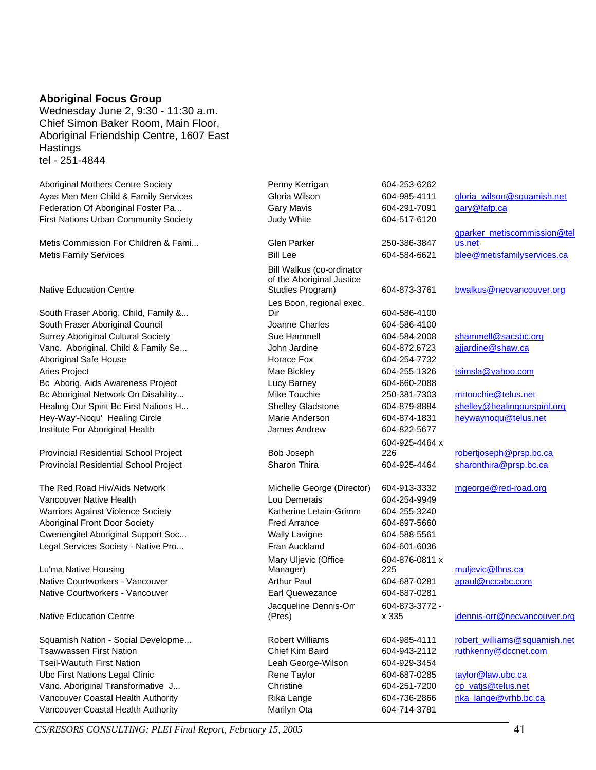**Aboriginal Focus Group**
Wednesday June 2, 9:30 - 11:30 a.m.
Chief Simon Baker Room, Main Floor,
Aboriginal Friendship Centre, 1607 East Hastings
tel - 251-4844

| | | | |
|---|---|---|---|
| Aboriginal Mothers Centre Society | Penny Kerrigan | 604-253-6262 | |
| Ayas Men Men Child & Family Services | Gloria Wilson | 604-985-4111 | gloria_wilson@squamish.net |
| Federation Of Aboriginal Foster Pa... | Gary Mavis | 604-291-7091 | gary@fafp.ca |
| First Nations Urban Community Society | Judy White | 604-517-6120 | |
| Metis Commission For Children & Fami... | Glen Parker | 250-386-3847 | gparker_metiscommission@telus.net |
| Metis Family Services | Bill Lee | 604-584-6621 | blee@metisfamilyservices.ca |
| Native Education Centre | Bill Walkus (co-ordinator of the Aboriginal Justice Studies Program) | 604-873-3761 | bwalkus@necvancouver.org |
| South Fraser Aborig. Child, Family &... | Les Boon, regional exec. Dir | 604-586-4100 | |
| South Fraser Aboriginal Council | Joanne Charles | 604-586-4100 | |
| Surrey Aboriginal Cultural Society | Sue Hammell | 604-584-2008 | shammell@sacsbc.org |
| Vanc. Aboriginal. Child & Family Se... | John Jardine | 604-872.6723 | ajjardine@shaw.ca |
| Aboriginal Safe House | Horace Fox | 604-254-7732 | |
| Aries Project | Mae Bickley | 604-255-1326 | tsimsla@yahoo.com |
| Bc Aborig. Aids Awareness Project | Lucy Barney | 604-660-2088 | |
| Bc Aboriginal Network On Disability... | Mike Touchie | 250-381-7303 | mrtouchie@telus.net |
| Healing Our Spirit Bc First Nations H... | Shelley Gladstone | 604-879-8884 | shelley@healingourspirit.org |
| Hey-Way'-Noqu' Healing Circle | Marie Anderson | 604-874-1831 | heywaynoqu@telus.net |
| Institute For Aboriginal Health | James Andrew | 604-822-5677 | |
| Provincial Residential School Project | Bob Joseph | 604-925-4464 x 226 | robertjoseph@prsp.bc.ca |
| Provincial Residential School Project | Sharon Thira | 604-925-4464 | sharonthira@prsp.bc.ca |
| The Red Road Hiv/Aids Network | Michelle George (Director) | 604-913-3332 | mgeorge@red-road.org |
| Vancouver Native Health | Lou Demerais | 604-254-9949 | |
| Warriors Against Violence Society | Katherine Letain-Grimm | 604-255-3240 | |
| Aboriginal Front Door Society | Fred Arrance | 604-697-5660 | |
| Cwenengitel Aboriginal Support Soc... | Wally Lavigne | 604-588-5561 | |
| Legal Services Society - Native Pro... | Fran Auckland | 604-601-6036 | |
| Lu'ma Native Housing | Mary Uljevic (Office Manager) | 604-876-0811 x 225 | muljevic@lhns.ca |
| Native Courtworkers - Vancouver | Arthur Paul | 604-687-0281 | apaul@nccabc.com |
| Native Courtworkers - Vancouver | Earl Quewezance | 604-687-0281 | |
| Native Education Centre | Jacqueline Dennis-Orr (Pres) | 604-873-3772 - x 335 | jdennis-orr@necvancouver.org |
| Squamish Nation - Social Developme... | Robert Williams | 604-985-4111 | robert_williams@squamish.net |
| Tsawwassen First Nation | Chief Kim Baird | 604-943-2112 | ruthkenny@dccnet.com |
| Tseil-Waututh First Nation | Leah George-Wilson | 604-929-3454 | |
| Ubc First Nations Legal Clinic | Rene Taylor | 604-687-0285 | taylor@law.ubc.ca |
| Vanc. Aboriginal Transformative J... | Christine | 604-251-7200 | cp_vatjs@telus.net |
| Vancouver Coastal Health Authority | Rika Lange | 604-736-2866 | rika_lange@vrhb.bc.ca |
| Vancouver Coastal Health Authority | Marilyn Ota | 604-714-3781 | |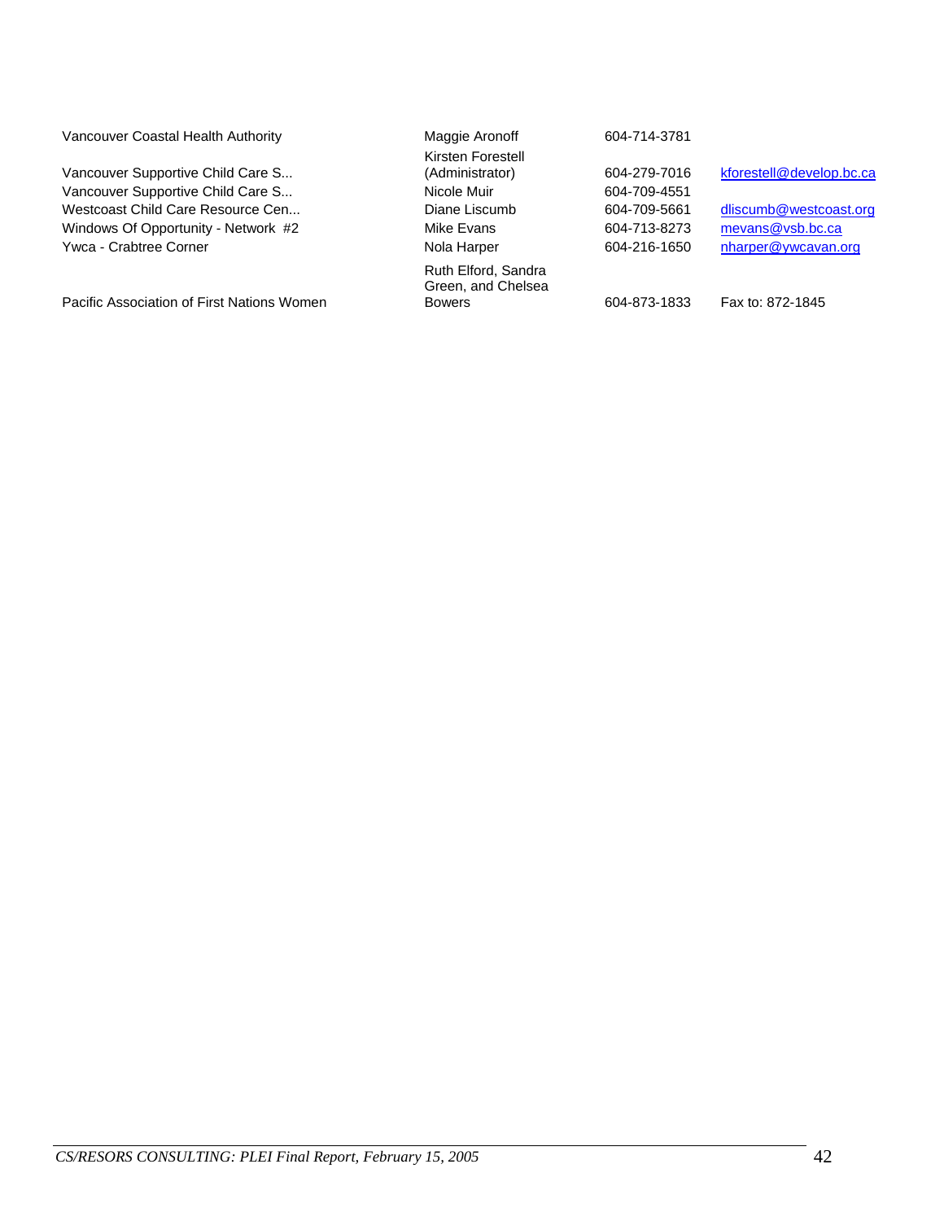| | | | |
|---|---|---|---|
| Vancouver Coastal Health Authority | Maggie Aronoff | 604-714-3781 | |
| Vancouver Supportive Child Care S... | Kirsten Forestell (Administrator) | 604-279-7016 | kforestell@develop.bc.ca |
| Vancouver Supportive Child Care S... | Nicole Muir | 604-709-4551 | |
| Westcoast Child Care Resource Cen... | Diane Liscumb | 604-709-5661 | dliscumb@westcoast.org |
| Windows Of Opportunity - Network #2 | Mike Evans | 604-713-8273 | mevans@vsb.bc.ca |
| Ywca - Crabtree Corner | Nola Harper | 604-216-1650 | nharper@ywcavan.org |
| Pacific Association of First Nations Women | Ruth Elford, Sandra Green, and Chelsea Bowers | 604-873-1833 | Fax to: 872-1845 |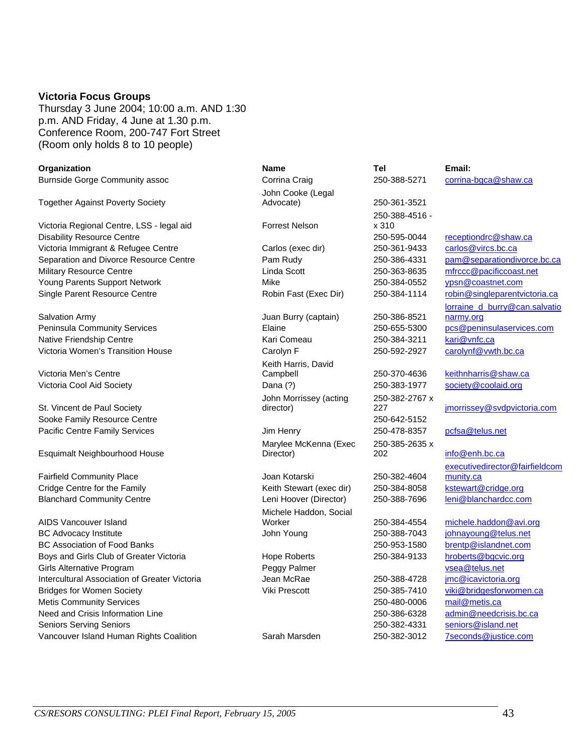**Victoria Focus Groups**
Thursday 3 June 2004; 10:00 a.m. AND 1:30 p.m. AND Friday, 4 June at 1.30 p.m.
Conference Room, 200-747 Fort Street
(Room only holds 8 to 10 people)

| Organization | Name | Tel | Email: |
|---|---|---|---|
| Burnside Gorge Community assoc | Corrina Craig | 250-388-5271 | corrina-bgca@shaw.ca |
| Together Against Poverty Society | John Cooke (Legal Advocate) | 250-361-3521 | |
| Victoria Regional Centre, LSS - legal aid | Forrest Nelson | 250-388-4516 - x 310 | |
| Disability Resource Centre | | 250-595-0044 | receptiondrc@shaw.ca |
| Victoria Immigrant & Refugee Centre | Carlos (exec dir) | 250-361-9433 | carlos@vircs.bc.ca |
| Separation and Divorce Resource Centre | Pam Rudy | 250-386-4331 | pam@separationdivorce.bc.ca |
| Military Resource Centre | Linda Scott | 250-363-8635 | mfrccc@pacificcoast.net |
| Young Parents Support Network | Mike | 250-384-0552 | ypsn@coastnet.com |
| Single Parent Resource Centre | Robin Fast (Exec Dir) | 250-384-1114 | robin@singleparentvictoria.ca |
| Salvation Army | Juan Burry (captain) | 250-386-8521 | lorraine_d_burry@can.salvationarmy.org |
| Peninsula Community Services | Elaine | 250-655-5300 | pcs@peninsulaservices.com |
| Native Friendship Centre | Kari Comeau | 250-384-3211 | kari@vnfc.ca |
| Victoria Women's Transition House | Carolyn F | 250-592-2927 | carolynf@vwth.bc.ca |
| Victoria Men's Centre | Keith Harris, David Campbell | 250-370-4636 | keithnharris@shaw.ca |
| Victoria Cool Aid Society | Dana (?) | 250-383-1977 | society@coolaid.org |
| St. Vincent de Paul Society | John Morrissey (acting director) | 250-382-2767 x 227 | jmorrissey@svdpvictoria.com |
| Sooke Family Resource Centre | | 250-642-5152 | |
| Pacific Centre Family Services | Jim Henry | 250-478-8357 | pcfsa@telus.net |
| Esquimalt Neighbourhood House | Marylee McKenna (Exec Director) | 250-385-2635 x 202 | info@enh.bc.ca |
| Fairfield Community Place | Joan Kotarski | 250-382-4604 | executivedirector@fairfieldcommunity.ca |
| Cridge Centre for the Family | Keith Stewart (exec dir) | 250-384-8058 | kstewart@cridge.org |
| Blanchard Community Centre | Leni Hoover (Director) | 250-388-7696 | leni@blanchardcc.com |
| AIDS Vancouver Island | Michele Haddon, Social Worker | 250-384-4554 | michele.haddon@avi.org |
| BC Advocacy Institute | John Young | 250-388-7043 | johnayoung@telus.net |
| BC Association of Food Banks | | 250-953-1580 | brentp@islandnet.com |
| Boys and Girls Club of Greater Victoria | Hope Roberts | 250-384-9133 | hroberts@bgcvic.org |
| Girls Alternative Program | Peggy Palmer | | vsea@telus.net |
| Intercultural Association of Greater Victoria | Jean McRae | 250-388-4728 | jmc@icavictoria.org |
| Bridges for Women Society | Viki Prescott | 250-385-7410 | viki@bridgesforwomen.ca |
| Metis Community Services | | 250-480-0006 | mail@metis.ca |
| Need and Crisis Information Line | | 250-386-6328 | admin@needcrisis.bc.ca |
| Seniors Serving Seniors | | 250-382-4331 | seniors@island.net |
| Vancouver Island Human Rights Coalition | Sarah Marsden | 250-382-3012 | 7seconds@justice.com |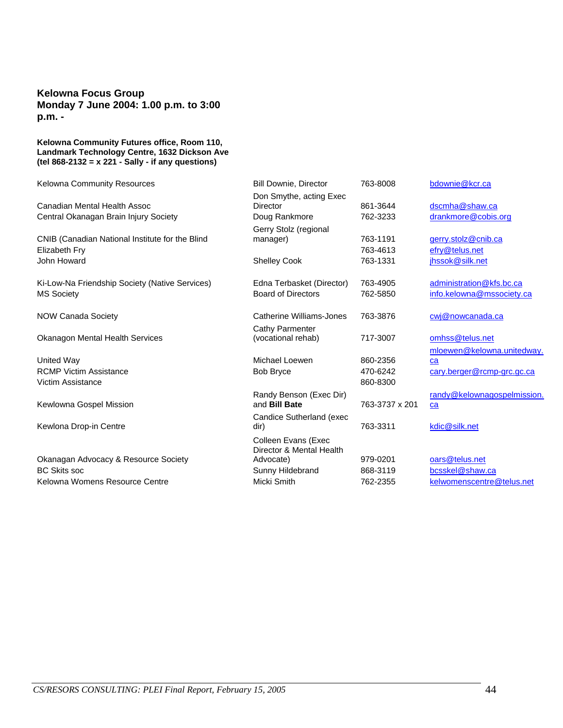**Kelowna Focus Group**
**Monday 7 June 2004: 1.00 p.m. to 3:00 p.m. -**

**Kelowna Community Futures office, Room 110, Landmark Technology Centre, 1632 Dickson Ave (tel 868-2132 = x 221 - Sally - if any questions)**

| Organization | Contact | Phone | Email |
|---|---|---|---|
| Kelowna Community Resources | Bill Downie, Director | 763-8008 | bdownie@kcr.ca |
| Canadian Mental Health Assoc | Don Smythe, acting Exec Director | 861-3644 | dscmha@shaw.ca |
| Central Okanagan Brain Injury Society | Doug Rankmore | 762-3233 | drankmore@cobis.org |
| CNIB (Canadian National Institute for the Blind | Gerry Stolz (regional manager) | 763-1191 | gerry.stolz@cnib.ca |
| Elizabeth Fry | | 763-4613 | efry@telus.net |
| John Howard | Shelley Cook | 763-1331 | jhssok@silk.net |
| Ki-Low-Na Friendship Society (Native Services) | Edna Terbasket (Director) | 763-4905 | administration@kfs.bc.ca |
| MS Society | Board of Directors | 762-5850 | info.kelowna@mssociety.ca |
| NOW Canada Society | Catherine Williams-Jones | 763-3876 | cwj@nowcanada.ca |
| Okanagon Mental Health Services | Cathy Parmenter (vocational rehab) | 717-3007 | omhss@telus.net |
| United Way | Michael Loewen | 860-2356 | mloewen@kelowna.unitedway.ca |
| RCMP Victim Assistance | Bob Bryce | 470-6242 | cary.berger@rcmp-grc.gc.ca |
| Victim Assistance | | 860-8300 | |
| Kewlowna Gospel Mission | Randy Benson (Exec Dir) and **Bill Bate** | 763-3737 x 201 | randy@kelownagospelmission.ca |
| Kewlona Drop-in Centre | Candice Sutherland (exec dir) | 763-3311 | kdic@silk.net |
| Okanagan Advocacy & Resource Society | Colleen Evans (Exec Director & Mental Health Advocate) | 979-0201 | oars@telus.net |
| BC Skits soc | Sunny Hildebrand | 868-3119 | bcsskel@shaw.ca |
| Kelowna Womens Resource Centre | Micki Smith | 762-2355 | kelwomenscentre@telus.net |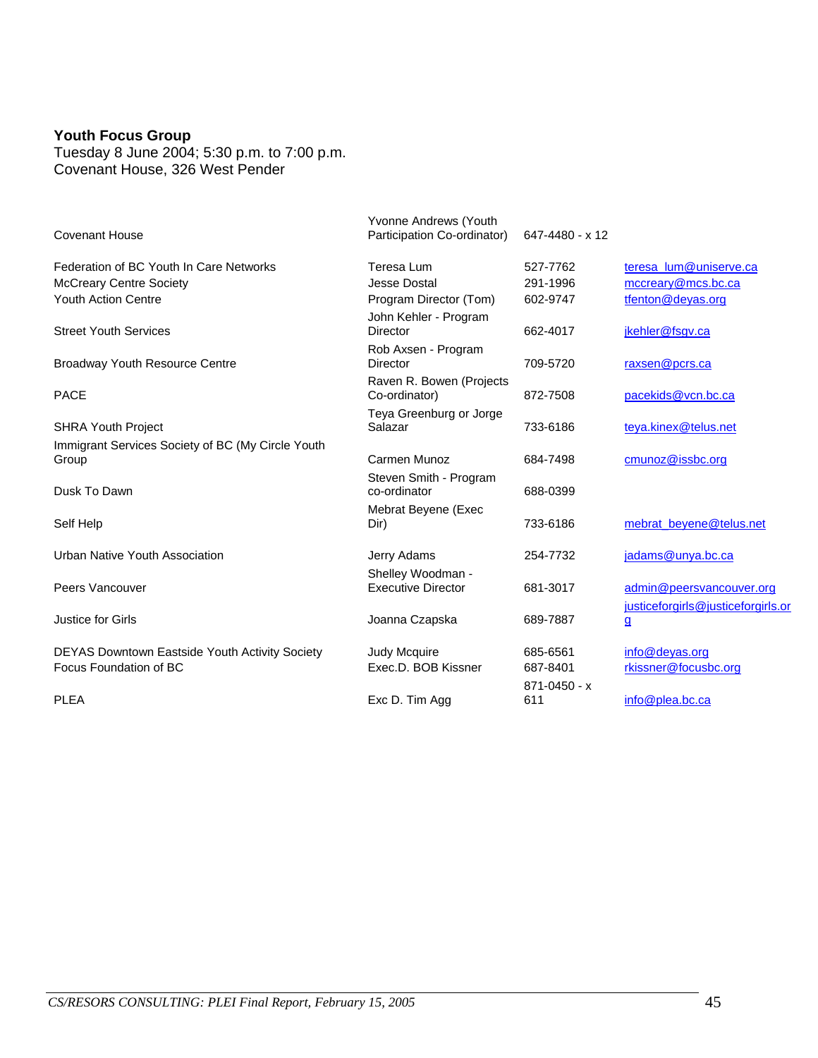**Youth Focus Group**
Tuesday 8 June 2004; 5:30 p.m. to 7:00 p.m.
Covenant House, 326 West Pender

| Organization | Contact | Phone | Email |
|---|---|---|---|
| Covenant House | Yvonne Andrews (Youth Participation Co-ordinator) | 647-4480 - x 12 | |
| Federation of BC Youth In Care Networks | Teresa Lum | 527-7762 | teresa_lum@uniserve.ca |
| McCreary Centre Society | Jesse Dostal | 291-1996 | mccreary@mcs.bc.ca |
| Youth Action Centre | Program Director (Tom) | 602-9747 | tfenton@deyas.org |
| Street Youth Services | John Kehler - Program Director | 662-4017 | jkehler@fsgv.ca |
| Broadway Youth Resource Centre | Rob Axsen - Program Director | 709-5720 | raxsen@pcrs.ca |
| PACE | Raven R. Bowen (Projects Co-ordinator) | 872-7508 | pacekids@vcn.bc.ca |
| SHRA Youth Project | Teya Greenburg or Jorge Salazar | 733-6186 | teya.kinex@telus.net |
| Immigrant Services Society of BC (My Circle Youth Group | Carmen Munoz | 684-7498 | cmunoz@issbc.org |
| Dusk To Dawn | Steven Smith - Program co-ordinator | 688-0399 | |
| Self Help | Mebrat Beyene (Exec Dir) | 733-6186 | mebrat_beyene@telus.net |
| Urban Native Youth Association | Jerry Adams | 254-7732 | jadams@unya.bc.ca |
| Peers Vancouver | Shelley Woodman - Executive Director | 681-3017 | admin@peersvancouver.org |
| Justice for Girls | Joanna Czapska | 689-7887 | justiceforgirls@justiceforgirls.org |
| DEYAS Downtown Eastside Youth Activity Society | Judy Mcquire | 685-6561 | info@deyas.org |
| Focus Foundation of BC | Exec.D. BOB Kissner | 687-8401 | rkissner@focusbc.org |
| PLEA | Exc D. Tim Agg | 871-0450 - x 611 | info@plea.bc.ca |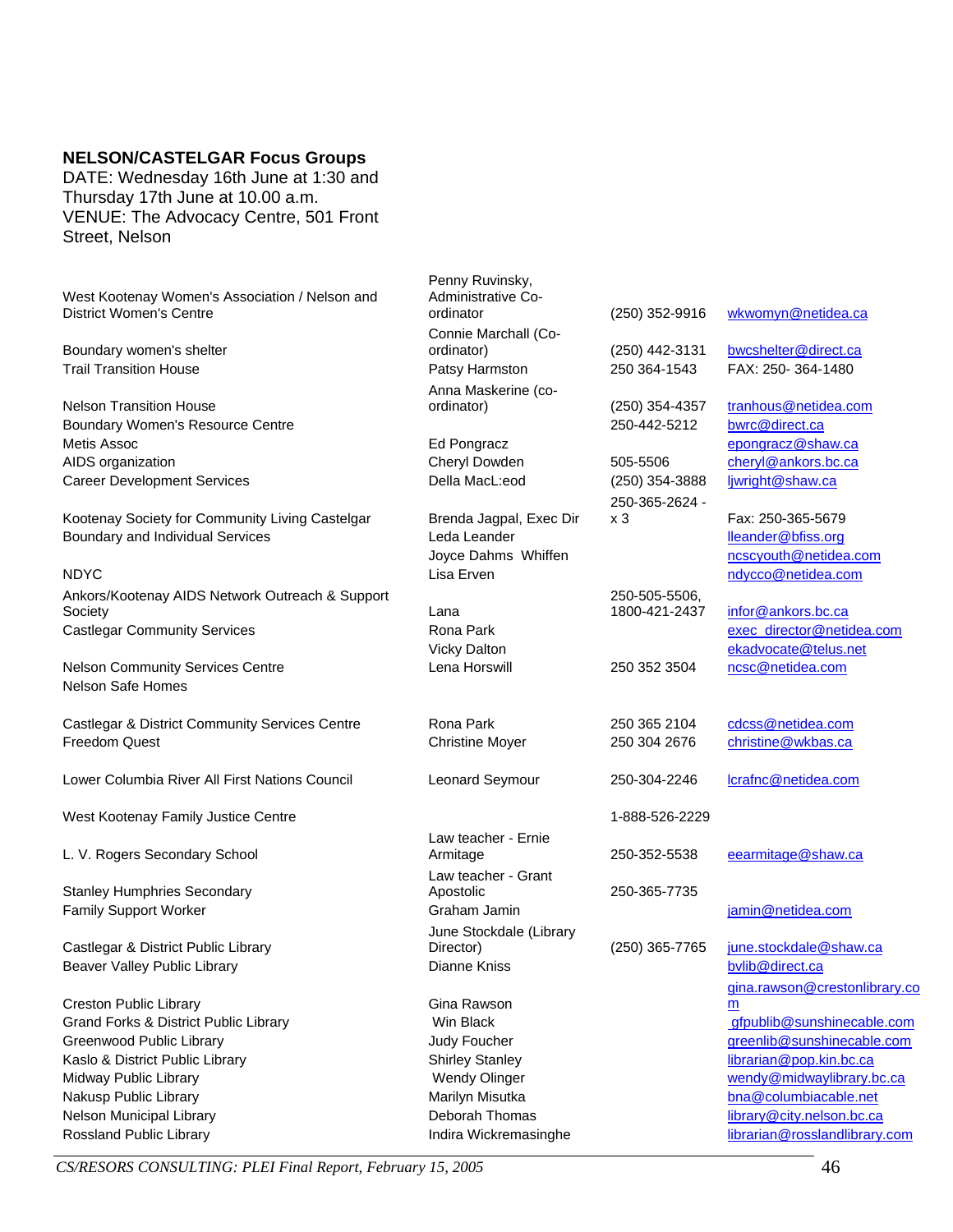**NELSON/CASTELGAR Focus Groups**
DATE: Wednesday 16th June at 1:30 and Thursday 17th June at 10.00 a.m.
VENUE: The Advocacy Centre, 501 Front Street, Nelson

| | | | |
|---|---|---|---|
| West Kootenay Women's Association / Nelson and District Women's Centre | Penny Ruvinsky, Administrative Co-ordinator | (250) 352-9916 | wkwomyn@netidea.ca |
| Boundary women's shelter | Connie Marchall (Co-ordinator) | (250) 442-3131 | bwcshelter@direct.ca |
| Trail Transition House | Patsy Harmston | 250 364-1543 | FAX: 250- 364-1480 |
| Nelson Transition House | Anna Maskerine (co-ordinator) | (250) 354-4357 | tranhous@netidea.com |
| Boundary Women's Resource Centre | | 250-442-5212 | bwrc@direct.ca |
| Metis Assoc | Ed Pongracz | | epongracz@shaw.ca |
| AIDS organization | Cheryl Dowden | 505-5506 | cheryl@ankors.bc.ca |
| Career Development Services | Della MacL:eod | (250) 354-3888 | ljwright@shaw.ca |
| Kootenay Society for Community Living Castelgar | Brenda Jagpal, Exec Dir | 250-365-2624 - x 3 | Fax: 250-365-5679 |
| Boundary and Individual Services | Leda Leander | | lleander@bfiss.org |
| | Joyce Dahms Whiffen | | ncscyouth@netidea.com |
| NDYC | Lisa Erven | | ndycco@netidea.com |
| Ankors/Kootenay AIDS Network Outreach & Support Society | Lana | 250-505-5506, 1800-421-2437 | infor@ankors.bc.ca |
| Castlegar Community Services | Rona Park | | exec_director@netidea.com |
| | Vicky Dalton | | ekadvocate@telus.net |
| Nelson Community Services Centre | Lena Horswill | 250 352 3504 | ncsc@netidea.com |
| Nelson Safe Homes | | | |
| Castlegar & District Community Services Centre | Rona Park | 250 365 2104 | cdcss@netidea.com |
| Freedom Quest | Christine Moyer | 250 304 2676 | christine@wkbas.ca |
| Lower Columbia River All First Nations Council | Leonard Seymour | 250-304-2246 | lcrafnc@netidea.com |
| West Kootenay Family Justice Centre | | 1-888-526-2229 | |
| L. V. Rogers Secondary School | Law teacher - Ernie Armitage | 250-352-5538 | eearmitage@shaw.ca |
| Stanley Humphries Secondary | Law teacher - Grant Apostolic | 250-365-7735 | |
| Family Support Worker | Graham Jamin | | jamin@netidea.com |
| Castlegar & District Public Library | June Stockdale (Library Director) | (250) 365-7765 | june.stockdale@shaw.ca |
| Beaver Valley Public Library | Dianne Kniss | | bvlib@direct.ca |
| Creston Public Library | Gina Rawson | | gina.rawson@crestonlibrary.com |
| Grand Forks & District Public Library | Win Black | | gfpublib@sunshinecable.com |
| Greenwood Public Library | Judy Foucher | | greenlib@sunshinecable.com |
| Kaslo & District Public Library | Shirley Stanley | | librarian@pop.kin.bc.ca |
| Midway Public Library | Wendy Olinger | | wendy@midwaylibrary.bc.ca |
| Nakusp Public Library | Marilyn Misutka | | bna@columbiacable.net |
| Nelson Municipal Library | Deborah Thomas | | library@city.nelson.bc.ca |
| Rossland Public Library | Indira Wickremasinghe | | librarian@rosslandlibrary.com |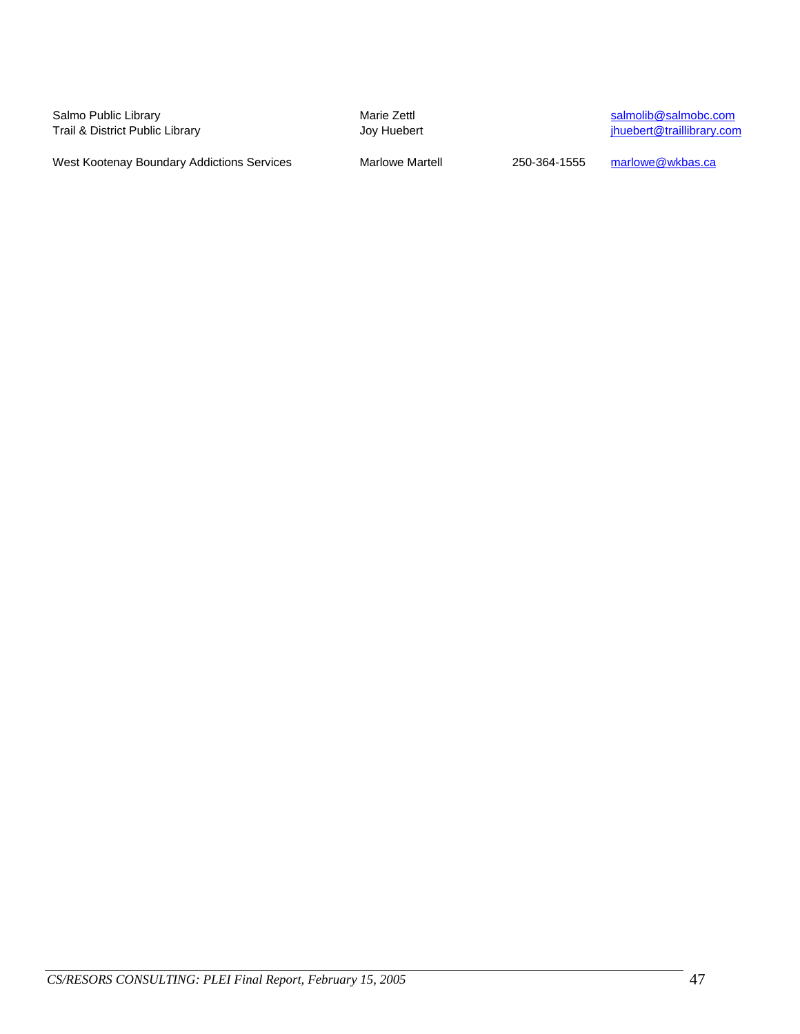| | | | |
|---|---|---|---|
| Salmo Public Library | Marie Zettl | | salmolib@salmobc.com |
| Trail & District Public Library | Joy Huebert | | jhuebert@traillibrary.com |
| West Kootenay Boundary Addictions Services | Marlowe Martell | 250-364-1555 | marlowe@wkbas.ca |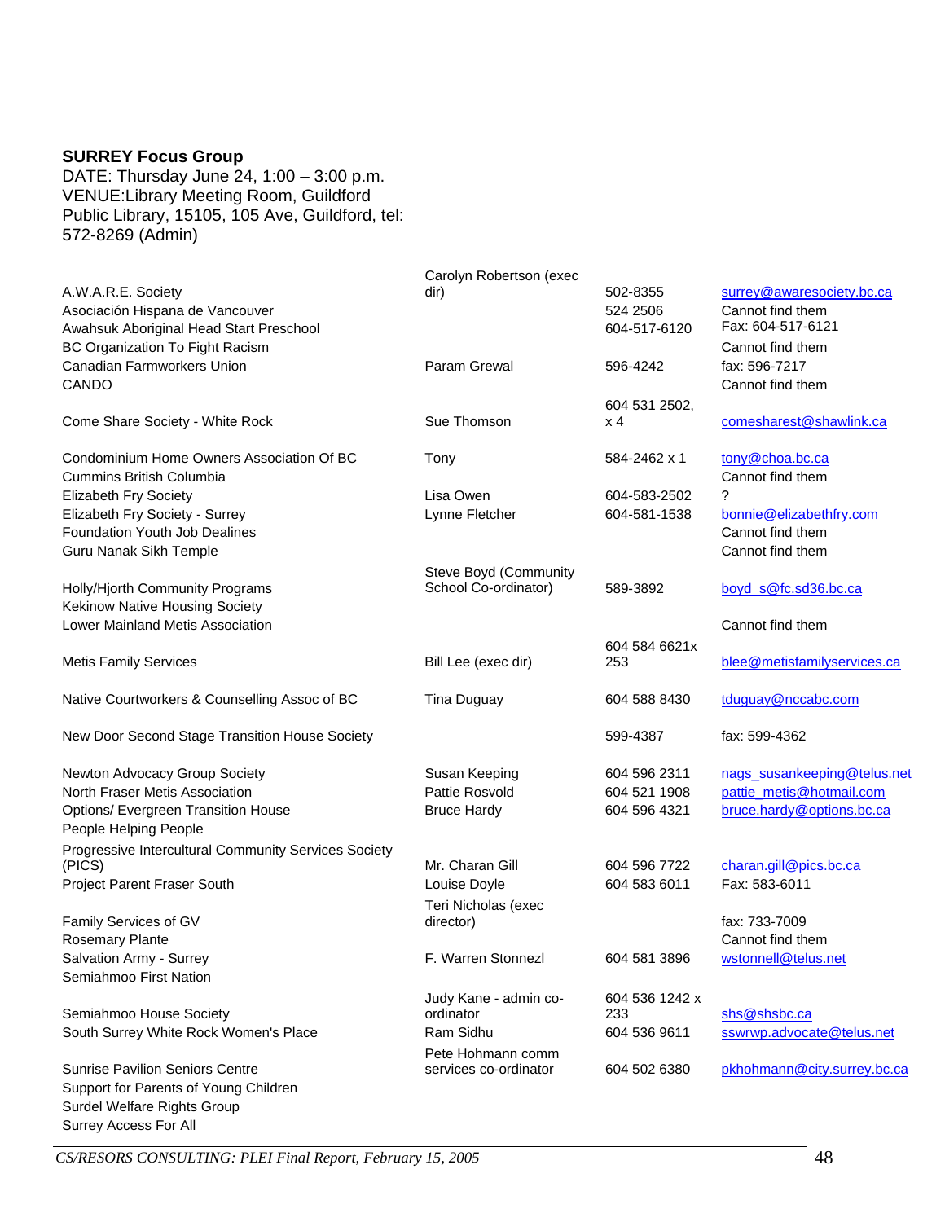**SURREY Focus Group**
DATE: Thursday June 24, 1:00 – 3:00 p.m.
VENUE:Library Meeting Room, Guildford Public Library, 15105, 105 Ave, Guildford, tel: 572-8269 (Admin)

| | | | |
|---|---|---|---|
| A.W.A.R.E. Society | Carolyn Robertson (exec dir) | 502-8355 | surrey@awaresociety.bc.ca |
| Asociación Hispana de Vancouver | | 524 2506 | Cannot find them |
| Awahsuk Aboriginal Head Start Preschool | | 604-517-6120 | Fax: 604-517-6121 |
| BC Organization To Fight Racism | | | Cannot find them |
| Canadian Farmworkers Union | Param Grewal | 596-4242 | fax: 596-7217 |
| CANDO | | | Cannot find them |
| Come Share Society - White Rock | Sue Thomson | 604 531 2502, x 4 | comesharest@shawlink.ca |
| Condominium Home Owners Association Of BC | Tony | 584-2462 x 1 | tony@choa.bc.ca |
| Cummins British Columbia | | | Cannot find them |
| Elizabeth Fry Society | Lisa Owen | 604-583-2502 | ? |
| Elizabeth Fry Society - Surrey | Lynne Fletcher | 604-581-1538 | bonnie@elizabethfry.com |
| Foundation Youth Job Dealines | | | Cannot find them |
| Guru Nanak Sikh Temple | | | Cannot find them |
| Holly/Hjorth Community Programs | Steve Boyd (Community School Co-ordinator) | 589-3892 | boyd_s@fc.sd36.bc.ca |
| Kekinow Native Housing Society | | | |
| Lower Mainland Metis Association | | | Cannot find them |
| Metis Family Services | Bill Lee (exec dir) | 604 584 6621x 253 | blee@metisfamilyservices.ca |
| Native Courtworkers & Counselling Assoc of BC | Tina Duguay | 604 588 8430 | tduguay@nccabc.com |
| New Door Second Stage Transition House Society | | 599-4387 | fax: 599-4362 |
| Newton Advocacy Group Society | Susan Keeping | 604 596 2311 | nags_susankeeping@telus.net |
| North Fraser Metis Association | Pattie Rosvold | 604 521 1908 | pattie_metis@hotmail.com |
| Options/ Evergreen Transition House | Bruce Hardy | 604 596 4321 | bruce.hardy@options.bc.ca |
| People Helping People | | | |
| Progressive Intercultural Community Services Society (PICS) | Mr. Charan Gill | 604 596 7722 | charan.gill@pics.bc.ca |
| Project Parent Fraser South | Louise Doyle | 604 583 6011 | Fax: 583-6011 |
| Family Services of GV | Teri Nicholas (exec director) | | fax: 733-7009 |
| Rosemary Plante | | | Cannot find them |
| Salvation Army - Surrey | F. Warren Stonnezl | 604 581 3896 | wstonnell@telus.net |
| Semiahmoo First Nation | | | |
| Semiahmoo House Society | Judy Kane - admin co-ordinator | 604 536 1242 x 233 | shs@shsbc.ca |
| South Surrey White Rock Women's Place | Ram Sidhu | 604 536 9611 | sswrwp.advocate@telus.net |
| Sunrise Pavilion Seniors Centre | Pete Hohmann comm services co-ordinator | 604 502 6380 | pkhohmann@city.surrey.bc.ca |
| Support for Parents of Young Children | | | |
| Surdel Welfare Rights Group | | | |
| Surrey Access For All | | | |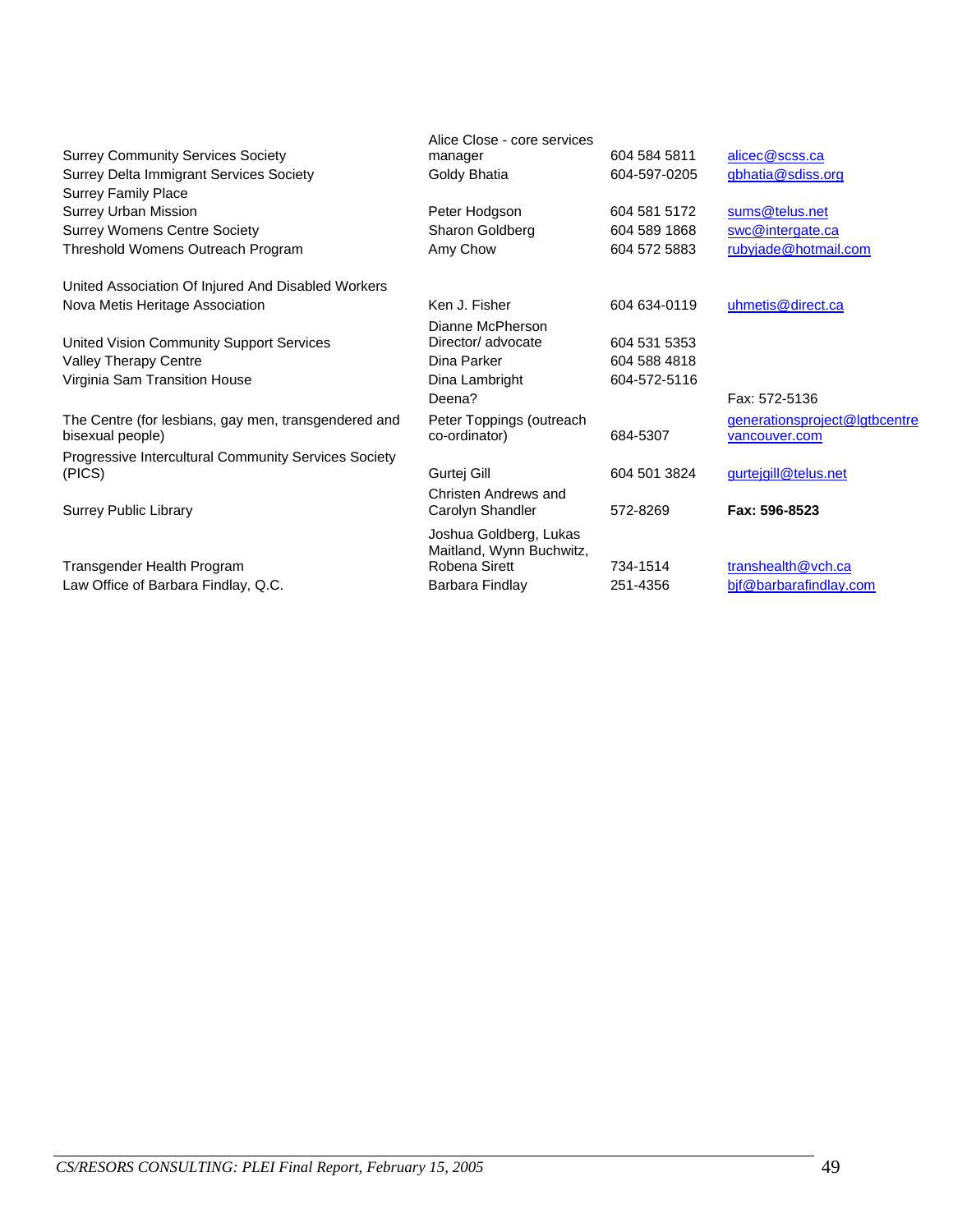| | | | |
|---|---|---|---|
| Surrey Community Services Society | Alice Close - core services manager | 604 584 5811 | alicec@scss.ca |
| Surrey Delta Immigrant Services Society | Goldy Bhatia | 604-597-0205 | gbhatia@sdiss.org |
| Surrey Family Place | | | |
| Surrey Urban Mission | Peter Hodgson | 604 581 5172 | sums@telus.net |
| Surrey Womens Centre Society | Sharon Goldberg | 604 589 1868 | swc@intergate.ca |
| Threshold Womens Outreach Program | Amy Chow | 604 572 5883 | rubyjade@hotmail.com |
| United Association Of Injured And Disabled Workers | | | |
| Nova Metis Heritage Association | Ken J. Fisher | 604 634-0119 | uhmetis@direct.ca |
| United Vision Community Support Services | Dianne McPherson Director/ advocate | 604 531 5353 | |
| Valley Therapy Centre | Dina Parker | 604 588 4818 | |
| Virginia Sam Transition House | Dina Lambright | 604-572-5116 | |
| | Deena? | | Fax: 572-5136 |
| The Centre (for lesbians, gay men, transgendered and bisexual people) | Peter Toppings (outreach co-ordinator) | 684-5307 | generationsproject@lgtbcentrevancouver.com |
| Progressive Intercultural Community Services Society (PICS) | Gurtej Gill | 604 501 3824 | gurtejgill@telus.net |
| Surrey Public Library | Christen Andrews and Carolyn Shandler | 572-8269 | **Fax: 596-8523** |
| Transgender Health Program | Joshua Goldberg, Lukas Maitland, Wynn Buchwitz, Robena Sirett | 734-1514 | transhealth@vch.ca |
| Law Office of Barbara Findlay, Q.C. | Barbara Findlay | 251-4356 | bjf@barbarafindlay.com |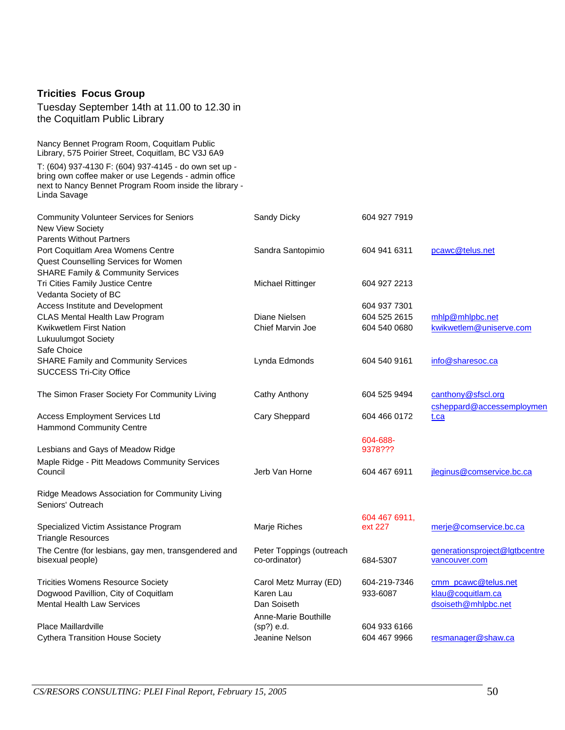**Tricities Focus Group**

Tuesday September 14th at 11.00 to 12.30 in the Coquitlam Public Library

Nancy Bennet Program Room, Coquitlam Public Library, 575 Poirier Street, Coquitlam, BC V3J 6A9

T: (604) 937-4130 F: (604) 937-4145 - do own set up - bring own coffee maker or use Legends - admin office next to Nancy Bennet Program Room inside the library - Linda Savage

| Organization | Contact | Phone | Email |
|---|---|---|---|
| Community Volunteer Services for Seniors | Sandy Dicky | 604 927 7919 | |
| New View Society | | | |
| Parents Without Partners | | | |
| Port Coquitlam Area Womens Centre | Sandra Santopimio | 604 941 6311 | pcawc@telus.net |
| Quest Counselling Services for Women | | | |
| SHARE Family & Community Services | | | |
| Tri Cities Family Justice Centre | Michael Rittinger | 604 927 2213 | |
| Vedanta Society of BC | | | |
| Access Institute and Development | | 604 937 7301 | |
| CLAS Mental Health Law Program | Diane Nielsen | 604 525 2615 | mhlp@mhlpbc.net |
| Kwikwetlem First Nation | Chief Marvin Joe | 604 540 0680 | kwikwetlem@uniserve.com |
| Lukuulumgot Society | | | |
| Safe Choice | | | |
| SHARE Family and Community Services | Lynda Edmonds | 604 540 9161 | info@sharesoc.ca |
| SUCCESS Tri-City Office | | | |
| The Simon Fraser Society For Community Living | Cathy Anthony | 604 525 9494 | canthony@sfscl.org |
| Access Employment Services Ltd | Cary Sheppard | 604 466 0172 | csheppard@accessemployment.ca |
| Hammond Community Centre | | | |
| Lesbians and Gays of Meadow Ridge | | 604-688-9378??? | |
| Maple Ridge - Pitt Meadows Community Services Council | Jerb Van Horne | 604 467 6911 | jleginus@comservice.bc.ca |
| Ridge Meadows Association for Community Living | | | |
| Seniors' Outreach | | | |
| Specialized Victim Assistance Program | Marje Riches | 604 467 6911, ext 227 | merje@comservice.bc.ca |
| Triangle Resources | | | |
| The Centre (for lesbians, gay men, transgendered and bisexual people) | Peter Toppings (outreach co-ordinator) | 684-5307 | generationsproject@lgtbcentrevancouver.com |
| Tricities Womens Resource Society | Carol Metz Murray (ED) | 604-219-7346 | cmm_pcawc@telus.net |
| Dogwood Pavillion, City of Coquitlam | Karen Lau | 933-6087 | klau@coquitlam.ca |
| Mental Health Law Services | Dan Soiseth | | dsoiseth@mhlpbc.net |
| Place Maillardville | Anne-Marie Bouthille (sp?) e.d. | 604 933 6166 | |
| Cythera Transition House Society | Jeanine Nelson | 604 467 9966 | resmanager@shaw.ca |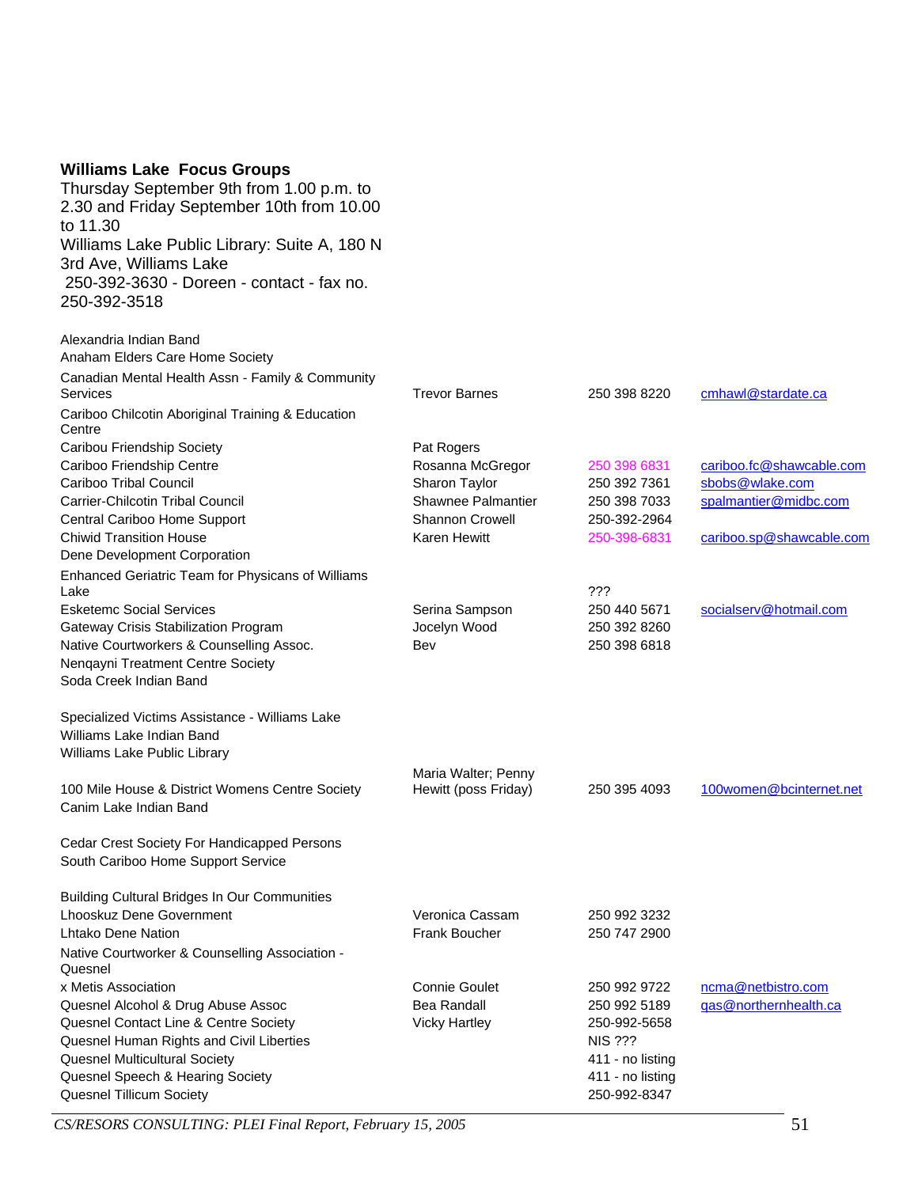**Williams Lake Focus Groups**

Thursday September 9th from 1.00 p.m. to 2.30 and Friday September 10th from 10.00 to 11.30

Williams Lake Public Library: Suite A, 180 N 3rd Ave, Williams Lake

250-392-3630 - Doreen - contact - fax no. 250-392-3518

| Organization | Contact | Phone | Email |
|---|---|---|---|
| Alexandria Indian Band | | | |
| Anaham Elders Care Home Society | | | |
| Canadian Mental Health Assn - Family & Community Services | Trevor Barnes | 250 398 8220 | cmhawl@stardate.ca |
| Cariboo Chilcotin Aboriginal Training & Education Centre | | | |
| Caribou Friendship Society | Pat Rogers | | |
| Cariboo Friendship Centre | Rosanna McGregor | 250 398 6831 | cariboo.fc@shawcable.com |
| Cariboo Tribal Council | Sharon Taylor | 250 392 7361 | sbobs@wlake.com |
| Carrier-Chilcotin Tribal Council | Shawnee Palmantier | 250 398 7033 | spalmantier@midbc.com |
| Central Cariboo Home Support | Shannon Crowell | 250-392-2964 | |
| Chiwid Transition House | Karen Hewitt | 250-398-6831 | cariboo.sp@shawcable.com |
| Dene Development Corporation | | | |
| Enhanced Geriatric Team for Physicans of Williams Lake | | ??? | |
| Esketemc Social Services | Serina Sampson | 250 440 5671 | socialserv@hotmail.com |
| Gateway Crisis Stabilization Program | Jocelyn Wood | 250 392 8260 | |
| Native Courtworkers & Counselling Assoc. | Bev | 250 398 6818 | |
| Nenqayni Treatment Centre Society | | | |
| Soda Creek Indian Band | | | |
| | | | |
| Specialized Victims Assistance - Williams Lake | | | |
| Williams Lake Indian Band | | | |
| Williams Lake Public Library | | | |
| 100 Mile House & District Womens Centre Society | Maria Walter; Penny Hewitt (poss Friday) | 250 395 4093 | 100women@bcinternet.net |
| Canim Lake Indian Band | | | |
| | | | |
| Cedar Crest Society For Handicapped Persons | | | |
| South Cariboo Home Support Service | | | |
| | | | |
| Building Cultural Bridges In Our Communities | | | |
| Lhooskuz Dene Government | Veronica Cassam | 250 992 3232 | |
| Lhtako Dene Nation | Frank Boucher | 250 747 2900 | |
| Native Courtworker & Counselling Association - Quesnel | | | |
| x Metis Association | Connie Goulet | 250 992 9722 | ncma@netbistro.com |
| Quesnel Alcohol & Drug Abuse Assoc | Bea Randall | 250 992 5189 | qas@northernhealth.ca |
| Quesnel Contact Line & Centre Society | Vicky Hartley | 250-992-5658 | |
| Quesnel Human Rights and Civil Liberties | | NIS ??? | |
| Quesnel Multicultural Society | | 411 - no listing | |
| Quesnel Speech & Hearing Society | | 411 - no listing | |
| Quesnel Tillicum Society | | 250-992-8347 | |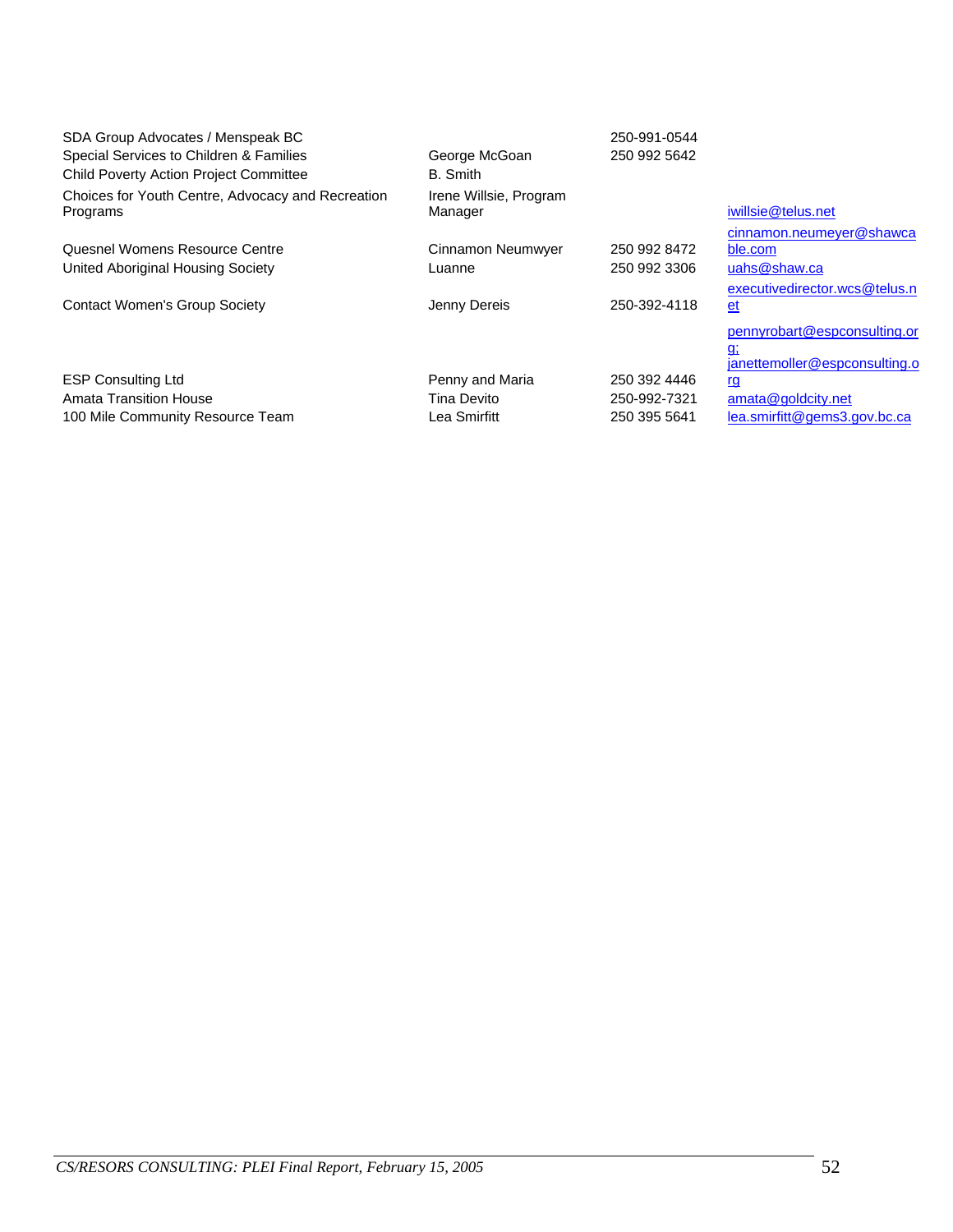| | | | |
|---|---|---|---|
| SDA Group Advocates / Menspeak BC | | 250-991-0544 | |
| Special Services to Children & Families | George McGoan | 250 992 5642 | |
| Child Poverty Action Project Committee | B. Smith | | |
| Choices for Youth Centre, Advocacy and Recreation Programs | Irene Willsie, Program Manager | | iwillsie@telus.net |
| Quesnel Womens Resource Centre | Cinnamon Neumwyer | 250 992 8472 | cinnamon.neumeyer@shawcable.com |
| United Aboriginal Housing Society | Luanne | 250 992 3306 | uahs@shaw.ca |
| Contact Women's Group Society | Jenny Dereis | 250-392-4118 | executivedirector.wcs@telus.net |
| ESP Consulting Ltd | Penny and Maria | 250 392 4446 | pennyrobart@espconsulting.org; janettemoller@espconsulting.org |
| Amata Transition House | Tina Devito | 250-992-7321 | amata@goldcity.net |
| 100 Mile Community Resource Team | Lea Smirfitt | 250 395 5641 | lea.smirfitt@gems3.gov.bc.ca |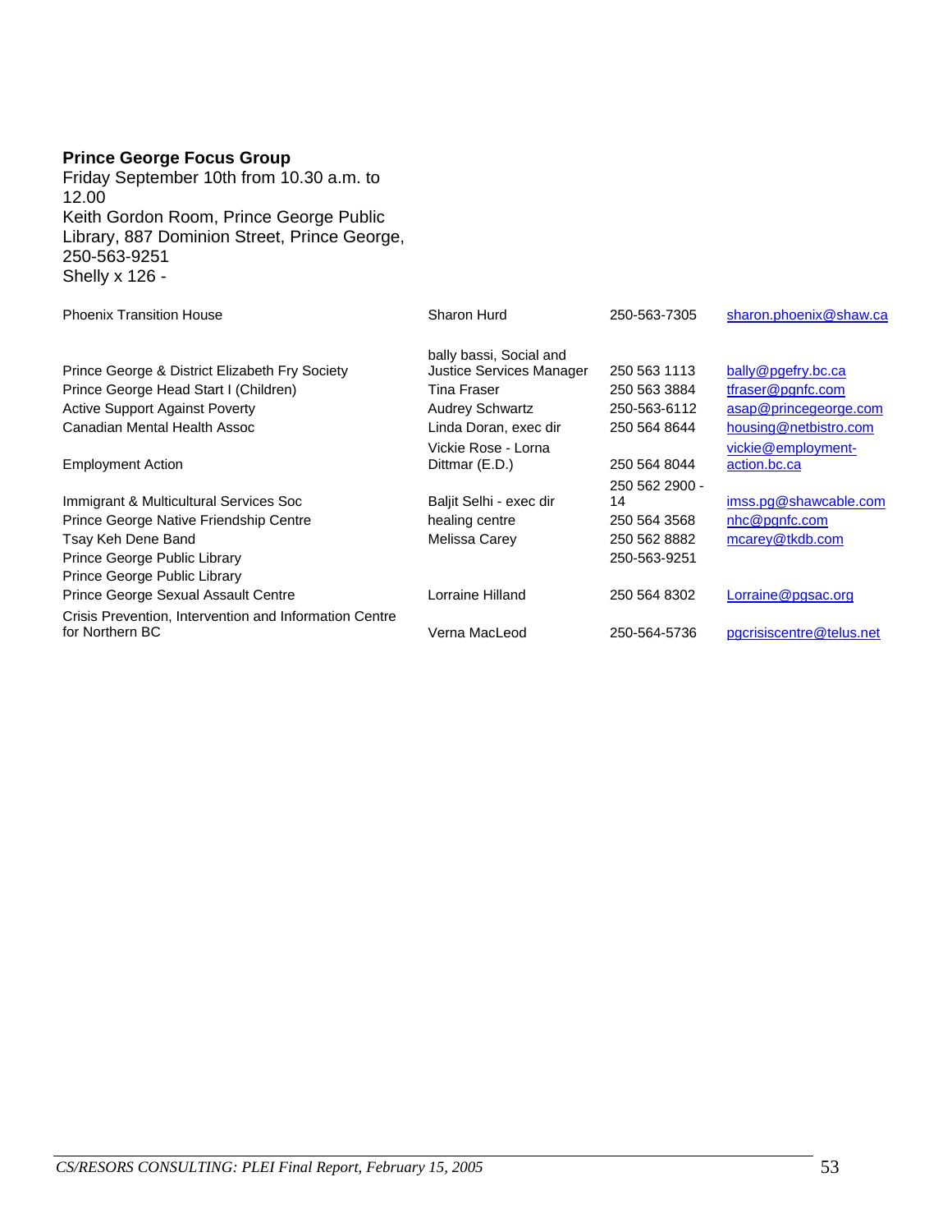**Prince George Focus Group**
Friday September 10th from 10.30 a.m. to 12.00
Keith Gordon Room, Prince George Public Library, 887 Dominion Street, Prince George, 250-563-9251
Shelly x 126 -

| | | | |
|---|---|---|---|
| Phoenix Transition House | Sharon Hurd | 250-563-7305 | sharon.phoenix@shaw.ca |
| Prince George & District Elizabeth Fry Society | bally bassi, Social and Justice Services Manager | 250 563 1113 | bally@pgefry.bc.ca |
| Prince George Head Start I (Children) | Tina Fraser | 250 563 3884 | tfraser@pgnfc.com |
| Active Support Against Poverty | Audrey Schwartz | 250-563-6112 | asap@princegeorge.com |
| Canadian Mental Health Assoc | Linda Doran, exec dir | 250 564 8644 | housing@netbistro.com |
| Employment Action | Vickie Rose - Lorna Dittmar (E.D.) | 250 564 8044 | vickie@employment-action.bc.ca |
| Immigrant & Multicultural Services Soc | Baljit Selhi - exec dir | 250 562 2900 - 14 | imss.pg@shawcable.com |
| Prince George Native Friendship Centre | healing centre | 250 564 3568 | nhc@pgnfc.com |
| Tsay Keh Dene Band | Melissa Carey | 250 562 8882 | mcarey@tkdb.com |
| Prince George Public Library | | 250-563-9251 | |
| Prince George Public Library | | | |
| Prince George Sexual Assault Centre | Lorraine Hilland | 250 564 8302 | Lorraine@pgsac.org |
| Crisis Prevention, Intervention and Information Centre for Northern BC | Verna MacLeod | 250-564-5736 | pgcrisiscentre@telus.net |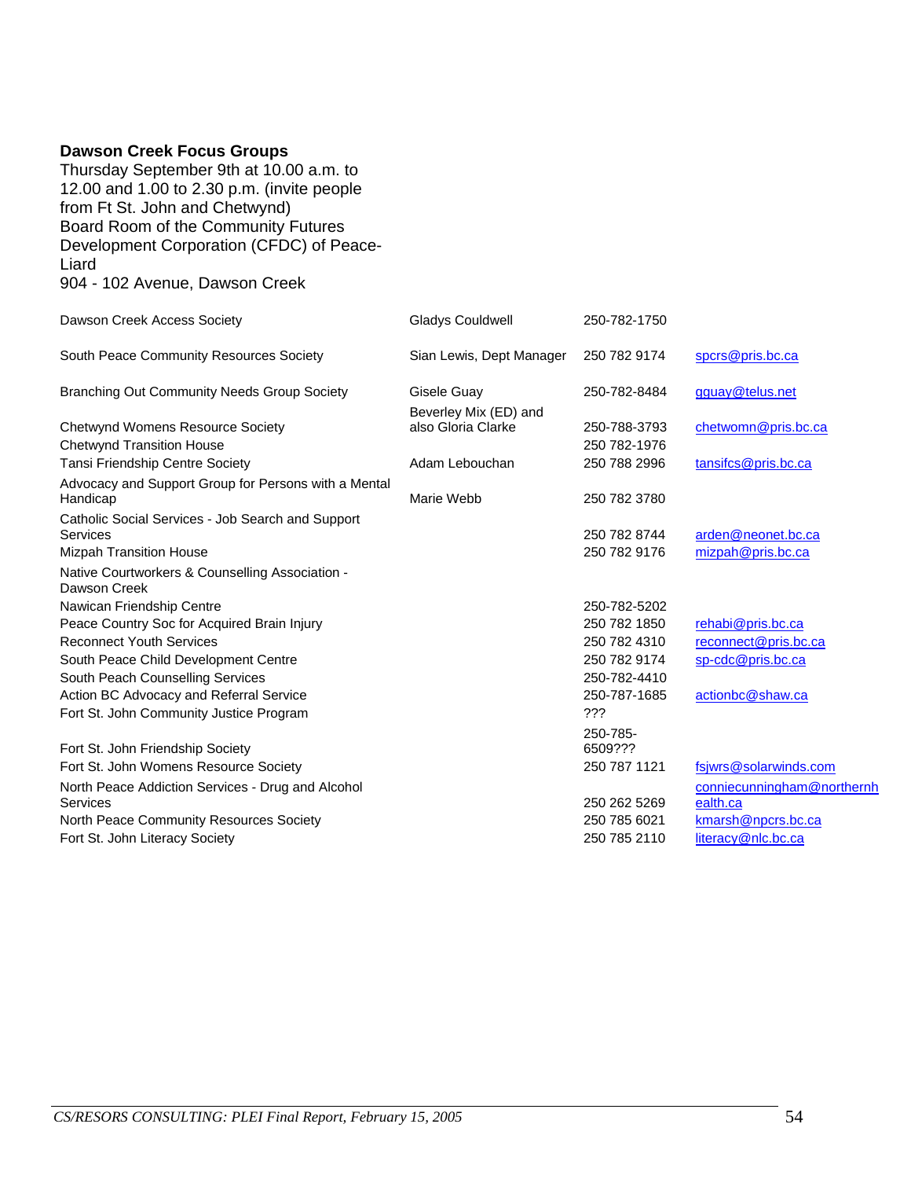**Dawson Creek Focus Groups**
Thursday September 9th at 10.00 a.m. to 12.00 and 1.00 to 2.30 p.m. (invite people from Ft St. John and Chetwynd)
Board Room of the Community Futures Development Corporation (CFDC) of Peace-Liard
904 - 102 Avenue, Dawson Creek

| | | | |
|---|---|---|---|
| Dawson Creek Access Society | Gladys Couldwell | 250-782-1750 | |
| South Peace Community Resources Society | Sian Lewis, Dept Manager | 250 782 9174 | spcrs@pris.bc.ca |
| Branching Out Community Needs Group Society | Gisele Guay | 250-782-8484 | gguay@telus.net |
| Chetwynd Womens Resource Society | Beverley Mix (ED) and also Gloria Clarke | 250-788-3793 | chetwomn@pris.bc.ca |
| Chetwynd Transition House | | 250 782-1976 | |
| Tansi Friendship Centre Society | Adam Lebouchan | 250 788 2996 | tansifcs@pris.bc.ca |
| Advocacy and Support Group for Persons with a Mental Handicap | Marie Webb | 250 782 3780 | |
| Catholic Social Services - Job Search and Support Services | | 250 782 8744 | arden@neonet.bc.ca |
| Mizpah Transition House | | 250 782 9176 | mizpah@pris.bc.ca |
| Native Courtworkers & Counselling Association - Dawson Creek | | | |
| Nawican Friendship Centre | | 250-782-5202 | |
| Peace Country Soc for Acquired Brain Injury | | 250 782 1850 | rehabi@pris.bc.ca |
| Reconnect Youth Services | | 250 782 4310 | reconnect@pris.bc.ca |
| South Peace Child Development Centre | | 250 782 9174 | sp-cdc@pris.bc.ca |
| South Peach Counselling Services | | 250-782-4410 | |
| Action BC Advocacy and Referral Service | | 250-787-1685 | actionbc@shaw.ca |
| Fort St. John Community Justice Program | | ??? | |
| Fort St. John Friendship Society | | 250-785-6509??? | |
| Fort St. John Womens Resource Society | | 250 787 1121 | fsjwrs@solarwinds.com |
| North Peace Addiction Services - Drug and Alcohol Services | | 250 262 5269 | conniecunningham@northernhealth.ca |
| North Peace Community Resources Society | | 250 785 6021 | kmarsh@npcrs.bc.ca |
| Fort St. John Literacy Society | | 250 785 2110 | literacy@nlc.bc.ca |